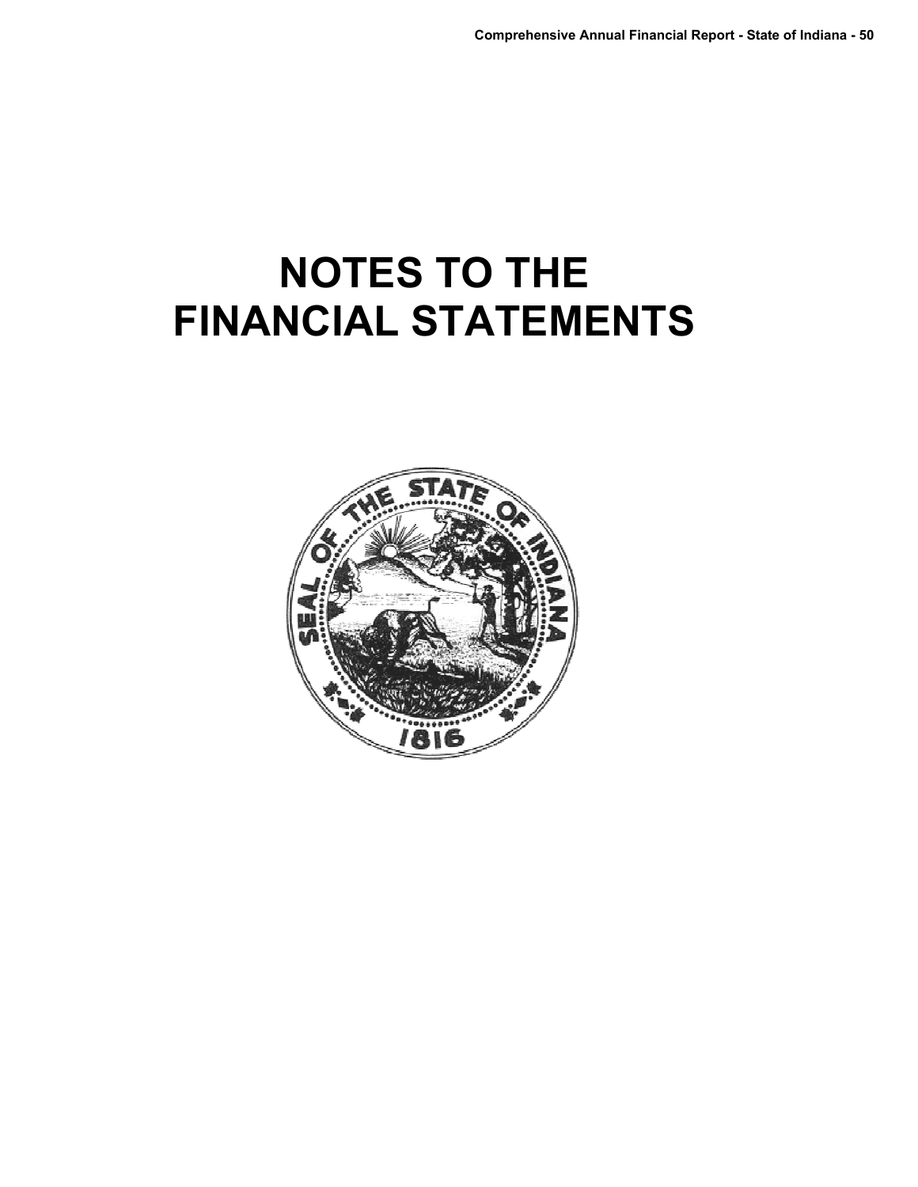# NOTES TO THE FINANCIAL STATEMENTS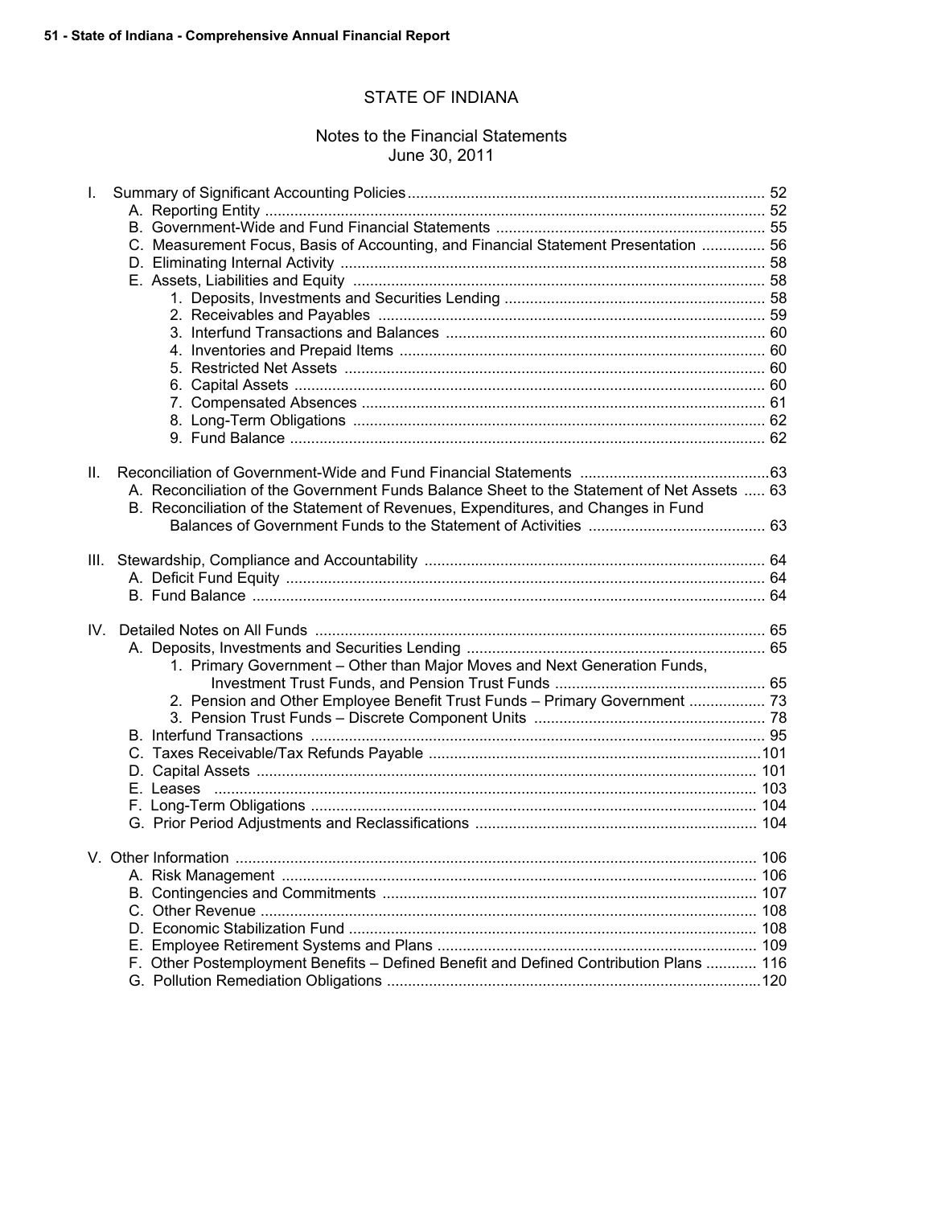# STATE OF INDIANA

## Notes to the Financial Statements
June 30, 2011

I. Summary of Significant Accounting Policies .......... 52
   - A. Reporting Entity .......... 52
   - B. Government-Wide and Fund Financial Statements .......... 55
   - C. Measurement Focus, Basis of Accounting, and Financial Statement Presentation .......... 56
   - D. Eliminating Internal Activity .......... 58
   - E. Assets, Liabilities and Equity .......... 58
     1. Deposits, Investments and Securities Lending .......... 58
     2. Receivables and Payables .......... 59
     3. Interfund Transactions and Balances .......... 60
     4. Inventories and Prepaid Items .......... 60
     5. Restricted Net Assets .......... 60
     6. Capital Assets .......... 60
     7. Compensated Absences .......... 61
     8. Long-Term Obligations .......... 62
     9. Fund Balance .......... 62

II. Reconciliation of Government-Wide and Fund Financial Statements .......... 63
   - A. Reconciliation of the Government Funds Balance Sheet to the Statement of Net Assets .......... 63
   - B. Reconciliation of the Statement of Revenues, Expenditures, and Changes in Fund Balances of Government Funds to the Statement of Activities .......... 63

III. Stewardship, Compliance and Accountability .......... 64
   - A. Deficit Fund Equity .......... 64
   - B. Fund Balance .......... 64

IV. Detailed Notes on All Funds .......... 65
   - A. Deposits, Investments and Securities Lending .......... 65
     1. Primary Government – Other than Major Moves and Next Generation Funds, Investment Trust Funds, and Pension Trust Funds .......... 65
     2. Pension and Other Employee Benefit Trust Funds – Primary Government .......... 73
     3. Pension Trust Funds – Discrete Component Units .......... 78
   - B. Interfund Transactions .......... 95
   - C. Taxes Receivable/Tax Refunds Payable .......... 101
   - D. Capital Assets .......... 101
   - E. Leases .......... 103
   - F. Long-Term Obligations .......... 104
   - G. Prior Period Adjustments and Reclassifications .......... 104

V. Other Information .......... 106
   - A. Risk Management .......... 106
   - B. Contingencies and Commitments .......... 107
   - C. Other Revenue .......... 108
   - D. Economic Stabilization Fund .......... 108
   - E. Employee Retirement Systems and Plans .......... 109
   - F. Other Postemployment Benefits – Defined Benefit and Defined Contribution Plans .......... 116
   - G. Pollution Remediation Obligations .......... 120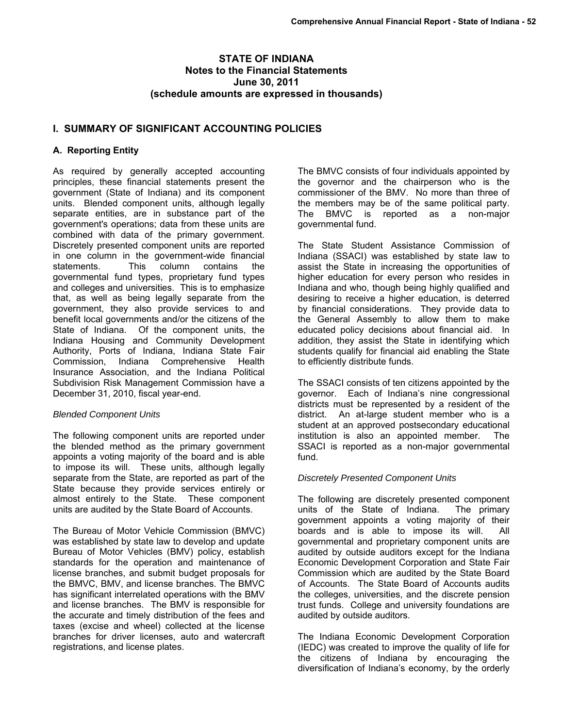# STATE OF INDIANA
## Notes to the Financial Statements
## June 30, 2011
## (schedule amounts are expressed in thousands)

## I. SUMMARY OF SIGNIFICANT ACCOUNTING POLICIES

### A. Reporting Entity

As required by generally accepted accounting principles, these financial statements present the government (State of Indiana) and its component units. Blended component units, although legally separate entities, are in substance part of the government's operations; data from these units are combined with data of the primary government. Discretely presented component units are reported in one column in the government-wide financial statements. This column contains the governmental fund types, proprietary fund types and colleges and universities. This is to emphasize that, as well as being legally separate from the government, they also provide services to and benefit local governments and/or the citizens of the State of Indiana. Of the component units, the Indiana Housing and Community Development Authority, Ports of Indiana, Indiana State Fair Commission, Indiana Comprehensive Health Insurance Association, and the Indiana Political Subdivision Risk Management Commission have a December 31, 2010, fiscal year-end.

*Blended Component Units*

The following component units are reported under the blended method as the primary government appoints a voting majority of the board and is able to impose its will. These units, although legally separate from the State, are reported as part of the State because they provide services entirely or almost entirely to the State. These component units are audited by the State Board of Accounts.

The Bureau of Motor Vehicle Commission (BMVC) was established by state law to develop and update Bureau of Motor Vehicles (BMV) policy, establish standards for the operation and maintenance of license branches, and submit budget proposals for the BMVC, BMV, and license branches. The BMVC has significant interrelated operations with the BMV and license branches. The BMV is responsible for the accurate and timely distribution of the fees and taxes (excise and wheel) collected at the license branches for driver licenses, auto and watercraft registrations, and license plates.

The BMVC consists of four individuals appointed by the governor and the chairperson who is the commissioner of the BMV. No more than three of the members may be of the same political party. The BMVC is reported as a non-major governmental fund.

The State Student Assistance Commission of Indiana (SSACI) was established by state law to assist the State in increasing the opportunities of higher education for every person who resides in Indiana and who, though being highly qualified and desiring to receive a higher education, is deterred by financial considerations. They provide data to the General Assembly to allow them to make educated policy decisions about financial aid. In addition, they assist the State in identifying which students qualify for financial aid enabling the State to efficiently distribute funds.

The SSACI consists of ten citizens appointed by the governor. Each of Indiana's nine congressional districts must be represented by a resident of the district. An at-large student member who is a student at an approved postsecondary educational institution is also an appointed member. The SSACI is reported as a non-major governmental fund.

*Discretely Presented Component Units*

The following are discretely presented component units of the State of Indiana. The primary government appoints a voting majority of their boards and is able to impose its will. All governmental and proprietary component units are audited by outside auditors except for the Indiana Economic Development Corporation and State Fair Commission which are audited by the State Board of Accounts. The State Board of Accounts audits the colleges, universities, and the discrete pension trust funds. College and university foundations are audited by outside auditors.

The Indiana Economic Development Corporation (IEDC) was created to improve the quality of life for the citizens of Indiana by encouraging the diversification of Indiana's economy, by the orderly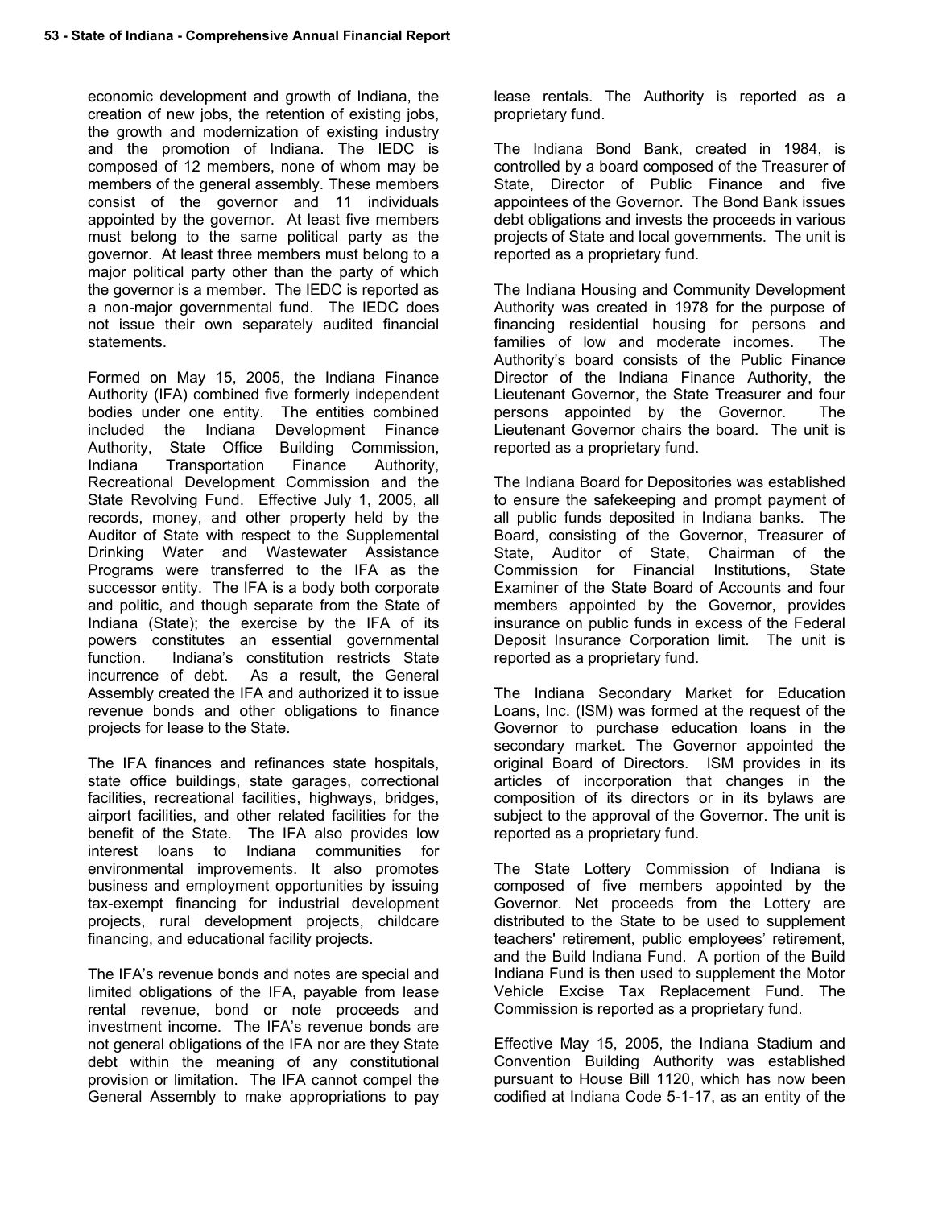economic development and growth of Indiana, the creation of new jobs, the retention of existing jobs, the growth and modernization of existing industry and the promotion of Indiana. The IEDC is composed of 12 members, none of whom may be members of the general assembly. These members consist of the governor and 11 individuals appointed by the governor. At least five members must belong to the same political party as the governor. At least three members must belong to a major political party other than the party of which the governor is a member. The IEDC is reported as a non-major governmental fund. The IEDC does not issue their own separately audited financial statements.

Formed on May 15, 2005, the Indiana Finance Authority (IFA) combined five formerly independent bodies under one entity. The entities combined included the Indiana Development Finance Authority, State Office Building Commission, Indiana Transportation Finance Authority, Recreational Development Commission and the State Revolving Fund. Effective July 1, 2005, all records, money, and other property held by the Auditor of State with respect to the Supplemental Drinking Water and Wastewater Assistance Programs were transferred to the IFA as the successor entity. The IFA is a body both corporate and politic, and though separate from the State of Indiana (State); the exercise by the IFA of its powers constitutes an essential governmental function. Indiana's constitution restricts State incurrence of debt. As a result, the General Assembly created the IFA and authorized it to issue revenue bonds and other obligations to finance projects for lease to the State.

The IFA finances and refinances state hospitals, state office buildings, state garages, correctional facilities, recreational facilities, highways, bridges, airport facilities, and other related facilities for the benefit of the State. The IFA also provides low interest loans to Indiana communities for environmental improvements. It also promotes business and employment opportunities by issuing tax-exempt financing for industrial development projects, rural development projects, childcare financing, and educational facility projects.

The IFA's revenue bonds and notes are special and limited obligations of the IFA, payable from lease rental revenue, bond or note proceeds and investment income. The IFA's revenue bonds are not general obligations of the IFA nor are they State debt within the meaning of any constitutional provision or limitation. The IFA cannot compel the General Assembly to make appropriations to pay lease rentals. The Authority is reported as a proprietary fund.

The Indiana Bond Bank, created in 1984, is controlled by a board composed of the Treasurer of State, Director of Public Finance and five appointees of the Governor. The Bond Bank issues debt obligations and invests the proceeds in various projects of State and local governments. The unit is reported as a proprietary fund.

The Indiana Housing and Community Development Authority was created in 1978 for the purpose of financing residential housing for persons and families of low and moderate incomes. The Authority's board consists of the Public Finance Director of the Indiana Finance Authority, the Lieutenant Governor, the State Treasurer and four persons appointed by the Governor. The Lieutenant Governor chairs the board. The unit is reported as a proprietary fund.

The Indiana Board for Depositories was established to ensure the safekeeping and prompt payment of all public funds deposited in Indiana banks. The Board, consisting of the Governor, Treasurer of State, Auditor of State, Chairman of the Commission for Financial Institutions, State Examiner of the State Board of Accounts and four members appointed by the Governor, provides insurance on public funds in excess of the Federal Deposit Insurance Corporation limit. The unit is reported as a proprietary fund.

The Indiana Secondary Market for Education Loans, Inc. (ISM) was formed at the request of the Governor to purchase education loans in the secondary market. The Governor appointed the original Board of Directors. ISM provides in its articles of incorporation that changes in the composition of its directors or in its bylaws are subject to the approval of the Governor. The unit is reported as a proprietary fund.

The State Lottery Commission of Indiana is composed of five members appointed by the Governor. Net proceeds from the Lottery are distributed to the State to be used to supplement teachers' retirement, public employees' retirement, and the Build Indiana Fund. A portion of the Build Indiana Fund is then used to supplement the Motor Vehicle Excise Tax Replacement Fund. The Commission is reported as a proprietary fund.

Effective May 15, 2005, the Indiana Stadium and Convention Building Authority was established pursuant to House Bill 1120, which has now been codified at Indiana Code 5-1-17, as an entity of the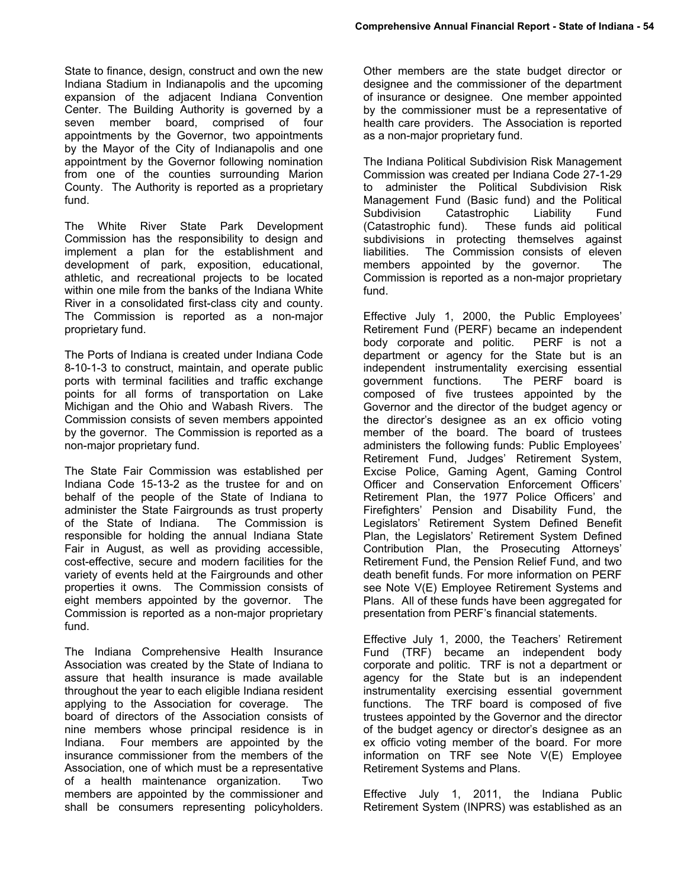State to finance, design, construct and own the new Indiana Stadium in Indianapolis and the upcoming expansion of the adjacent Indiana Convention Center. The Building Authority is governed by a seven member board, comprised of four appointments by the Governor, two appointments by the Mayor of the City of Indianapolis and one appointment by the Governor following nomination from one of the counties surrounding Marion County. The Authority is reported as a proprietary fund.

The White River State Park Development Commission has the responsibility to design and implement a plan for the establishment and development of park, exposition, educational, athletic, and recreational projects to be located within one mile from the banks of the Indiana White River in a consolidated first-class city and county. The Commission is reported as a non-major proprietary fund.

The Ports of Indiana is created under Indiana Code 8-10-1-3 to construct, maintain, and operate public ports with terminal facilities and traffic exchange points for all forms of transportation on Lake Michigan and the Ohio and Wabash Rivers. The Commission consists of seven members appointed by the governor. The Commission is reported as a non-major proprietary fund.

The State Fair Commission was established per Indiana Code 15-13-2 as the trustee for and on behalf of the people of the State of Indiana to administer the State Fairgrounds as trust property of the State of Indiana. The Commission is responsible for holding the annual Indiana State Fair in August, as well as providing accessible, cost-effective, secure and modern facilities for the variety of events held at the Fairgrounds and other properties it owns. The Commission consists of eight members appointed by the governor. The Commission is reported as a non-major proprietary fund.

The Indiana Comprehensive Health Insurance Association was created by the State of Indiana to assure that health insurance is made available throughout the year to each eligible Indiana resident applying to the Association for coverage. The board of directors of the Association consists of nine members whose principal residence is in Indiana. Four members are appointed by the insurance commissioner from the members of the Association, one of which must be a representative of a health maintenance organization. Two members are appointed by the commissioner and shall be consumers representing policyholders. Other members are the state budget director or designee and the commissioner of the department of insurance or designee. One member appointed by the commissioner must be a representative of health care providers. The Association is reported as a non-major proprietary fund.

The Indiana Political Subdivision Risk Management Commission was created per Indiana Code 27-1-29 to administer the Political Subdivision Risk Management Fund (Basic fund) and the Political Subdivision Catastrophic Liability Fund (Catastrophic fund). These funds aid political subdivisions in protecting themselves against liabilities. The Commission consists of eleven members appointed by the governor. The Commission is reported as a non-major proprietary fund.

Effective July 1, 2000, the Public Employees' Retirement Fund (PERF) became an independent body corporate and politic. PERF is not a department or agency for the State but is an independent instrumentality exercising essential government functions. The PERF board is composed of five trustees appointed by the Governor and the director of the budget agency or the director's designee as an ex officio voting member of the board. The board of trustees administers the following funds: Public Employees' Retirement Fund, Judges' Retirement System, Excise Police, Gaming Agent, Gaming Control Officer and Conservation Enforcement Officers' Retirement Plan, the 1977 Police Officers' and Firefighters' Pension and Disability Fund, the Legislators' Retirement System Defined Benefit Plan, the Legislators' Retirement System Defined Contribution Plan, the Prosecuting Attorneys' Retirement Fund, the Pension Relief Fund, and two death benefit funds. For more information on PERF see Note V(E) Employee Retirement Systems and Plans. All of these funds have been aggregated for presentation from PERF's financial statements.

Effective July 1, 2000, the Teachers' Retirement Fund (TRF) became an independent body corporate and politic. TRF is not a department or agency for the State but is an independent instrumentality exercising essential government functions. The TRF board is composed of five trustees appointed by the Governor and the director of the budget agency or director's designee as an ex officio voting member of the board. For more information on TRF see Note V(E) Employee Retirement Systems and Plans.

Effective July 1, 2011, the Indiana Public Retirement System (INPRS) was established as an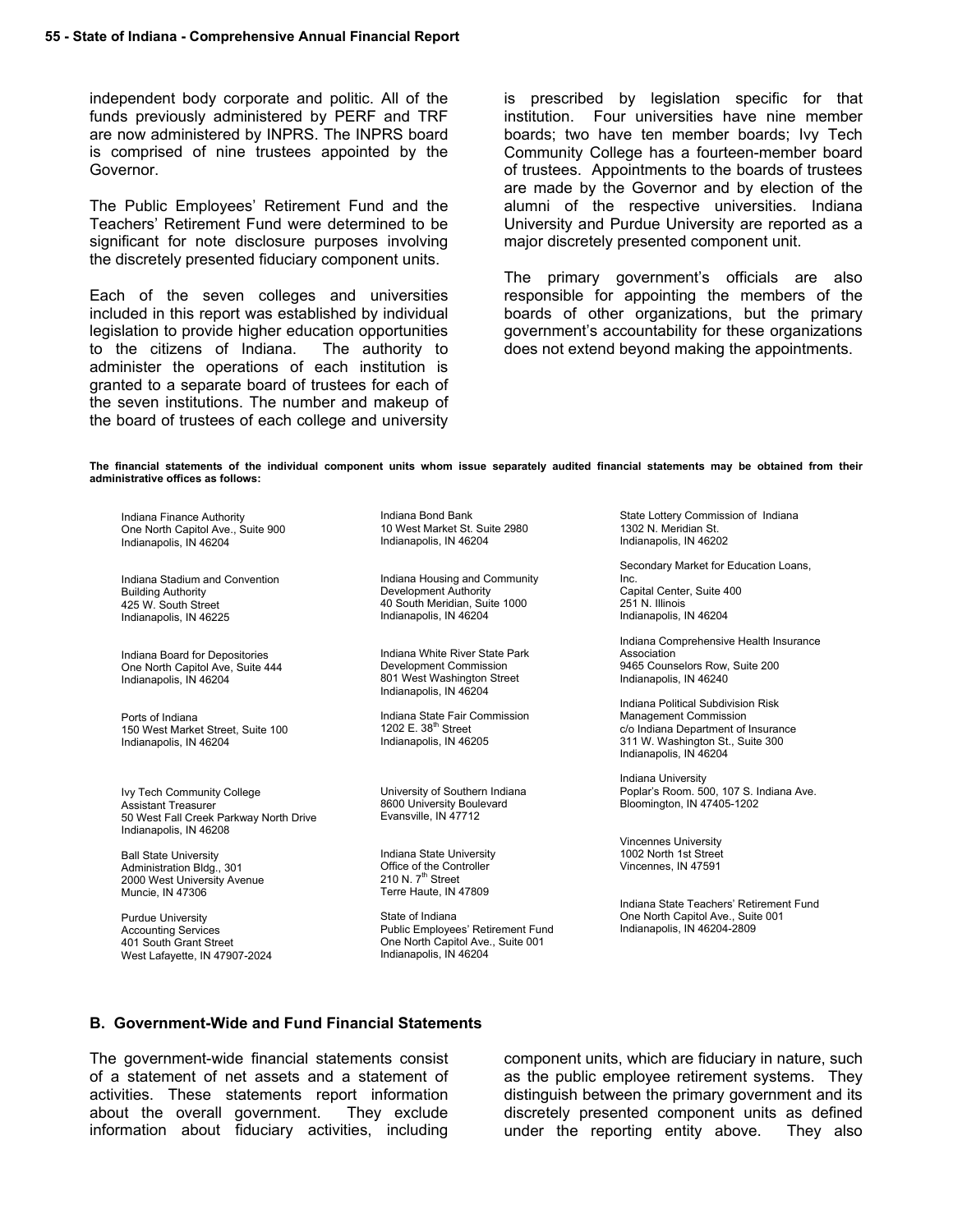independent body corporate and politic. All of the funds previously administered by PERF and TRF are now administered by INPRS. The INPRS board is comprised of nine trustees appointed by the Governor.

The Public Employees' Retirement Fund and the Teachers' Retirement Fund were determined to be significant for note disclosure purposes involving the discretely presented fiduciary component units.

Each of the seven colleges and universities included in this report was established by individual legislation to provide higher education opportunities to the citizens of Indiana. The authority to administer the operations of each institution is granted to a separate board of trustees for each of the seven institutions. The number and makeup of the board of trustees of each college and university is prescribed by legislation specific for that institution. Four universities have nine member boards; two have ten member boards; Ivy Tech Community College has a fourteen-member board of trustees. Appointments to the boards of trustees are made by the Governor and by election of the alumni of the respective universities. Indiana University and Purdue University are reported as a major discretely presented component unit.

The primary government's officials are also responsible for appointing the members of the boards of other organizations, but the primary government's accountability for these organizations does not extend beyond making the appointments.

**The financial statements of the individual component units whom issue separately audited financial statements may be obtained from their administrative offices as follows:**

Indiana Finance Authority
One North Capitol Ave., Suite 900
Indianapolis, IN 46204

Indiana Stadium and Convention Building Authority
425 W. South Street
Indianapolis, IN 46225

Indiana Board for Depositories
One North Capitol Ave, Suite 444
Indianapolis, IN 46204

Ports of Indiana
150 West Market Street, Suite 100
Indianapolis, IN 46204

Ivy Tech Community College
Assistant Treasurer
50 West Fall Creek Parkway North Drive
Indianapolis, IN 46208

Ball State University
Administration Bldg., 301
2000 West University Avenue
Muncie, IN 47306

Purdue University
Accounting Services
401 South Grant Street
West Lafayette, IN 47907-2024

Indiana Bond Bank
10 West Market St. Suite 2980
Indianapolis, IN 46204

Indiana Housing and Community Development Authority
40 South Meridian, Suite 1000
Indianapolis, IN 46204

Indiana White River State Park Development Commission
801 West Washington Street
Indianapolis, IN 46204

Indiana State Fair Commission
1202 E. 38th Street
Indianapolis, IN 46205

University of Southern Indiana
8600 University Boulevard
Evansville, IN 47712

Indiana State University
Office of the Controller
210 N. 7th Street
Terre Haute, IN 47809

State of Indiana
Public Employees' Retirement Fund
One North Capitol Ave., Suite 001
Indianapolis, IN 46204

State Lottery Commission of Indiana
1302 N. Meridian St.
Indianapolis, IN 46202

Secondary Market for Education Loans, Inc.
Capital Center, Suite 400
251 N. Illinois
Indianapolis, IN 46204

Indiana Comprehensive Health Insurance Association
9465 Counselors Row, Suite 200
Indianapolis, IN 46240

Indiana Political Subdivision Risk Management Commission
c/o Indiana Department of Insurance
311 W. Washington St., Suite 300
Indianapolis, IN 46204

Indiana University
Poplar's Room. 500, 107 S. Indiana Ave.
Bloomington, IN 47405-1202

Vincennes University
1002 North 1st Street
Vincennes, IN 47591

Indiana State Teachers' Retirement Fund
One North Capitol Ave., Suite 001
Indianapolis, IN 46204-2809

## B. Government-Wide and Fund Financial Statements

The government-wide financial statements consist of a statement of net assets and a statement of activities. These statements report information about the overall government. They exclude information about fiduciary activities, including component units, which are fiduciary in nature, such as the public employee retirement systems. They distinguish between the primary government and its discretely presented component units as defined under the reporting entity above. They also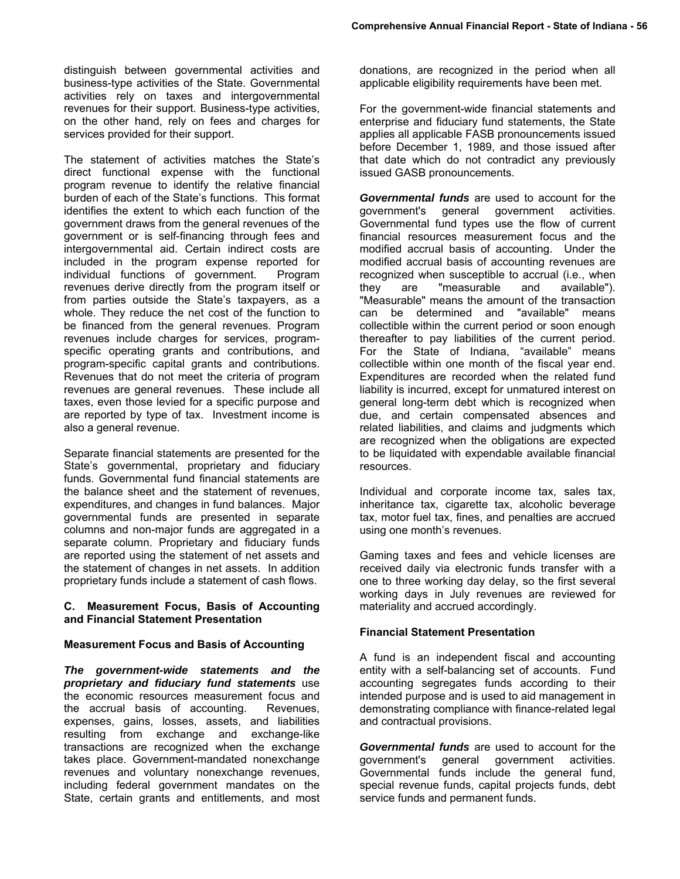distinguish between governmental activities and business-type activities of the State. Governmental activities rely on taxes and intergovernmental revenues for their support. Business-type activities, on the other hand, rely on fees and charges for services provided for their support.

The statement of activities matches the State's direct functional expense with the functional program revenue to identify the relative financial burden of each of the State's functions. This format identifies the extent to which each function of the government draws from the general revenues of the government or is self-financing through fees and intergovernmental aid. Certain indirect costs are included in the program expense reported for individual functions of government. Program revenues derive directly from the program itself or from parties outside the State's taxpayers, as a whole. They reduce the net cost of the function to be financed from the general revenues. Program revenues include charges for services, program-specific operating grants and contributions, and program-specific capital grants and contributions. Revenues that do not meet the criteria of program revenues are general revenues. These include all taxes, even those levied for a specific purpose and are reported by type of tax. Investment income is also a general revenue.

Separate financial statements are presented for the State's governmental, proprietary and fiduciary funds. Governmental fund financial statements are the balance sheet and the statement of revenues, expenditures, and changes in fund balances. Major governmental funds are presented in separate columns and non-major funds are aggregated in a separate column. Proprietary and fiduciary funds are reported using the statement of net assets and the statement of changes in net assets. In addition proprietary funds include a statement of cash flows.

### C. Measurement Focus, Basis of Accounting and Financial Statement Presentation

#### Measurement Focus and Basis of Accounting

***The government-wide statements and the proprietary and fiduciary fund statements*** use the economic resources measurement focus and the accrual basis of accounting. Revenues, expenses, gains, losses, assets, and liabilities resulting from exchange and exchange-like transactions are recognized when the exchange takes place. Government-mandated nonexchange revenues and voluntary nonexchange revenues, including federal government mandates on the State, certain grants and entitlements, and most donations, are recognized in the period when all applicable eligibility requirements have been met.

For the government-wide financial statements and enterprise and fiduciary fund statements, the State applies all applicable FASB pronouncements issued before December 1, 1989, and those issued after that date which do not contradict any previously issued GASB pronouncements.

***Governmental funds*** are used to account for the government's general government activities. Governmental fund types use the flow of current financial resources measurement focus and the modified accrual basis of accounting. Under the modified accrual basis of accounting revenues are recognized when susceptible to accrual (i.e., when they are "measurable and available"). "Measurable" means the amount of the transaction can be determined and "available" means collectible within the current period or soon enough thereafter to pay liabilities of the current period. For the State of Indiana, "available" means collectible within one month of the fiscal year end. Expenditures are recorded when the related fund liability is incurred, except for unmatured interest on general long-term debt which is recognized when due, and certain compensated absences and related liabilities, and claims and judgments which are recognized when the obligations are expected to be liquidated with expendable available financial resources.

Individual and corporate income tax, sales tax, inheritance tax, cigarette tax, alcoholic beverage tax, motor fuel tax, fines, and penalties are accrued using one month's revenues.

Gaming taxes and fees and vehicle licenses are received daily via electronic funds transfer with a one to three working day delay, so the first several working days in July revenues are reviewed for materiality and accrued accordingly.

#### Financial Statement Presentation

A fund is an independent fiscal and accounting entity with a self-balancing set of accounts. Fund accounting segregates funds according to their intended purpose and is used to aid management in demonstrating compliance with finance-related legal and contractual provisions.

***Governmental funds*** are used to account for the government's general government activities. Governmental funds include the general fund, special revenue funds, capital projects funds, debt service funds and permanent funds.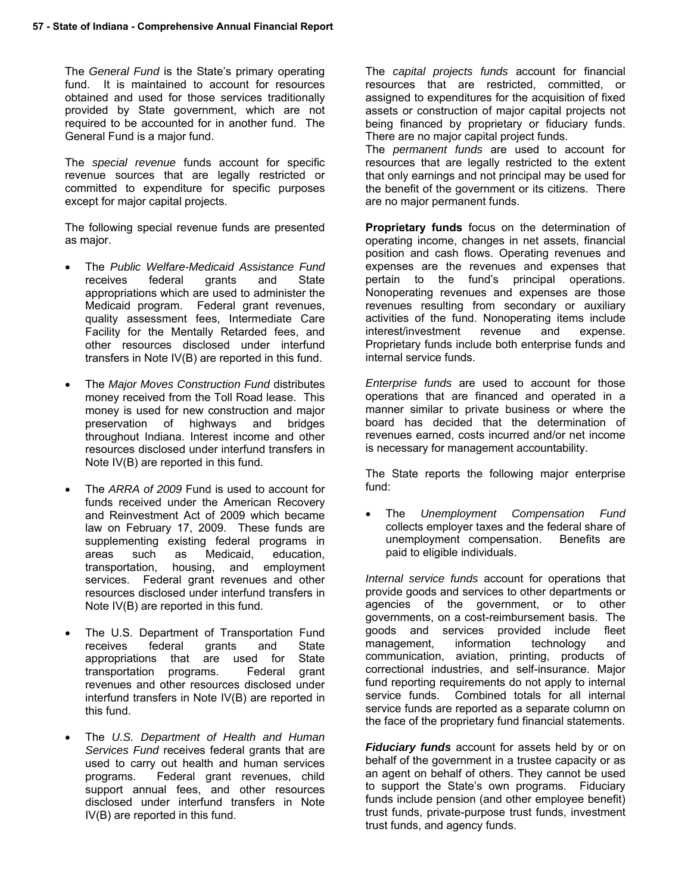The *General Fund* is the State's primary operating fund. It is maintained to account for resources obtained and used for those services traditionally provided by State government, which are not required to be accounted for in another fund. The General Fund is a major fund.

The *special revenue* funds account for specific revenue sources that are legally restricted or committed to expenditure for specific purposes except for major capital projects.

The following special revenue funds are presented as major.

- The *Public Welfare-Medicaid Assistance Fund* receives federal grants and State appropriations which are used to administer the Medicaid program. Federal grant revenues, quality assessment fees, Intermediate Care Facility for the Mentally Retarded fees, and other resources disclosed under interfund transfers in Note IV(B) are reported in this fund.

- The *Major Moves Construction Fund* distributes money received from the Toll Road lease. This money is used for new construction and major preservation of highways and bridges throughout Indiana. Interest income and other resources disclosed under interfund transfers in Note IV(B) are reported in this fund.

- The *ARRA of 2009* Fund is used to account for funds received under the American Recovery and Reinvestment Act of 2009 which became law on February 17, 2009. These funds are supplementing existing federal programs in areas such as Medicaid, education, transportation, housing, and employment services. Federal grant revenues and other resources disclosed under interfund transfers in Note IV(B) are reported in this fund.

- The U.S. Department of Transportation Fund receives federal grants and State appropriations that are used for State transportation programs. Federal grant revenues and other resources disclosed under interfund transfers in Note IV(B) are reported in this fund.

- The *U.S. Department of Health and Human Services Fund* receives federal grants that are used to carry out health and human services programs. Federal grant revenues, child support annual fees, and other resources disclosed under interfund transfers in Note IV(B) are reported in this fund.

The *capital projects funds* account for financial resources that are restricted, committed, or assigned to expenditures for the acquisition of fixed assets or construction of major capital projects not being financed by proprietary or fiduciary funds. There are no major capital project funds.

The *permanent funds* are used to account for resources that are legally restricted to the extent that only earnings and not principal may be used for the benefit of the government or its citizens. There are no major permanent funds.

**Proprietary funds** focus on the determination of operating income, changes in net assets, financial position and cash flows. Operating revenues and expenses are the revenues and expenses that pertain to the fund's principal operations. Nonoperating revenues and expenses are those revenues resulting from secondary or auxiliary activities of the fund. Nonoperating items include interest/investment revenue and expense. Proprietary funds include both enterprise funds and internal service funds.

*Enterprise funds* are used to account for those operations that are financed and operated in a manner similar to private business or where the board has decided that the determination of revenues earned, costs incurred and/or net income is necessary for management accountability.

The State reports the following major enterprise fund:

- The *Unemployment Compensation Fund* collects employer taxes and the federal share of unemployment compensation. Benefits are paid to eligible individuals.

*Internal service funds* account for operations that provide goods and services to other departments or agencies of the government, or to other governments, on a cost-reimbursement basis. The goods and services provided include fleet management, information technology and communication, aviation, printing, products of correctional industries, and self-insurance. Major fund reporting requirements do not apply to internal service funds. Combined totals for all internal service funds are reported as a separate column on the face of the proprietary fund financial statements.

***Fiduciary funds*** account for assets held by or on behalf of the government in a trustee capacity or as an agent on behalf of others. They cannot be used to support the State's own programs. Fiduciary funds include pension (and other employee benefit) trust funds, private-purpose trust funds, investment trust funds, and agency funds.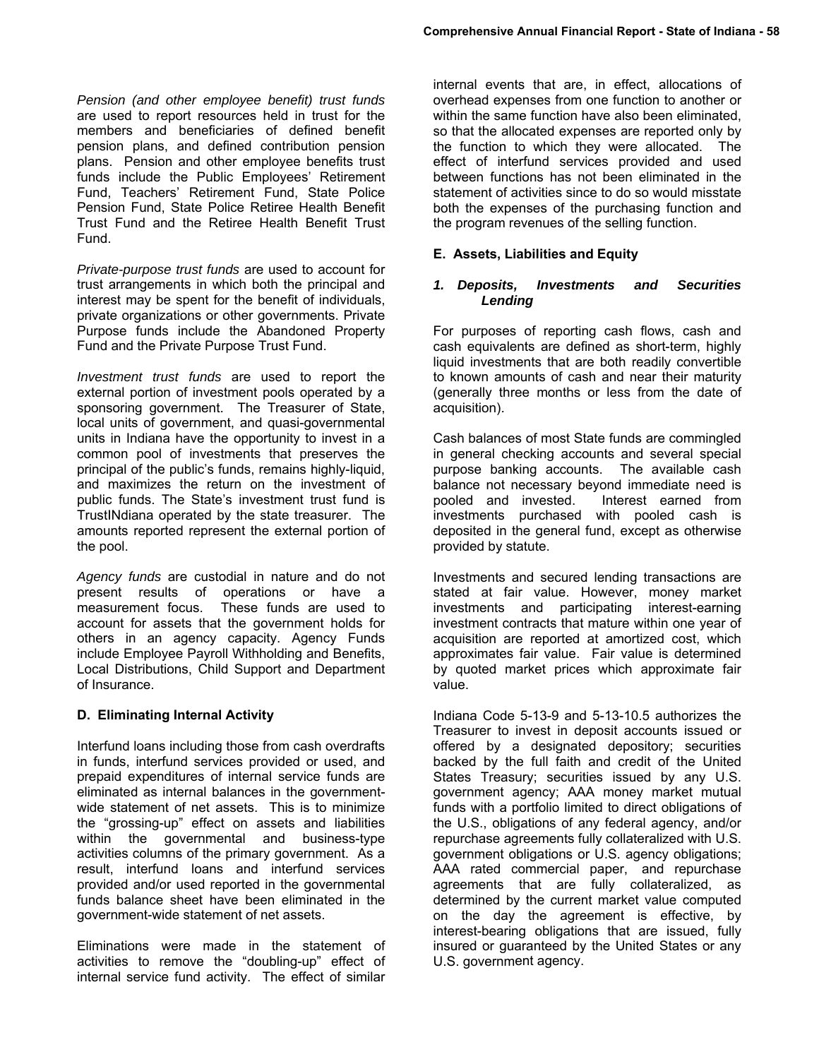*Pension (and other employee benefit) trust funds* are used to report resources held in trust for the members and beneficiaries of defined benefit pension plans, and defined contribution pension plans. Pension and other employee benefits trust funds include the Public Employees' Retirement Fund, Teachers' Retirement Fund, State Police Pension Fund, State Police Retiree Health Benefit Trust Fund and the Retiree Health Benefit Trust Fund.

*Private-purpose trust funds* are used to account for trust arrangements in which both the principal and interest may be spent for the benefit of individuals, private organizations or other governments. Private Purpose funds include the Abandoned Property Fund and the Private Purpose Trust Fund.

*Investment trust funds* are used to report the external portion of investment pools operated by a sponsoring government. The Treasurer of State, local units of government, and quasi-governmental units in Indiana have the opportunity to invest in a common pool of investments that preserves the principal of the public's funds, remains highly-liquid, and maximizes the return on the investment of public funds. The State's investment trust fund is TrustINdiana operated by the state treasurer. The amounts reported represent the external portion of the pool.

*Agency funds* are custodial in nature and do not present results of operations or have a measurement focus. These funds are used to account for assets that the government holds for others in an agency capacity. Agency Funds include Employee Payroll Withholding and Benefits, Local Distributions, Child Support and Department of Insurance.

### D. Eliminating Internal Activity

Interfund loans including those from cash overdrafts in funds, interfund services provided or used, and prepaid expenditures of internal service funds are eliminated as internal balances in the government-wide statement of net assets. This is to minimize the "grossing-up" effect on assets and liabilities within the governmental and business-type activities columns of the primary government. As a result, interfund loans and interfund services provided and/or used reported in the governmental funds balance sheet have been eliminated in the government-wide statement of net assets.

Eliminations were made in the statement of activities to remove the "doubling-up" effect of internal service fund activity. The effect of similar internal events that are, in effect, allocations of overhead expenses from one function to another or within the same function have also been eliminated, so that the allocated expenses are reported only by the function to which they were allocated. The effect of interfund services provided and used between functions has not been eliminated in the statement of activities since to do so would misstate both the expenses of the purchasing function and the program revenues of the selling function.

### E. Assets, Liabilities and Equity

#### *1. Deposits, Investments and Securities Lending*

For purposes of reporting cash flows, cash and cash equivalents are defined as short-term, highly liquid investments that are both readily convertible to known amounts of cash and near their maturity (generally three months or less from the date of acquisition).

Cash balances of most State funds are commingled in general checking accounts and several special purpose banking accounts. The available cash balance not necessary beyond immediate need is pooled and invested. Interest earned from investments purchased with pooled cash is deposited in the general fund, except as otherwise provided by statute.

Investments and secured lending transactions are stated at fair value. However, money market investments and participating interest-earning investment contracts that mature within one year of acquisition are reported at amortized cost, which approximates fair value. Fair value is determined by quoted market prices which approximate fair value.

Indiana Code 5-13-9 and 5-13-10.5 authorizes the Treasurer to invest in deposit accounts issued or offered by a designated depository; securities backed by the full faith and credit of the United States Treasury; securities issued by any U.S. government agency; AAA money market mutual funds with a portfolio limited to direct obligations of the U.S., obligations of any federal agency, and/or repurchase agreements fully collateralized with U.S. government obligations or U.S. agency obligations; AAA rated commercial paper, and repurchase agreements that are fully collateralized, as determined by the current market value computed on the day the agreement is effective, by interest-bearing obligations that are issued, fully insured or guaranteed by the United States or any U.S. government agency.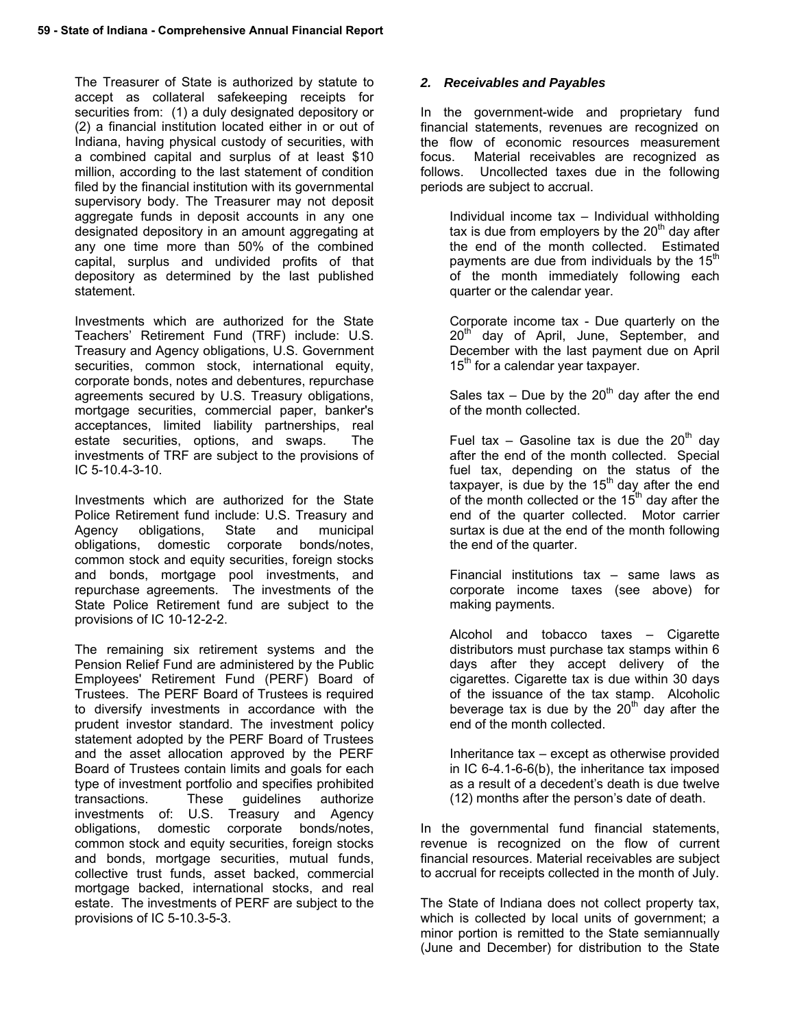The Treasurer of State is authorized by statute to accept as collateral safekeeping receipts for securities from: (1) a duly designated depository or (2) a financial institution located either in or out of Indiana, having physical custody of securities, with a combined capital and surplus of at least $10 million, according to the last statement of condition filed by the financial institution with its governmental supervisory body. The Treasurer may not deposit aggregate funds in deposit accounts in any one designated depository in an amount aggregating at any one time more than 50% of the combined capital, surplus and undivided profits of that depository as determined by the last published statement.

Investments which are authorized for the State Teachers' Retirement Fund (TRF) include: U.S. Treasury and Agency obligations, U.S. Government securities, common stock, international equity, corporate bonds, notes and debentures, repurchase agreements secured by U.S. Treasury obligations, mortgage securities, commercial paper, banker's acceptances, limited liability partnerships, real estate securities, options, and swaps. The investments of TRF are subject to the provisions of IC 5-10.4-3-10.

Investments which are authorized for the State Police Retirement fund include: U.S. Treasury and Agency obligations, State and municipal obligations, domestic corporate bonds/notes, common stock and equity securities, foreign stocks and bonds, mortgage pool investments, and repurchase agreements. The investments of the State Police Retirement fund are subject to the provisions of IC 10-12-2-2.

The remaining six retirement systems and the Pension Relief Fund are administered by the Public Employees' Retirement Fund (PERF) Board of Trustees. The PERF Board of Trustees is required to diversify investments in accordance with the prudent investor standard. The investment policy statement adopted by the PERF Board of Trustees and the asset allocation approved by the PERF Board of Trustees contain limits and goals for each type of investment portfolio and specifies prohibited transactions. These guidelines authorize investments of: U.S. Treasury and Agency obligations, domestic corporate bonds/notes, common stock and equity securities, foreign stocks and bonds, mortgage securities, mutual funds, collective trust funds, asset backed, commercial mortgage backed, international stocks, and real estate. The investments of PERF are subject to the provisions of IC 5-10.3-5-3.

### *2. Receivables and Payables*

In the government-wide and proprietary fund financial statements, revenues are recognized on the flow of economic resources measurement focus. Material receivables are recognized as follows. Uncollected taxes due in the following periods are subject to accrual.

> Individual income tax – Individual withholding tax is due from employers by the 20th day after the end of the month collected. Estimated payments are due from individuals by the 15th of the month immediately following each quarter or the calendar year.
>
> Corporate income tax - Due quarterly on the 20th day of April, June, September, and December with the last payment due on April 15th for a calendar year taxpayer.
>
> Sales tax – Due by the 20th day after the end of the month collected.
>
> Fuel tax – Gasoline tax is due the 20th day after the end of the month collected. Special fuel tax, depending on the status of the taxpayer, is due by the 15th day after the end of the month collected or the 15th day after the end of the quarter collected. Motor carrier surtax is due at the end of the month following the end of the quarter.
>
> Financial institutions tax – same laws as corporate income taxes (see above) for making payments.
>
> Alcohol and tobacco taxes – Cigarette distributors must purchase tax stamps within 6 days after they accept delivery of the cigarettes. Cigarette tax is due within 30 days of the issuance of the tax stamp. Alcoholic beverage tax is due by the 20th day after the end of the month collected.
>
> Inheritance tax – except as otherwise provided in IC 6-4.1-6-6(b), the inheritance tax imposed as a result of a decedent's death is due twelve (12) months after the person's date of death.

In the governmental fund financial statements, revenue is recognized on the flow of current financial resources. Material receivables are subject to accrual for receipts collected in the month of July.

The State of Indiana does not collect property tax, which is collected by local units of government; a minor portion is remitted to the State semiannually (June and December) for distribution to the State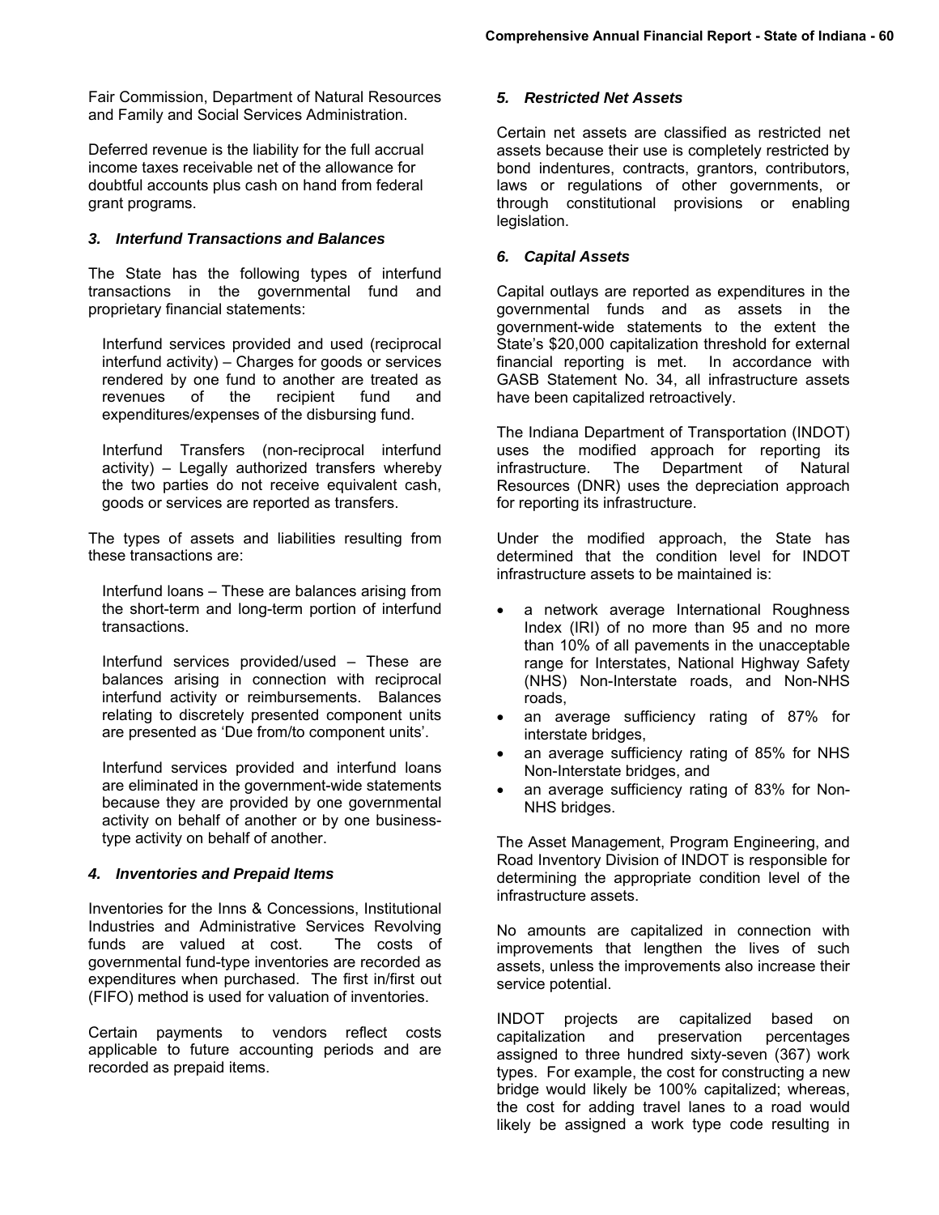Fair Commission, Department of Natural Resources and Family and Social Services Administration.

Deferred revenue is the liability for the full accrual income taxes receivable net of the allowance for doubtful accounts plus cash on hand from federal grant programs.

### *3. Interfund Transactions and Balances*

The State has the following types of interfund transactions in the governmental fund and proprietary financial statements:

Interfund services provided and used (reciprocal interfund activity) – Charges for goods or services rendered by one fund to another are treated as revenues of the recipient fund and expenditures/expenses of the disbursing fund.

Interfund Transfers (non-reciprocal interfund activity) – Legally authorized transfers whereby the two parties do not receive equivalent cash, goods or services are reported as transfers.

The types of assets and liabilities resulting from these transactions are:

Interfund loans – These are balances arising from the short-term and long-term portion of interfund transactions.

Interfund services provided/used – These are balances arising in connection with reciprocal interfund activity or reimbursements. Balances relating to discretely presented component units are presented as 'Due from/to component units'.

Interfund services provided and interfund loans are eliminated in the government-wide statements because they are provided by one governmental activity on behalf of another or by one business-type activity on behalf of another.

### *4. Inventories and Prepaid Items*

Inventories for the Inns & Concessions, Institutional Industries and Administrative Services Revolving funds are valued at cost. The costs of governmental fund-type inventories are recorded as expenditures when purchased. The first in/first out (FIFO) method is used for valuation of inventories.

Certain payments to vendors reflect costs applicable to future accounting periods and are recorded as prepaid items.

### *5. Restricted Net Assets*

Certain net assets are classified as restricted net assets because their use is completely restricted by bond indentures, contracts, grantors, contributors, laws or regulations of other governments, or through constitutional provisions or enabling legislation.

### *6. Capital Assets*

Capital outlays are reported as expenditures in the governmental funds and as assets in the government-wide statements to the extent the State's $20,000 capitalization threshold for external financial reporting is met. In accordance with GASB Statement No. 34, all infrastructure assets have been capitalized retroactively.

The Indiana Department of Transportation (INDOT) uses the modified approach for reporting its infrastructure. The Department of Natural Resources (DNR) uses the depreciation approach for reporting its infrastructure.

Under the modified approach, the State has determined that the condition level for INDOT infrastructure assets to be maintained is:

- a network average International Roughness Index (IRI) of no more than 95 and no more than 10% of all pavements in the unacceptable range for Interstates, National Highway Safety (NHS) Non-Interstate roads, and Non-NHS roads,
- an average sufficiency rating of 87% for interstate bridges,
- an average sufficiency rating of 85% for NHS Non-Interstate bridges, and
- an average sufficiency rating of 83% for Non-NHS bridges.

The Asset Management, Program Engineering, and Road Inventory Division of INDOT is responsible for determining the appropriate condition level of the infrastructure assets.

No amounts are capitalized in connection with improvements that lengthen the lives of such assets, unless the improvements also increase their service potential.

INDOT projects are capitalized based on capitalization and preservation percentages assigned to three hundred sixty-seven (367) work types. For example, the cost for constructing a new bridge would likely be 100% capitalized; whereas, the cost for adding travel lanes to a road would likely be assigned a work type code resulting in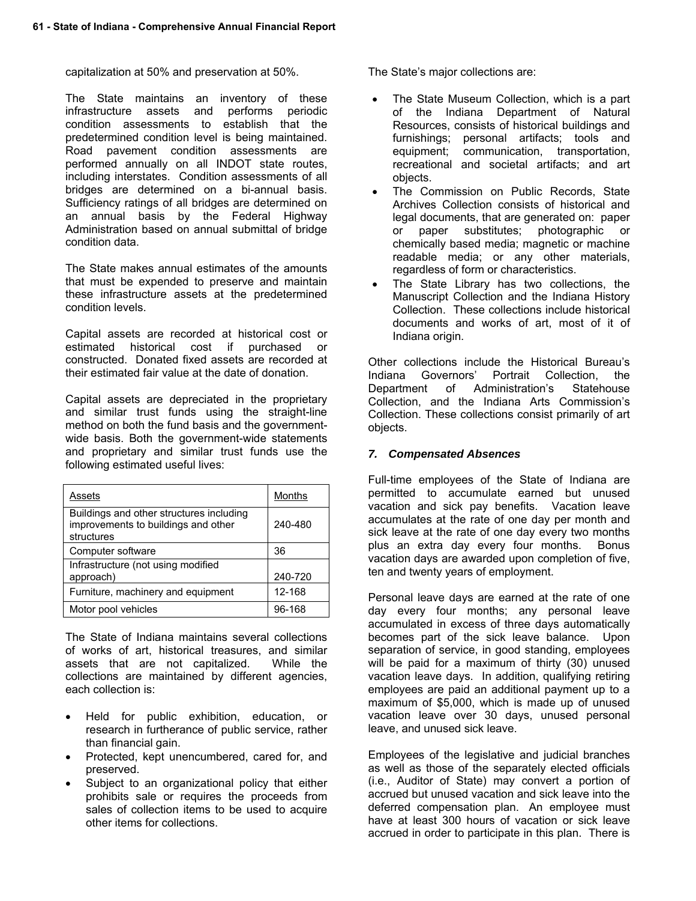capitalization at 50% and preservation at 50%.

The State maintains an inventory of these infrastructure assets and performs periodic condition assessments to establish that the predetermined condition level is being maintained. Road pavement condition assessments are performed annually on all INDOT state routes, including interstates. Condition assessments of all bridges are determined on a bi-annual basis. Sufficiency ratings of all bridges are determined on an annual basis by the Federal Highway Administration based on annual submittal of bridge condition data.

The State makes annual estimates of the amounts that must be expended to preserve and maintain these infrastructure assets at the predetermined condition levels.

Capital assets are recorded at historical cost or estimated historical cost if purchased or constructed. Donated fixed assets are recorded at their estimated fair value at the date of donation.

Capital assets are depreciated in the proprietary and similar trust funds using the straight-line method on both the fund basis and the government-wide basis. Both the government-wide statements and proprietary and similar trust funds use the following estimated useful lives:

| Assets | Months |
|---|---|
| Buildings and other structures including improvements to buildings and other structures | 240-480 |
| Computer software | 36 |
| Infrastructure (not using modified approach) | 240-720 |
| Furniture, machinery and equipment | 12-168 |
| Motor pool vehicles | 96-168 |

The State of Indiana maintains several collections of works of art, historical treasures, and similar assets that are not capitalized. While the collections are maintained by different agencies, each collection is:

- Held for public exhibition, education, or research in furtherance of public service, rather than financial gain.
- Protected, kept unencumbered, cared for, and preserved.
- Subject to an organizational policy that either prohibits sale or requires the proceeds from sales of collection items to be used to acquire other items for collections.

The State's major collections are:

- The State Museum Collection, which is a part of the Indiana Department of Natural Resources, consists of historical buildings and furnishings; personal artifacts; tools and equipment; communication, transportation, recreational and societal artifacts; and art objects.
- The Commission on Public Records, State Archives Collection consists of historical and legal documents, that are generated on: paper or paper substitutes; photographic or chemically based media; magnetic or machine readable media; or any other materials, regardless of form or characteristics.
- The State Library has two collections, the Manuscript Collection and the Indiana History Collection. These collections include historical documents and works of art, most of it of Indiana origin.

Other collections include the Historical Bureau's Indiana Governors' Portrait Collection, the Department of Administration's Statehouse Collection, and the Indiana Arts Commission's Collection. These collections consist primarily of art objects.

### *7. Compensated Absences*

Full-time employees of the State of Indiana are permitted to accumulate earned but unused vacation and sick pay benefits. Vacation leave accumulates at the rate of one day per month and sick leave at the rate of one day every two months plus an extra day every four months. Bonus vacation days are awarded upon completion of five, ten and twenty years of employment.

Personal leave days are earned at the rate of one day every four months; any personal leave accumulated in excess of three days automatically becomes part of the sick leave balance. Upon separation of service, in good standing, employees will be paid for a maximum of thirty (30) unused vacation leave days. In addition, qualifying retiring employees are paid an additional payment up to a maximum of $5,000, which is made up of unused vacation leave over 30 days, unused personal leave, and unused sick leave.

Employees of the legislative and judicial branches as well as those of the separately elected officials (i.e., Auditor of State) may convert a portion of accrued but unused vacation and sick leave into the deferred compensation plan. An employee must have at least 300 hours of vacation or sick leave accrued in order to participate in this plan. There is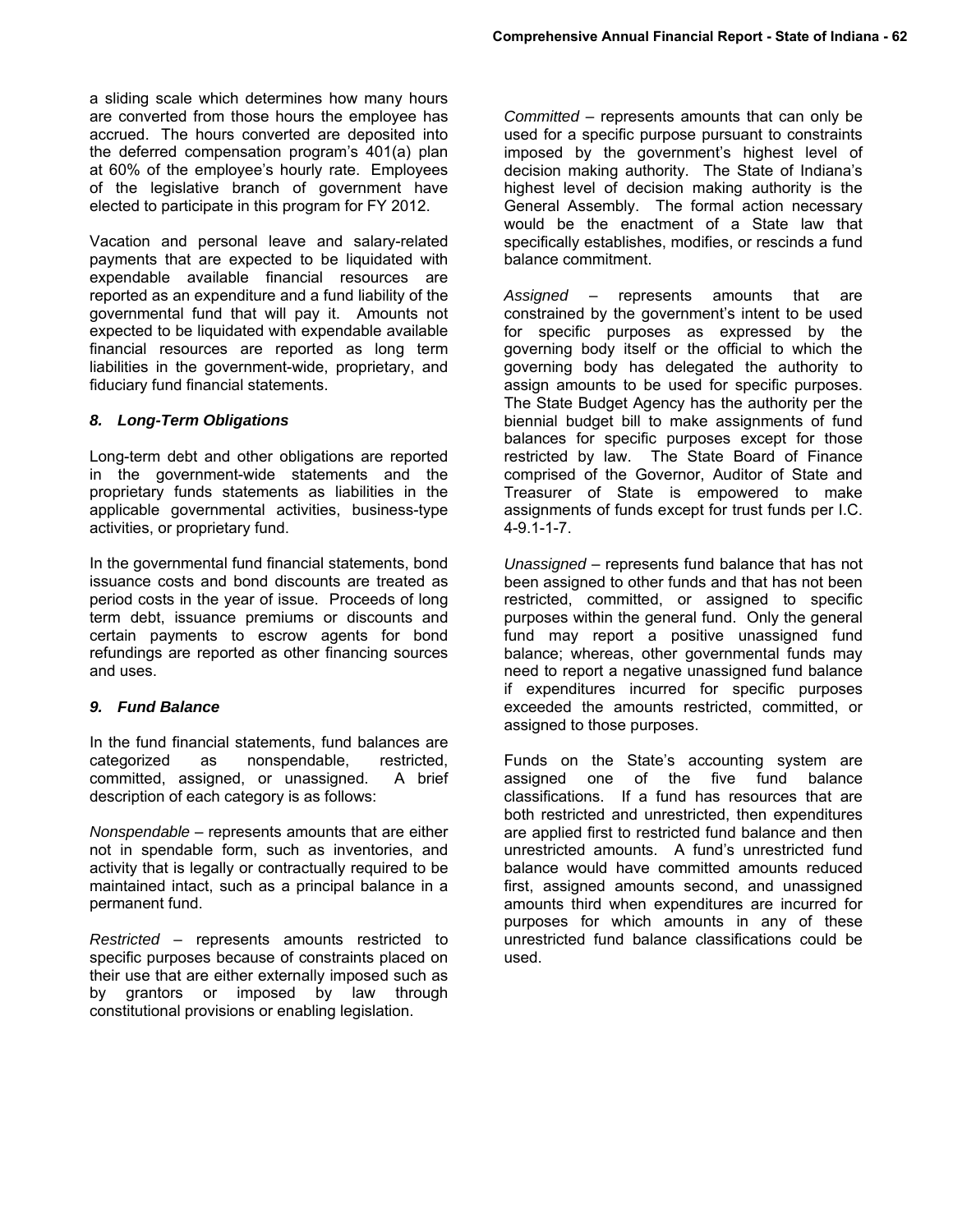a sliding scale which determines how many hours are converted from those hours the employee has accrued. The hours converted are deposited into the deferred compensation program's 401(a) plan at 60% of the employee's hourly rate. Employees of the legislative branch of government have elected to participate in this program for FY 2012.

Vacation and personal leave and salary-related payments that are expected to be liquidated with expendable available financial resources are reported as an expenditure and a fund liability of the governmental fund that will pay it. Amounts not expected to be liquidated with expendable available financial resources are reported as long term liabilities in the government-wide, proprietary, and fiduciary fund financial statements.

### *8. Long-Term Obligations*

Long-term debt and other obligations are reported in the government-wide statements and the proprietary funds statements as liabilities in the applicable governmental activities, business-type activities, or proprietary fund.

In the governmental fund financial statements, bond issuance costs and bond discounts are treated as period costs in the year of issue. Proceeds of long term debt, issuance premiums or discounts and certain payments to escrow agents for bond refundings are reported as other financing sources and uses.

### *9. Fund Balance*

In the fund financial statements, fund balances are categorized as nonspendable, restricted, committed, assigned, or unassigned. A brief description of each category is as follows:

*Nonspendable* – represents amounts that are either not in spendable form, such as inventories, and activity that is legally or contractually required to be maintained intact, such as a principal balance in a permanent fund.

*Restricted* – represents amounts restricted to specific purposes because of constraints placed on their use that are either externally imposed such as by grantors or imposed by law through constitutional provisions or enabling legislation.

*Committed* – represents amounts that can only be used for a specific purpose pursuant to constraints imposed by the government's highest level of decision making authority. The State of Indiana's highest level of decision making authority is the General Assembly. The formal action necessary would be the enactment of a State law that specifically establishes, modifies, or rescinds a fund balance commitment.

*Assigned* – represents amounts that are constrained by the government's intent to be used for specific purposes as expressed by the governing body itself or the official to which the governing body has delegated the authority to assign amounts to be used for specific purposes. The State Budget Agency has the authority per the biennial budget bill to make assignments of fund balances for specific purposes except for those restricted by law. The State Board of Finance comprised of the Governor, Auditor of State and Treasurer of State is empowered to make assignments of funds except for trust funds per I.C. 4-9.1-1-7.

*Unassigned* – represents fund balance that has not been assigned to other funds and that has not been restricted, committed, or assigned to specific purposes within the general fund. Only the general fund may report a positive unassigned fund balance; whereas, other governmental funds may need to report a negative unassigned fund balance if expenditures incurred for specific purposes exceeded the amounts restricted, committed, or assigned to those purposes.

Funds on the State's accounting system are assigned one of the five fund balance classifications. If a fund has resources that are both restricted and unrestricted, then expenditures are applied first to restricted fund balance and then unrestricted amounts. A fund's unrestricted fund balance would have committed amounts reduced first, assigned amounts second, and unassigned amounts third when expenditures are incurred for purposes for which amounts in any of these unrestricted fund balance classifications could be used.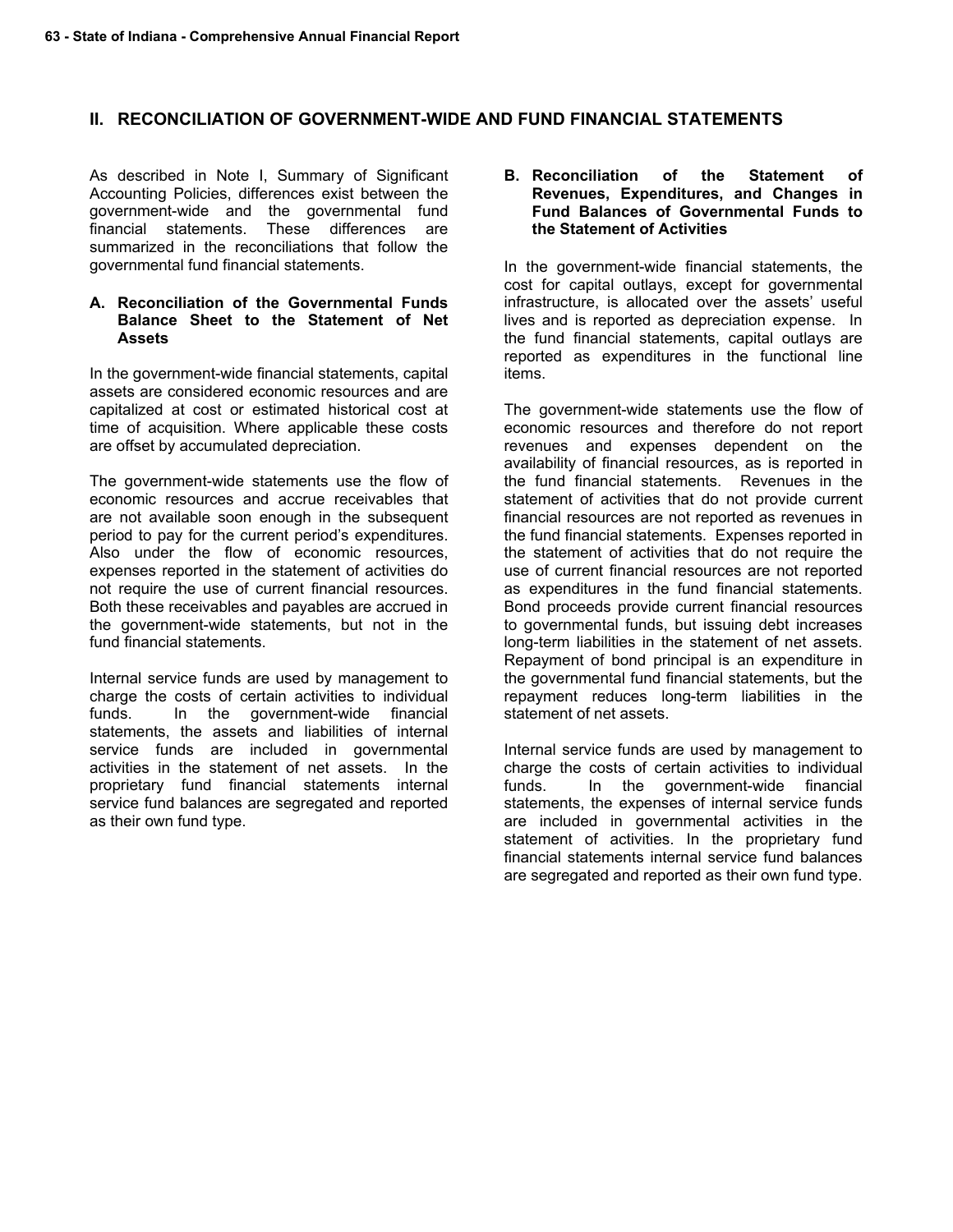## II. RECONCILIATION OF GOVERNMENT-WIDE AND FUND FINANCIAL STATEMENTS

As described in Note I, Summary of Significant Accounting Policies, differences exist between the government-wide and the governmental fund financial statements. These differences are summarized in the reconciliations that follow the governmental fund financial statements.

### A. Reconciliation of the Governmental Funds Balance Sheet to the Statement of Net Assets

In the government-wide financial statements, capital assets are considered economic resources and are capitalized at cost or estimated historical cost at time of acquisition. Where applicable these costs are offset by accumulated depreciation.

The government-wide statements use the flow of economic resources and accrue receivables that are not available soon enough in the subsequent period to pay for the current period's expenditures. Also under the flow of economic resources, expenses reported in the statement of activities do not require the use of current financial resources. Both these receivables and payables are accrued in the government-wide statements, but not in the fund financial statements.

Internal service funds are used by management to charge the costs of certain activities to individual funds. In the government-wide financial statements, the assets and liabilities of internal service funds are included in governmental activities in the statement of net assets. In the proprietary fund financial statements internal service fund balances are segregated and reported as their own fund type.

### B. Reconciliation of the Statement of Revenues, Expenditures, and Changes in Fund Balances of Governmental Funds to the Statement of Activities

In the government-wide financial statements, the cost for capital outlays, except for governmental infrastructure, is allocated over the assets' useful lives and is reported as depreciation expense. In the fund financial statements, capital outlays are reported as expenditures in the functional line items.

The government-wide statements use the flow of economic resources and therefore do not report revenues and expenses dependent on the availability of financial resources, as is reported in the fund financial statements. Revenues in the statement of activities that do not provide current financial resources are not reported as revenues in the fund financial statements. Expenses reported in the statement of activities that do not require the use of current financial resources are not reported as expenditures in the fund financial statements. Bond proceeds provide current financial resources to governmental funds, but issuing debt increases long-term liabilities in the statement of net assets. Repayment of bond principal is an expenditure in the governmental fund financial statements, but the repayment reduces long-term liabilities in the statement of net assets.

Internal service funds are used by management to charge the costs of certain activities to individual funds. In the government-wide financial statements, the expenses of internal service funds are included in governmental activities in the statement of activities. In the proprietary fund financial statements internal service fund balances are segregated and reported as their own fund type.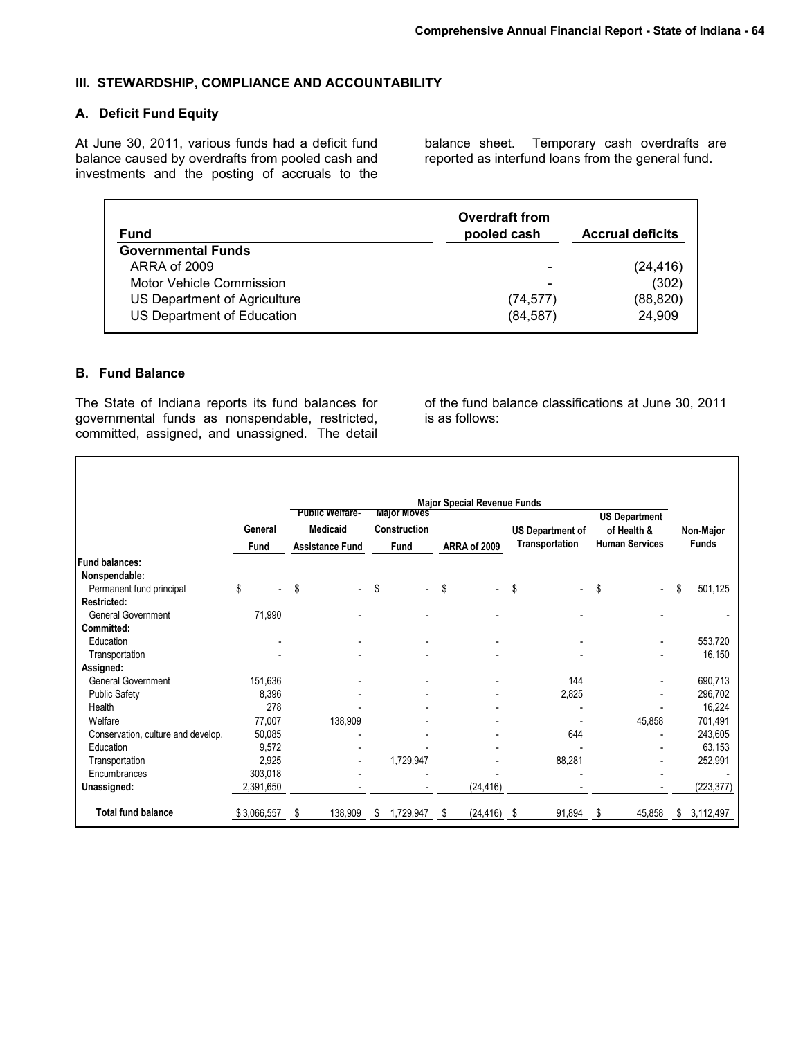## III. STEWARDSHIP, COMPLIANCE AND ACCOUNTABILITY

### A. Deficit Fund Equity

At June 30, 2011, various funds had a deficit fund balance caused by overdrafts from pooled cash and investments and the posting of accruals to the balance sheet. Temporary cash overdrafts are reported as interfund loans from the general fund.

| Fund | Overdraft from pooled cash | Accrual deficits |
|---|---|---|
| **Governmental Funds** | | |
| ARRA of 2009 | - | (24,416) |
| Motor Vehicle Commission | - | (302) |
| US Department of Agriculture | (74,577) | (88,820) |
| US Department of Education | (84,587) | 24,909 |

### B. Fund Balance

The State of Indiana reports its fund balances for governmental funds as nonspendable, restricted, committed, assigned, and unassigned. The detail of the fund balance classifications at June 30, 2011 is as follows:

| | | Major Special Revenue Funds | | | | | |
|---|---|---|---|---|---|---|---|
| | General Fund | Public Welfare-Medicaid Assistance Fund | Major Moves Construction Fund | ARRA of 2009 | US Department of Transportation | US Department of Health & Human Services | Non-Major Funds |
| **Fund balances:** | | | | | | | |
| **Nonspendable:** | | | | | | | |
| Permanent fund principal | $ - | $ - | $ - | $ - | $ - | $ - | $ 501,125 |
| **Restricted:** | | | | | | | |
| General Government | 71,990 | - | - | - | - | - | - |
| **Committed:** | | | | | | | |
| Education | - | - | - | - | - | - | 553,720 |
| Transportation | - | - | - | - | - | - | 16,150 |
| **Assigned:** | | | | | | | |
| General Government | 151,636 | - | - | - | 144 | - | 690,713 |
| Public Safety | 8,396 | - | - | - | 2,825 | - | 296,702 |
| Health | 278 | - | - | - | - | - | 16,224 |
| Welfare | 77,007 | 138,909 | - | - | - | 45,858 | 701,491 |
| Conservation, culture and develop. | 50,085 | - | - | - | 644 | - | 243,605 |
| Education | 9,572 | - | - | - | - | - | 63,153 |
| Transportation | 2,925 | - | 1,729,947 | - | 88,281 | - | 252,991 |
| Encumbrances | 303,018 | - | - | - | - | - | - |
| **Unassigned:** | 2,391,650 | - | - | (24,416) | - | - | (223,377) |
| **Total fund balance** | $ 3,066,557 | $ 138,909 | $ 1,729,947 | $ (24,416) | $ 91,894 | $ 45,858 | $ 3,112,497 |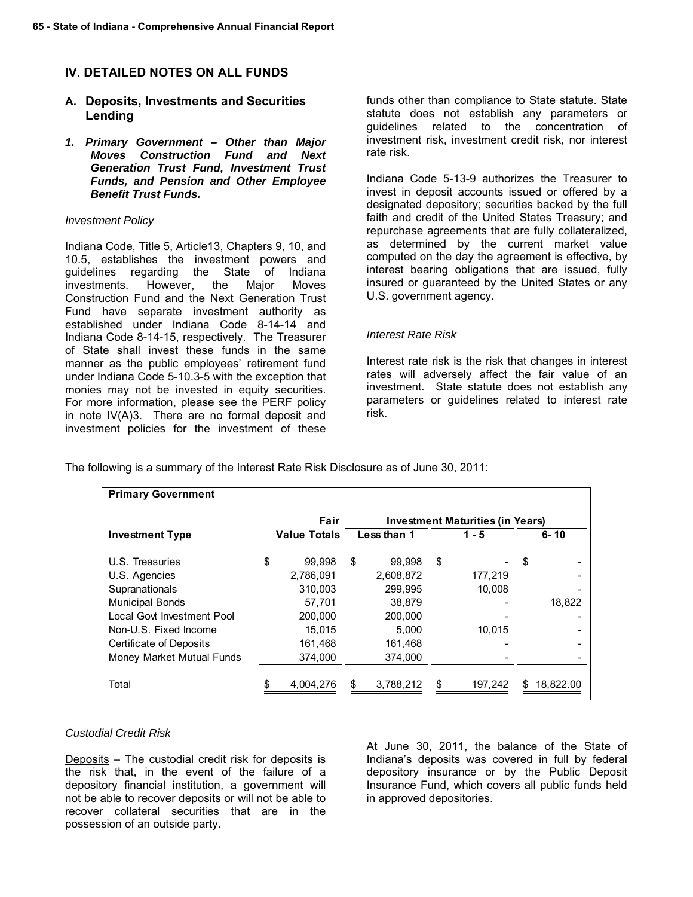## IV. DETAILED NOTES ON ALL FUNDS

### A. Deposits, Investments and Securities Lending

#### *1. Primary Government – Other than Major Moves Construction Fund and Next Generation Trust Fund, Investment Trust Funds, and Pension and Other Employee Benefit Trust Funds.*

*Investment Policy*

Indiana Code, Title 5, Article13, Chapters 9, 10, and 10.5, establishes the investment powers and guidelines regarding the State of Indiana investments. However, the Major Moves Construction Fund and the Next Generation Trust Fund have separate investment authority as established under Indiana Code 8-14-14 and Indiana Code 8-14-15, respectively. The Treasurer of State shall invest these funds in the same manner as the public employees' retirement fund under Indiana Code 5-10.3-5 with the exception that monies may not be invested in equity securities. For more information, please see the PERF policy in note IV(A)3. There are no formal deposit and investment policies for the investment of these funds other than compliance to State statute. State statute does not establish any parameters or guidelines related to the concentration of investment risk, investment credit risk, nor interest rate risk.

Indiana Code 5-13-9 authorizes the Treasurer to invest in deposit accounts issued or offered by a designated depository; securities backed by the full faith and credit of the United States Treasury; and repurchase agreements that are fully collateralized, as determined by the current market value computed on the day the agreement is effective, by interest bearing obligations that are issued, fully insured or guaranteed by the United States or any U.S. government agency.

*Interest Rate Risk*

Interest rate risk is the risk that changes in interest rates will adversely affect the fair value of an investment. State statute does not establish any parameters or guidelines related to interest rate risk.

The following is a summary of the Interest Rate Risk Disclosure as of June 30, 2011:

| **Primary Government** | | | | |
|---|---|---|---|---|
| | **Fair** | **Investment Maturities (in Years)** | | |
| **Investment Type** | **Value Totals** | **Less than 1** | **1 - 5** | **6- 10** |
| U.S. Treasuries | $ 99,998 | $ 99,998 | $ - | $ - |
| U.S. Agencies | 2,786,091 | 2,608,872 | 177,219 | - |
| Supranationals | 310,003 | 299,995 | 10,008 | - |
| Municipal Bonds | 57,701 | 38,879 | - | 18,822 |
| Local Govt Investment Pool | 200,000 | 200,000 | - | - |
| Non-U.S. Fixed Income | 15,015 | 5,000 | 10,015 | - |
| Certificate of Deposits | 161,468 | 161,468 | - | - |
| Money Market Mutual Funds | 374,000 | 374,000 | - | - |
| Total | $ 4,004,276 | $ 3,788,212 | $ 197,242 | $ 18,822.00 |

*Custodial Credit Risk*

Deposits – The custodial credit risk for deposits is the risk that, in the event of the failure of a depository financial institution, a government will not be able to recover deposits or will not be able to recover collateral securities that are in the possession of an outside party.

At June 30, 2011, the balance of the State of Indiana's deposits was covered in full by federal depository insurance or by the Public Deposit Insurance Fund, which covers all public funds held in approved depositories.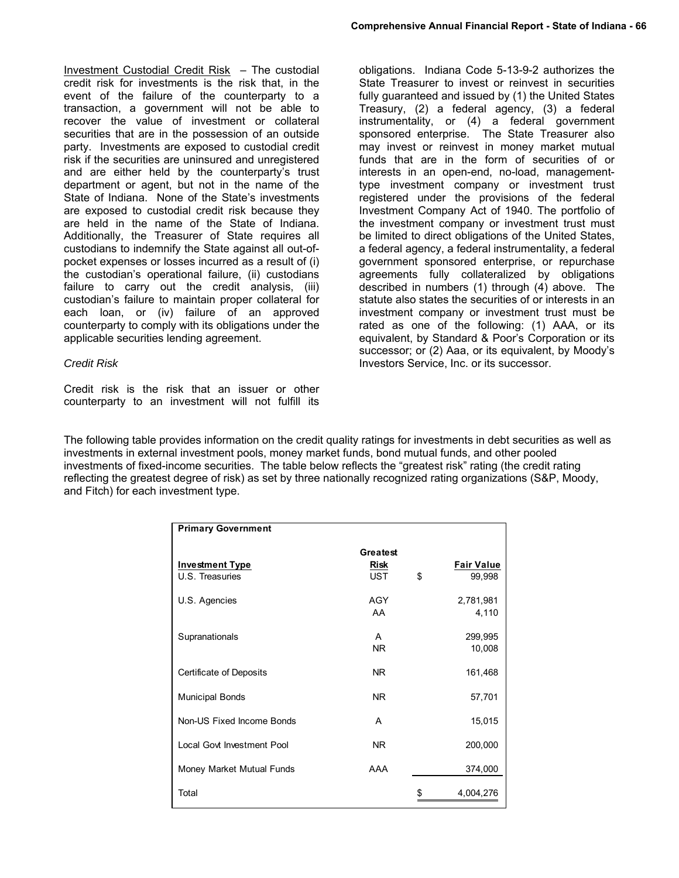Investment Custodial Credit Risk – The custodial credit risk for investments is the risk that, in the event of the failure of the counterparty to a transaction, a government will not be able to recover the value of investment or collateral securities that are in the possession of an outside party. Investments are exposed to custodial credit risk if the securities are uninsured and unregistered and are either held by the counterparty's trust department or agent, but not in the name of the State of Indiana. None of the State's investments are exposed to custodial credit risk because they are held in the name of the State of Indiana. Additionally, the Treasurer of State requires all custodians to indemnify the State against all out-of-pocket expenses or losses incurred as a result of (i) the custodian's operational failure, (ii) custodians failure to carry out the credit analysis, (iii) custodian's failure to maintain proper collateral for each loan, or (iv) failure of an approved counterparty to comply with its obligations under the applicable securities lending agreement.

*Credit Risk*

Credit risk is the risk that an issuer or other counterparty to an investment will not fulfill its obligations. Indiana Code 5-13-9-2 authorizes the State Treasurer to invest or reinvest in securities fully guaranteed and issued by (1) the United States Treasury, (2) a federal agency, (3) a federal instrumentality, or (4) a federal government sponsored enterprise. The State Treasurer also may invest or reinvest in money market mutual funds that are in the form of securities of or interests in an open-end, no-load, management-type investment company or investment trust registered under the provisions of the federal Investment Company Act of 1940. The portfolio of the investment company or investment trust must be limited to direct obligations of the United States, a federal agency, a federal instrumentality, a federal government sponsored enterprise, or repurchase agreements fully collateralized by obligations described in numbers (1) through (4) above. The statute also states the securities of or interests in an investment company or investment trust must be rated as one of the following: (1) AAA, or its equivalent, by Standard & Poor's Corporation or its successor; or (2) Aaa, or its equivalent, by Moody's Investors Service, Inc. or its successor.

The following table provides information on the credit quality ratings for investments in debt securities as well as investments in external investment pools, money market funds, bond mutual funds, and other pooled investments of fixed-income securities. The table below reflects the "greatest risk" rating (the credit rating reflecting the greatest degree of risk) as set by three nationally recognized rating organizations (S&P, Moody, and Fitch) for each investment type.

| **Primary Government** | | |
|---|---|---|
| **Investment Type** | **Greatest Risk** | **Fair Value** |
| U.S. Treasuries | UST | $ 99,998 |
| U.S. Agencies | AGY | 2,781,981 |
| | AA | 4,110 |
| Supranationals | A | 299,995 |
| | NR | 10,008 |
| Certificate of Deposits | NR | 161,468 |
| Municipal Bonds | NR | 57,701 |
| Non-US Fixed Income Bonds | A | 15,015 |
| Local Govt Investment Pool | NR | 200,000 |
| Money Market Mutual Funds | AAA | 374,000 |
| Total | | $ 4,004,276 |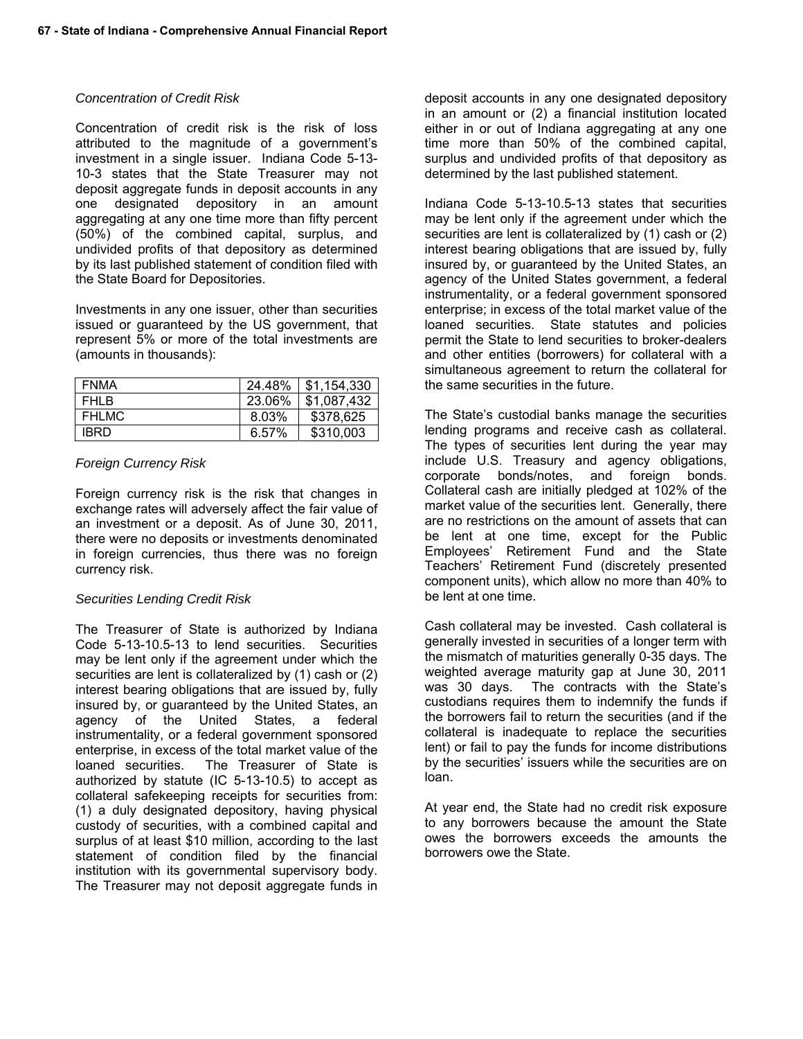*Concentration of Credit Risk*

Concentration of credit risk is the risk of loss attributed to the magnitude of a government's investment in a single issuer. Indiana Code 5-13-10-3 states that the State Treasurer may not deposit aggregate funds in deposit accounts in any one designated depository in an amount aggregating at any one time more than fifty percent (50%) of the combined capital, surplus, and undivided profits of that depository as determined by its last published statement of condition filed with the State Board for Depositories.

Investments in any one issuer, other than securities issued or guaranteed by the US government, that represent 5% or more of the total investments are (amounts in thousands):

| | | |
|---|---|---|
| FNMA | 24.48% | $1,154,330 |
| FHLB | 23.06% | $1,087,432 |
| FHLMC | 8.03% | $378,625 |
| IBRD | 6.57% | $310,003 |

*Foreign Currency Risk*

Foreign currency risk is the risk that changes in exchange rates will adversely affect the fair value of an investment or a deposit. As of June 30, 2011, there were no deposits or investments denominated in foreign currencies, thus there was no foreign currency risk.

*Securities Lending Credit Risk*

The Treasurer of State is authorized by Indiana Code 5-13-10.5-13 to lend securities. Securities may be lent only if the agreement under which the securities are lent is collateralized by (1) cash or (2) interest bearing obligations that are issued by, fully insured by, or guaranteed by the United States, an agency of the United States, a federal instrumentality, or a federal government sponsored enterprise, in excess of the total market value of the loaned securities. The Treasurer of State is authorized by statute (IC 5-13-10.5) to accept as collateral safekeeping receipts for securities from: (1) a duly designated depository, having physical custody of securities, with a combined capital and surplus of at least $10 million, according to the last statement of condition filed by the financial institution with its governmental supervisory body. The Treasurer may not deposit aggregate funds in deposit accounts in any one designated depository in an amount or (2) a financial institution located either in or out of Indiana aggregating at any one time more than 50% of the combined capital, surplus and undivided profits of that depository as determined by the last published statement.

Indiana Code 5-13-10.5-13 states that securities may be lent only if the agreement under which the securities are lent is collateralized by (1) cash or (2) interest bearing obligations that are issued by, fully insured by, or guaranteed by the United States, an agency of the United States government, a federal instrumentality, or a federal government sponsored enterprise; in excess of the total market value of the loaned securities. State statutes and policies permit the State to lend securities to broker-dealers and other entities (borrowers) for collateral with a simultaneous agreement to return the collateral for the same securities in the future.

The State's custodial banks manage the securities lending programs and receive cash as collateral. The types of securities lent during the year may include U.S. Treasury and agency obligations, corporate bonds/notes, and foreign bonds. Collateral cash are initially pledged at 102% of the market value of the securities lent. Generally, there are no restrictions on the amount of assets that can be lent at one time, except for the Public Employees' Retirement Fund and the State Teachers' Retirement Fund (discretely presented component units), which allow no more than 40% to be lent at one time.

Cash collateral may be invested. Cash collateral is generally invested in securities of a longer term with the mismatch of maturities generally 0-35 days. The weighted average maturity gap at June 30, 2011 was 30 days. The contracts with the State's custodians requires them to indemnify the funds if the borrowers fail to return the securities (and if the collateral is inadequate to replace the securities lent) or fail to pay the funds for income distributions by the securities' issuers while the securities are on loan.

At year end, the State had no credit risk exposure to any borrowers because the amount the State owes the borrowers exceeds the amounts the borrowers owe the State.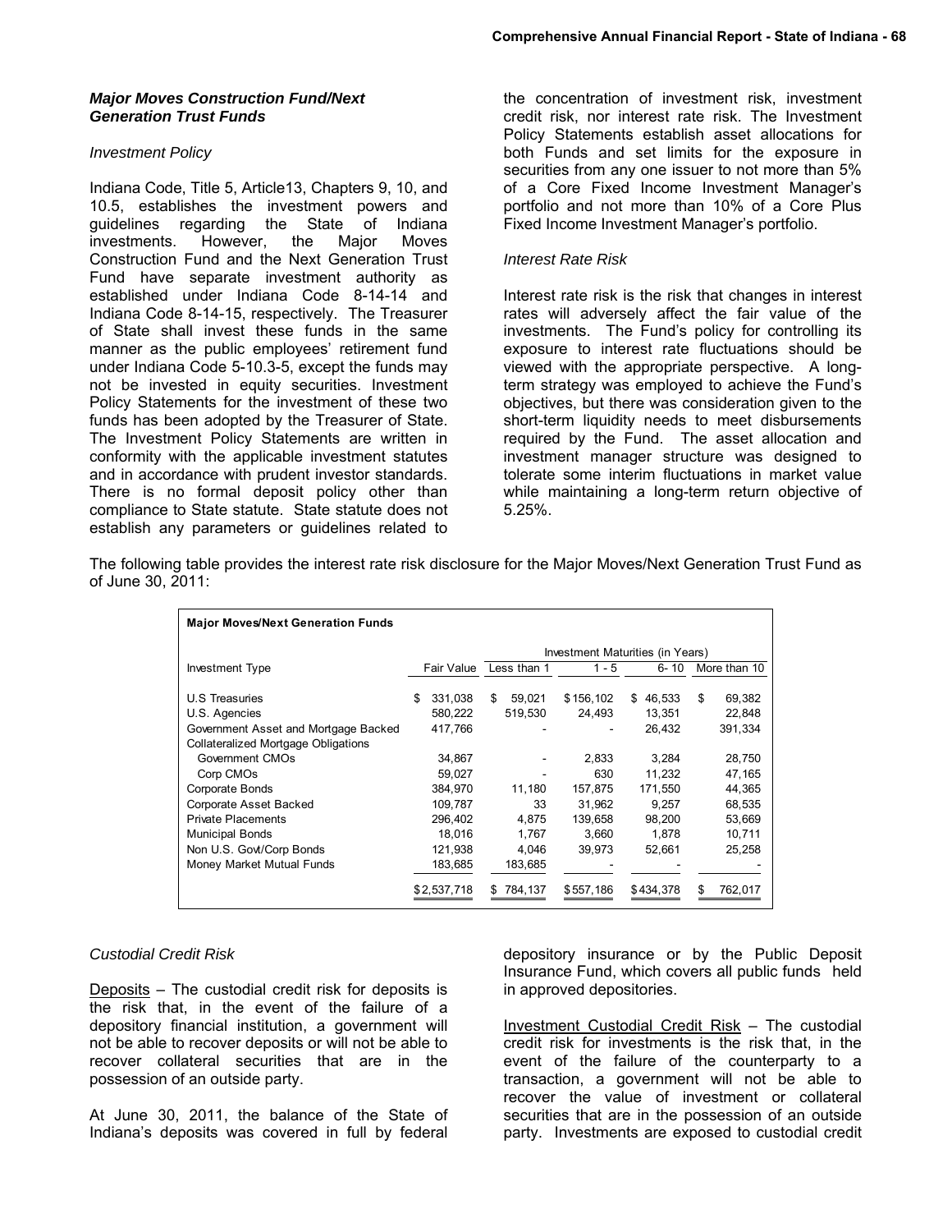### *Major Moves Construction Fund/Next Generation Trust Funds*

*Investment Policy*

Indiana Code, Title 5, Article13, Chapters 9, 10, and 10.5, establishes the investment powers and guidelines regarding the State of Indiana investments. However, the Major Moves Construction Fund and the Next Generation Trust Fund have separate investment authority as established under Indiana Code 8-14-14 and Indiana Code 8-14-15, respectively. The Treasurer of State shall invest these funds in the same manner as the public employees' retirement fund under Indiana Code 5-10.3-5, except the funds may not be invested in equity securities. Investment Policy Statements for the investment of these two funds has been adopted by the Treasurer of State. The Investment Policy Statements are written in conformity with the applicable investment statutes and in accordance with prudent investor standards. There is no formal deposit policy other than compliance to State statute. State statute does not establish any parameters or guidelines related to the concentration of investment risk, investment credit risk, nor interest rate risk. The Investment Policy Statements establish asset allocations for both Funds and set limits for the exposure in securities from any one issuer to not more than 5% of a Core Fixed Income Investment Manager's portfolio and not more than 10% of a Core Plus Fixed Income Investment Manager's portfolio.

*Interest Rate Risk*

Interest rate risk is the risk that changes in interest rates will adversely affect the fair value of the investments. The Fund's policy for controlling its exposure to interest rate fluctuations should be viewed with the appropriate perspective. A long-term strategy was employed to achieve the Fund's objectives, but there was consideration given to the short-term liquidity needs to meet disbursements required by the Fund. The asset allocation and investment manager structure was designed to tolerate some interim fluctuations in market value while maintaining a long-term return objective of 5.25%.

The following table provides the interest rate risk disclosure for the Major Moves/Next Generation Trust Fund as of June 30, 2011:

**Major Moves/Next Generation Funds**

| | | Investment Maturities (in Years) | | | |
|---|---|---|---|---|---|
| Investment Type | Fair Value | Less than 1 | 1 - 5 | 6- 10 | More than 10 |
| U.S Treasuries | $ 331,038 | $ 59,021 | $ 156,102 | $ 46,533 | $ 69,382 |
| U.S. Agencies | 580,222 | 519,530 | 24,493 | 13,351 | 22,848 |
| Government Asset and Mortgage Backed | 417,766 | - | - | 26,432 | 391,334 |
| Collateralized Mortgage Obligations | | | | | |
| Government CMOs | 34,867 | - | 2,833 | 3,284 | 28,750 |
| Corp CMOs | 59,027 | - | 630 | 11,232 | 47,165 |
| Corporate Bonds | 384,970 | 11,180 | 157,875 | 171,550 | 44,365 |
| Corporate Asset Backed | 109,787 | 33 | 31,962 | 9,257 | 68,535 |
| Private Placements | 296,402 | 4,875 | 139,658 | 98,200 | 53,669 |
| Municipal Bonds | 18,016 | 1,767 | 3,660 | 1,878 | 10,711 |
| Non U.S. Govt/Corp Bonds | 121,938 | 4,046 | 39,973 | 52,661 | 25,258 |
| Money Market Mutual Funds | 183,685 | 183,685 | - | - | - |
| | $ 2,537,718 | $ 784,137 | $ 557,186 | $ 434,378 | $ 762,017 |

*Custodial Credit Risk*

Deposits – The custodial credit risk for deposits is the risk that, in the event of the failure of a depository financial institution, a government will not be able to recover deposits or will not be able to recover collateral securities that are in the possession of an outside party.

At June 30, 2011, the balance of the State of Indiana's deposits was covered in full by federal depository insurance or by the Public Deposit Insurance Fund, which covers all public funds held in approved depositories.

Investment Custodial Credit Risk – The custodial credit risk for investments is the risk that, in the event of the failure of the counterparty to a transaction, a government will not be able to recover the value of investment or collateral securities that are in the possession of an outside party. Investments are exposed to custodial credit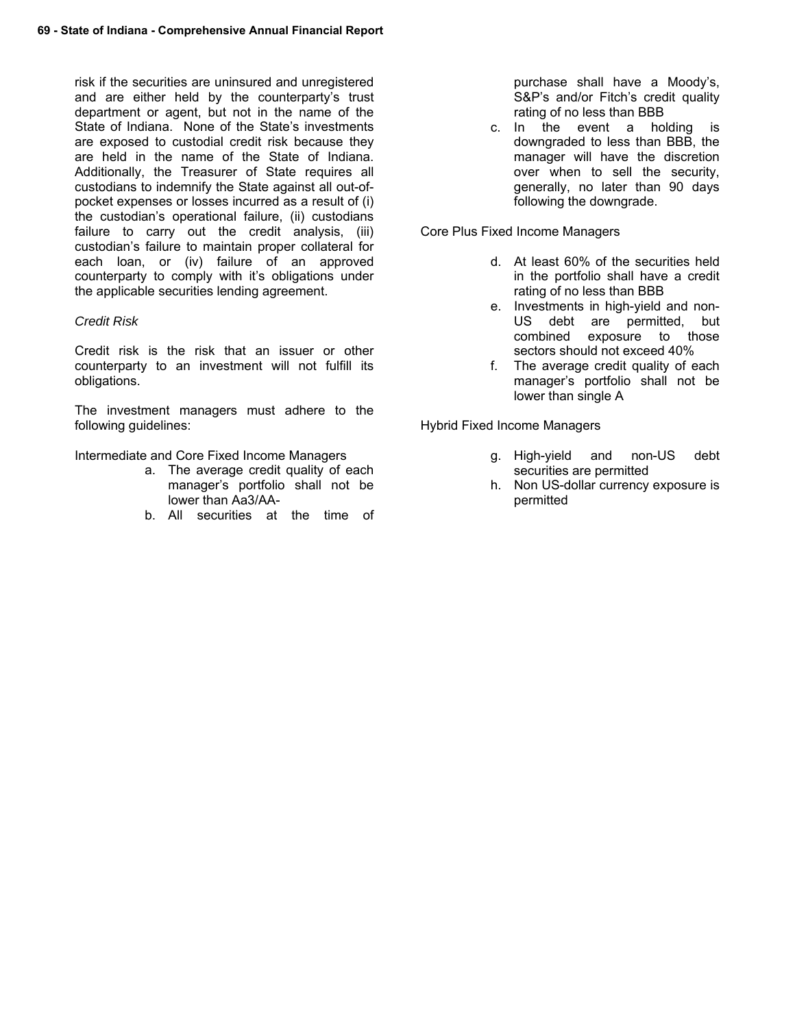risk if the securities are uninsured and unregistered and are either held by the counterparty's trust department or agent, but not in the name of the State of Indiana. None of the State's investments are exposed to custodial credit risk because they are held in the name of the State of Indiana. Additionally, the Treasurer of State requires all custodians to indemnify the State against all out-of-pocket expenses or losses incurred as a result of (i) the custodian's operational failure, (ii) custodians failure to carry out the credit analysis, (iii) custodian's failure to maintain proper collateral for each loan, or (iv) failure of an approved counterparty to comply with it's obligations under the applicable securities lending agreement.

*Credit Risk*

Credit risk is the risk that an issuer or other counterparty to an investment will not fulfill its obligations.

The investment managers must adhere to the following guidelines:

Intermediate and Core Fixed Income Managers

a. The average credit quality of each manager's portfolio shall not be lower than Aa3/AA-
b. All securities at the time of purchase shall have a Moody's, S&P's and/or Fitch's credit quality rating of no less than BBB
c. In the event a holding is downgraded to less than BBB, the manager will have the discretion over when to sell the security, generally, no later than 90 days following the downgrade.

Core Plus Fixed Income Managers

d. At least 60% of the securities held in the portfolio shall have a credit rating of no less than BBB
e. Investments in high-yield and non-US debt are permitted, but combined exposure to those sectors should not exceed 40%
f. The average credit quality of each manager's portfolio shall not be lower than single A

Hybrid Fixed Income Managers

g. High-yield and non-US debt securities are permitted
h. Non US-dollar currency exposure is permitted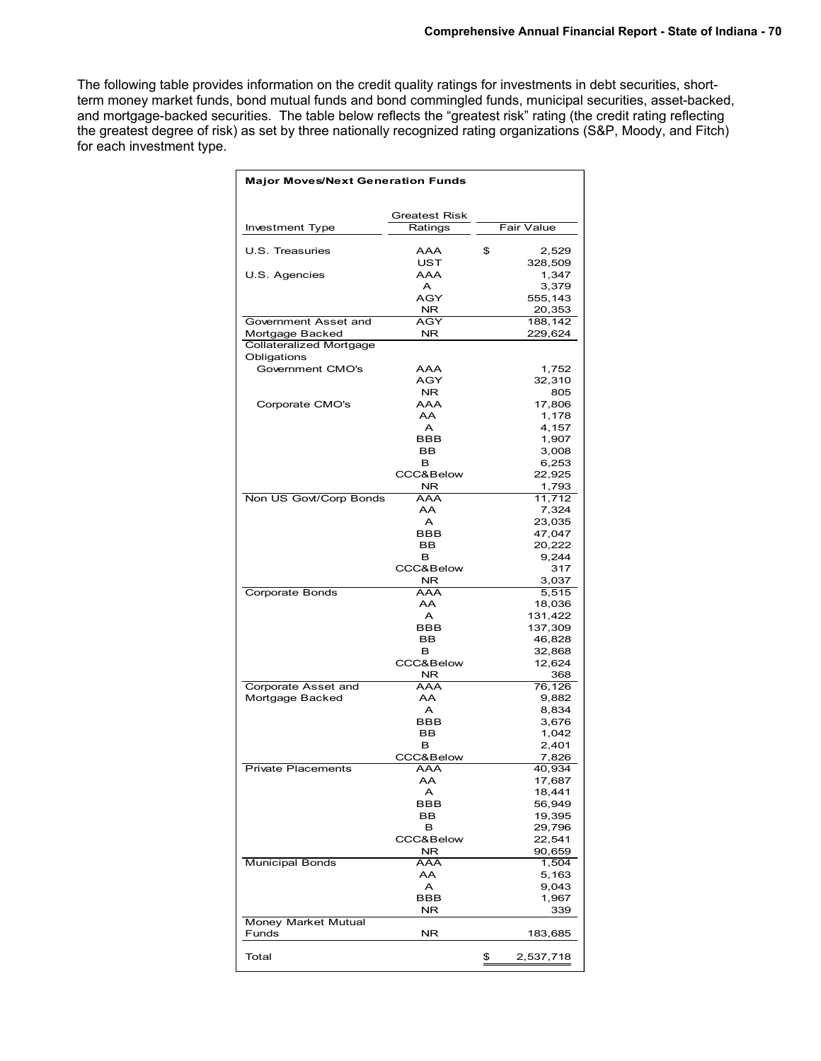The following table provides information on the credit quality ratings for investments in debt securities, short-term money market funds, bond mutual funds and bond commingled funds, municipal securities, asset-backed, and mortgage-backed securities. The table below reflects the "greatest risk" rating (the credit rating reflecting the greatest degree of risk) as set by three nationally recognized rating organizations (S&P, Moody, and Fitch) for each investment type.

**Major Moves/Next Generation Funds**

| Investment Type | Greatest Risk Ratings | Fair Value |
|---|---|---|
| U.S. Treasuries | AAA | $ 2,529 |
| | UST | 328,509 |
| U.S. Agencies | AAA | 1,347 |
| | A | 3,379 |
| | AGY | 555,143 |
| | NR | 20,353 |
| Government Asset and Mortgage Backed | AGY | 188,142 |
| | NR | 229,624 |
| Collateralized Mortgage Obligations | | |
| Government CMO's | AAA | 1,752 |
| | AGY | 32,310 |
| | NR | 805 |
| Corporate CMO's | AAA | 17,806 |
| | AA | 1,178 |
| | A | 4,157 |
| | BBB | 1,907 |
| | BB | 3,008 |
| | B | 6,253 |
| | CCC&Below | 22,925 |
| | NR | 1,793 |
| Non US Govt/Corp Bonds | AAA | 11,712 |
| | AA | 7,324 |
| | A | 23,035 |
| | BBB | 47,047 |
| | BB | 20,222 |
| | B | 9,244 |
| | CCC&Below | 317 |
| | NR | 3,037 |
| Corporate Bonds | AAA | 5,515 |
| | AA | 18,036 |
| | A | 131,422 |
| | BBB | 137,309 |
| | BB | 46,828 |
| | B | 32,868 |
| | CCC&Below | 12,624 |
| | NR | 368 |
| Corporate Asset and Mortgage Backed | AAA | 76,126 |
| | AA | 9,882 |
| | A | 8,834 |
| | BBB | 3,676 |
| | BB | 1,042 |
| | B | 2,401 |
| | CCC&Below | 7,826 |
| Private Placements | AAA | 40,934 |
| | AA | 17,687 |
| | A | 18,441 |
| | BBB | 56,949 |
| | BB | 19,395 |
| | B | 29,796 |
| | CCC&Below | 22,541 |
| | NR | 90,659 |
| Municipal Bonds | AAA | 1,504 |
| | AA | 5,163 |
| | A | 9,043 |
| | BBB | 1,967 |
| | NR | 339 |
| Money Market Mutual Funds | NR | 183,685 |
| Total | | $ 2,537,718 |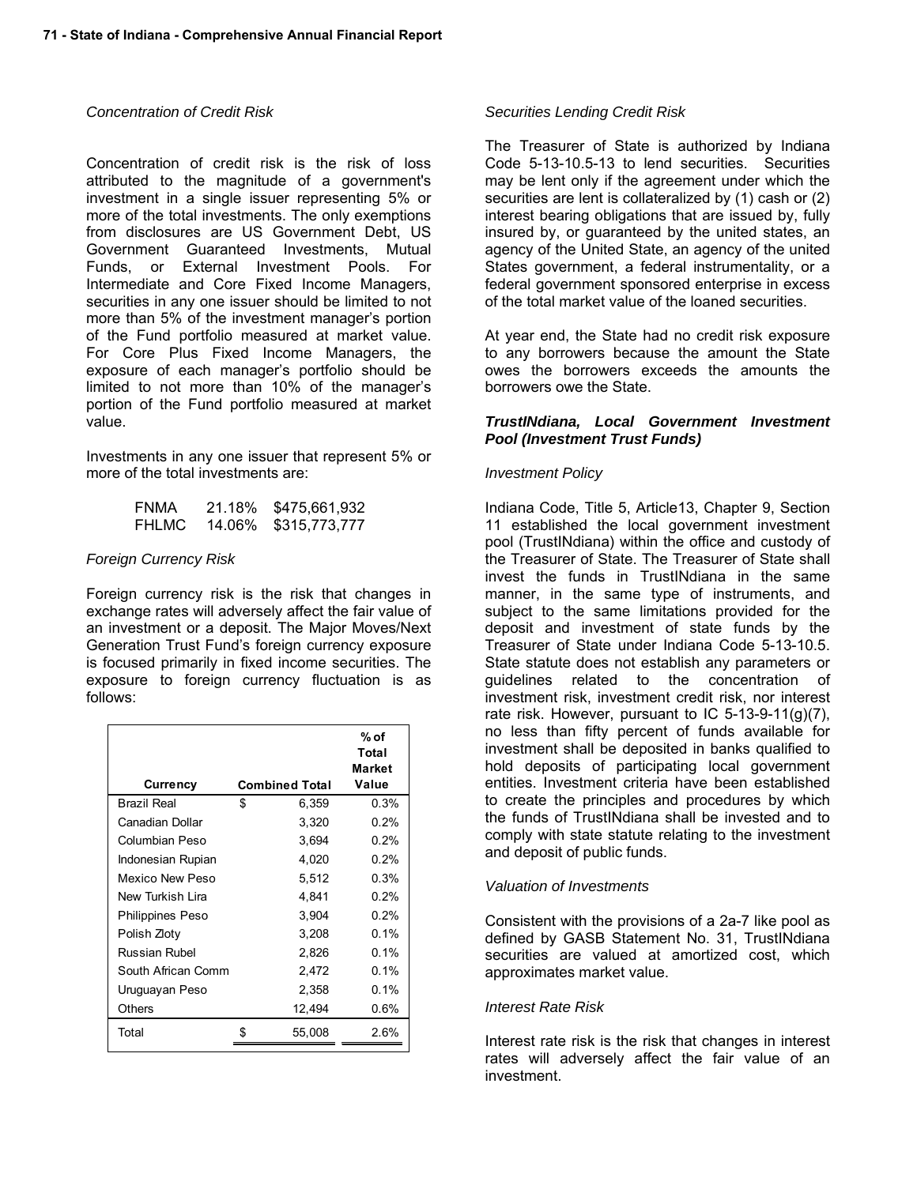*Concentration of Credit Risk*

Concentration of credit risk is the risk of loss attributed to the magnitude of a government's investment in a single issuer representing 5% or more of the total investments. The only exemptions from disclosures are US Government Debt, US Government Guaranteed Investments, Mutual Funds, or External Investment Pools. For Intermediate and Core Fixed Income Managers, securities in any one issuer should be limited to not more than 5% of the investment manager's portion of the Fund portfolio measured at market value. For Core Plus Fixed Income Managers, the exposure of each manager's portfolio should be limited to not more than 10% of the manager's portion of the Fund portfolio measured at market value.

Investments in any one issuer that represent 5% or more of the total investments are:

| | | |
|---|---|---|
| FNMA | 21.18% | $475,661,932 |
| FHLMC | 14.06% | $315,773,777 |

*Foreign Currency Risk*

Foreign currency risk is the risk that changes in exchange rates will adversely affect the fair value of an investment or a deposit. The Major Moves/Next Generation Trust Fund's foreign currency exposure is focused primarily in fixed income securities. The exposure to foreign currency fluctuation is as follows:

| Currency | Combined Total | % of Total Market Value |
|---|---|---|
| Brazil Real | $ 6,359 | 0.3% |
| Canadian Dollar | 3,320 | 0.2% |
| Columbian Peso | 3,694 | 0.2% |
| Indonesian Rupian | 4,020 | 0.2% |
| Mexico New Peso | 5,512 | 0.3% |
| New Turkish Lira | 4,841 | 0.2% |
| Philippines Peso | 3,904 | 0.2% |
| Polish Zloty | 3,208 | 0.1% |
| Russian Rubel | 2,826 | 0.1% |
| South African Comm | 2,472 | 0.1% |
| Uruguayan Peso | 2,358 | 0.1% |
| Others | 12,494 | 0.6% |
| Total | $ 55,008 | 2.6% |

*Securities Lending Credit Risk*

The Treasurer of State is authorized by Indiana Code 5-13-10.5-13 to lend securities. Securities may be lent only if the agreement under which the securities are lent is collateralized by (1) cash or (2) interest bearing obligations that are issued by, fully insured by, or guaranteed by the united states, an agency of the United State, an agency of the united States government, a federal instrumentality, or a federal government sponsored enterprise in excess of the total market value of the loaned securities.

At year end, the State had no credit risk exposure to any borrowers because the amount the State owes the borrowers exceeds the amounts the borrowers owe the State.

***TrustINdiana, Local Government Investment Pool (Investment Trust Funds)***

*Investment Policy*

Indiana Code, Title 5, Article13, Chapter 9, Section 11 established the local government investment pool (TrustINdiana) within the office and custody of the Treasurer of State. The Treasurer of State shall invest the funds in TrustINdiana in the same manner, in the same type of instruments, and subject to the same limitations provided for the deposit and investment of state funds by the Treasurer of State under Indiana Code 5-13-10.5. State statute does not establish any parameters or guidelines related to the concentration of investment risk, investment credit risk, nor interest rate risk. However, pursuant to IC 5-13-9-11(g)(7), no less than fifty percent of funds available for investment shall be deposited in banks qualified to hold deposits of participating local government entities. Investment criteria have been established to create the principles and procedures by which the funds of TrustINdiana shall be invested and to comply with state statute relating to the investment and deposit of public funds.

*Valuation of Investments*

Consistent with the provisions of a 2a-7 like pool as defined by GASB Statement No. 31, TrustINdiana securities are valued at amortized cost, which approximates market value.

*Interest Rate Risk*

Interest rate risk is the risk that changes in interest rates will adversely affect the fair value of an investment.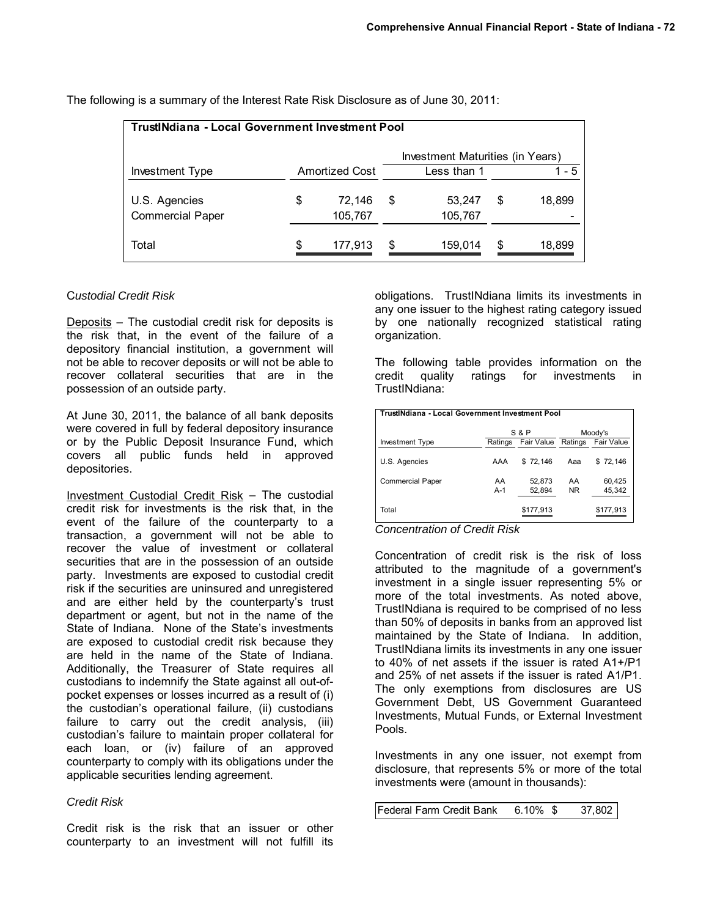The following is a summary of the Interest Rate Risk Disclosure as of June 30, 2011:

| TrustINdiana - Local Government Investment Pool | | | |
|---|---|---|---|
| | | Investment Maturities (in Years) | |
| Investment Type | Amortized Cost | Less than 1 | 1 - 5 |
| U.S. Agencies | $ 72,146 | $ 53,247 | $ 18,899 |
| Commercial Paper | 105,767 | 105,767 | - |
| Total | $ 177,913 | $ 159,014 | $ 18,899 |

*Custodial Credit Risk*

Deposits – The custodial credit risk for deposits is the risk that, in the event of the failure of a depository financial institution, a government will not be able to recover deposits or will not be able to recover collateral securities that are in the possession of an outside party.

At June 30, 2011, the balance of all bank deposits were covered in full by federal depository insurance or by the Public Deposit Insurance Fund, which covers all public funds held in approved depositories.

Investment Custodial Credit Risk – The custodial credit risk for investments is the risk that, in the event of the failure of the counterparty to a transaction, a government will not be able to recover the value of investment or collateral securities that are in the possession of an outside party. Investments are exposed to custodial credit risk if the securities are uninsured and unregistered and are either held by the counterparty's trust department or agent, but not in the name of the State of Indiana. None of the State's investments are exposed to custodial credit risk because they are held in the name of the State of Indiana. Additionally, the Treasurer of State requires all custodians to indemnify the State against all out-of-pocket expenses or losses incurred as a result of (i) the custodian's operational failure, (ii) custodians failure to carry out the credit analysis, (iii) custodian's failure to maintain proper collateral for each loan, or (iv) failure of an approved counterparty to comply with its obligations under the applicable securities lending agreement.

*Credit Risk*

Credit risk is the risk that an issuer or other counterparty to an investment will not fulfill its obligations. TrustINdiana limits its investments in any one issuer to the highest rating category issued by one nationally recognized statistical rating organization.

The following table provides information on the credit quality ratings for investments in TrustINdiana:

| TrustINdiana - Local Government Investment Pool | | | | |
|---|---|---|---|---|
| | S & P | | Moody's | |
| Investment Type | Ratings | Fair Value | Ratings | Fair Value |
| U.S. Agencies | AAA | $ 72,146 | Aaa | $ 72,146 |
| Commercial Paper | AA | 52,873 | AA | 60,425 |
| | A-1 | 52,894 | NR | 45,342 |
| Total | | $177,913 | | $177,913 |

*Concentration of Credit Risk*

Concentration of credit risk is the risk of loss attributed to the magnitude of a government's investment in a single issuer representing 5% or more of the total investments. As noted above, TrustINdiana is required to be comprised of no less than 50% of deposits in banks from an approved list maintained by the State of Indiana. In addition, TrustINdiana limits its investments in any one issuer to 40% of net assets if the issuer is rated A1+/P1 and 25% of net assets if the issuer is rated A1/P1. The only exemptions from disclosures are US Government Debt, US Government Guaranteed Investments, Mutual Funds, or External Investment Pools.

Investments in any one issuer, not exempt from disclosure, that represents 5% or more of the total investments were (amount in thousands):

| Federal Farm Credit Bank | 6.10% | $ 37,802 |
|---|---|---|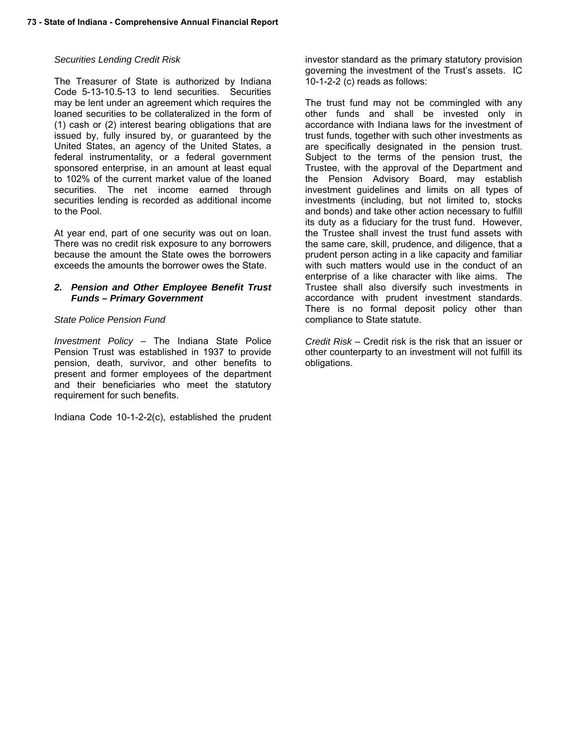*Securities Lending Credit Risk*

The Treasurer of State is authorized by Indiana Code 5-13-10.5-13 to lend securities. Securities may be lent under an agreement which requires the loaned securities to be collateralized in the form of (1) cash or (2) interest bearing obligations that are issued by, fully insured by, or guaranteed by the United States, an agency of the United States, a federal instrumentality, or a federal government sponsored enterprise, in an amount at least equal to 102% of the current market value of the loaned securities. The net income earned through securities lending is recorded as additional income to the Pool.

At year end, part of one security was out on loan. There was no credit risk exposure to any borrowers because the amount the State owes the borrowers exceeds the amounts the borrower owes the State.

### *2. Pension and Other Employee Benefit Trust Funds – Primary Government*

*State Police Pension Fund*

*Investment Policy* – The Indiana State Police Pension Trust was established in 1937 to provide pension, death, survivor, and other benefits to present and former employees of the department and their beneficiaries who meet the statutory requirement for such benefits.

Indiana Code 10-1-2-2(c), established the prudent investor standard as the primary statutory provision governing the investment of the Trust's assets. IC 10-1-2-2 (c) reads as follows:

The trust fund may not be commingled with any other funds and shall be invested only in accordance with Indiana laws for the investment of trust funds, together with such other investments as are specifically designated in the pension trust. Subject to the terms of the pension trust, the Trustee, with the approval of the Department and the Pension Advisory Board, may establish investment guidelines and limits on all types of investments (including, but not limited to, stocks and bonds) and take other action necessary to fulfill its duty as a fiduciary for the trust fund. However, the Trustee shall invest the trust fund assets with the same care, skill, prudence, and diligence, that a prudent person acting in a like capacity and familiar with such matters would use in the conduct of an enterprise of a like character with like aims. The Trustee shall also diversify such investments in accordance with prudent investment standards. There is no formal deposit policy other than compliance to State statute.

*Credit Risk* – Credit risk is the risk that an issuer or other counterparty to an investment will not fulfill its obligations.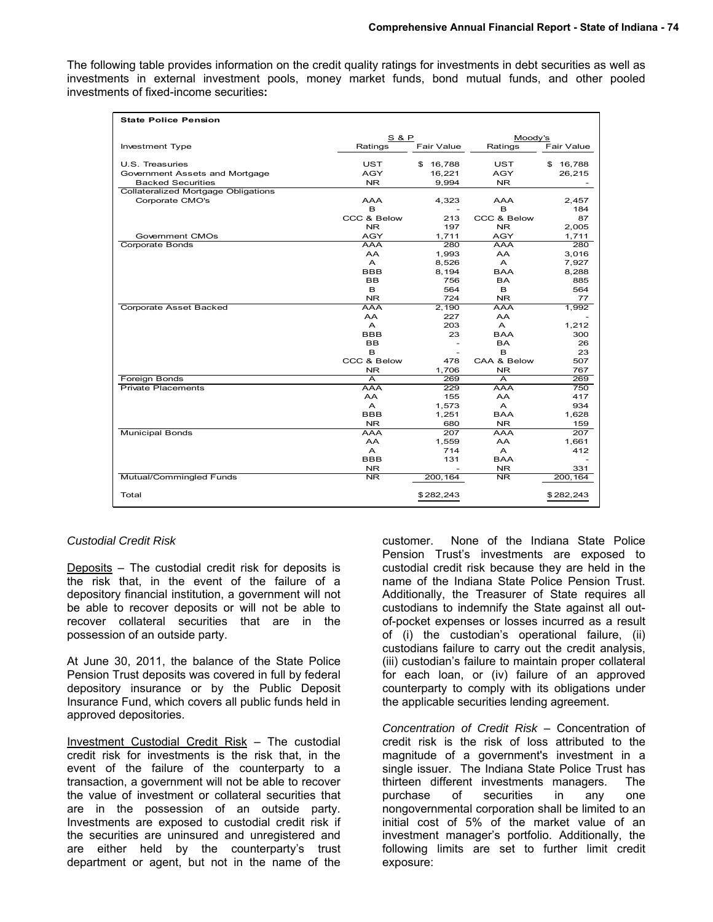The following table provides information on the credit quality ratings for investments in debt securities as well as investments in external investment pools, money market funds, bond mutual funds, and other pooled investments of fixed-income securities**:**

| **State Police Pension** | | | | |
|---|---|---|---|---|
| | S & P | | Moody's | |
| Investment Type | Ratings | Fair Value | Ratings | Fair Value |
| U.S. Treasuries | UST | $ 16,788 | UST | $ 16,788 |
| Government Assets and Mortgage | AGY | 16,221 | AGY | 26,215 |
| Backed Securities | NR | 9,994 | NR | - |
| Collateralized Mortgage Obligations | | | | |
| Corporate CMO's | AAA | 4,323 | AAA | 2,457 |
| | B | - | B | 184 |
| | CCC & Below | 213 | CCC & Below | 87 |
| | NR | 197 | NR | 2,005 |
| Government CMOs | AGY | 1,711 | AGY | 1,711 |
| Corporate Bonds | AAA | 280 | AAA | 280 |
| | AA | 1,993 | AA | 3,016 |
| | A | 8,526 | A | 7,927 |
| | BBB | 8,194 | BAA | 8,288 |
| | BB | 756 | BA | 885 |
| | B | 564 | B | 564 |
| | NR | 724 | NR | 77 |
| Corporate Asset Backed | AAA | 2,190 | AAA | 1,992 |
| | AA | 227 | AA | - |
| | A | 203 | A | 1,212 |
| | BBB | 23 | BAA | 300 |
| | BB | - | BA | 26 |
| | B | - | B | 23 |
| | CCC & Below | 478 | CAA & Below | 507 |
| | NR | 1,706 | NR | 767 |
| Foreign Bonds | A | 269 | A | 269 |
| Private Placements | AAA | 229 | AAA | 750 |
| | AA | 155 | AA | 417 |
| | A | 1,573 | A | 934 |
| | BBB | 1,251 | BAA | 1,628 |
| | NR | 680 | NR | 159 |
| Municipal Bonds | AAA | 207 | AAA | 207 |
| | AA | 1,559 | AA | 1,661 |
| | A | 714 | A | 412 |
| | BBB | 131 | BAA | - |
| | NR | - | NR | 331 |
| Mutual/Commingled Funds | NR | 200,164 | NR | 200,164 |
| Total | | $282,243 | | $282,243 |

*Custodial Credit Risk*

Deposits – The custodial credit risk for deposits is the risk that, in the event of the failure of a depository financial institution, a government will not be able to recover deposits or will not be able to recover collateral securities that are in the possession of an outside party.

At June 30, 2011, the balance of the State Police Pension Trust deposits was covered in full by federal depository insurance or by the Public Deposit Insurance Fund, which covers all public funds held in approved depositories.

Investment Custodial Credit Risk – The custodial credit risk for investments is the risk that, in the event of the failure of the counterparty to a transaction, a government will not be able to recover the value of investment or collateral securities that are in the possession of an outside party. Investments are exposed to custodial credit risk if the securities are uninsured and unregistered and are either held by the counterparty's trust department or agent, but not in the name of the customer. None of the Indiana State Police Pension Trust's investments are exposed to custodial credit risk because they are held in the name of the Indiana State Police Pension Trust. Additionally, the Treasurer of State requires all custodians to indemnify the State against all out-of-pocket expenses or losses incurred as a result of (i) the custodian's operational failure, (ii) custodians failure to carry out the credit analysis, (iii) custodian's failure to maintain proper collateral for each loan, or (iv) failure of an approved counterparty to comply with its obligations under the applicable securities lending agreement.

*Concentration of Credit Risk* – Concentration of credit risk is the risk of loss attributed to the magnitude of a government's investment in a single issuer. The Indiana State Police Trust has thirteen different investments managers. The purchase of securities in any one nongovernmental corporation shall be limited to an initial cost of 5% of the market value of an investment manager's portfolio. Additionally, the following limits are set to further limit credit exposure: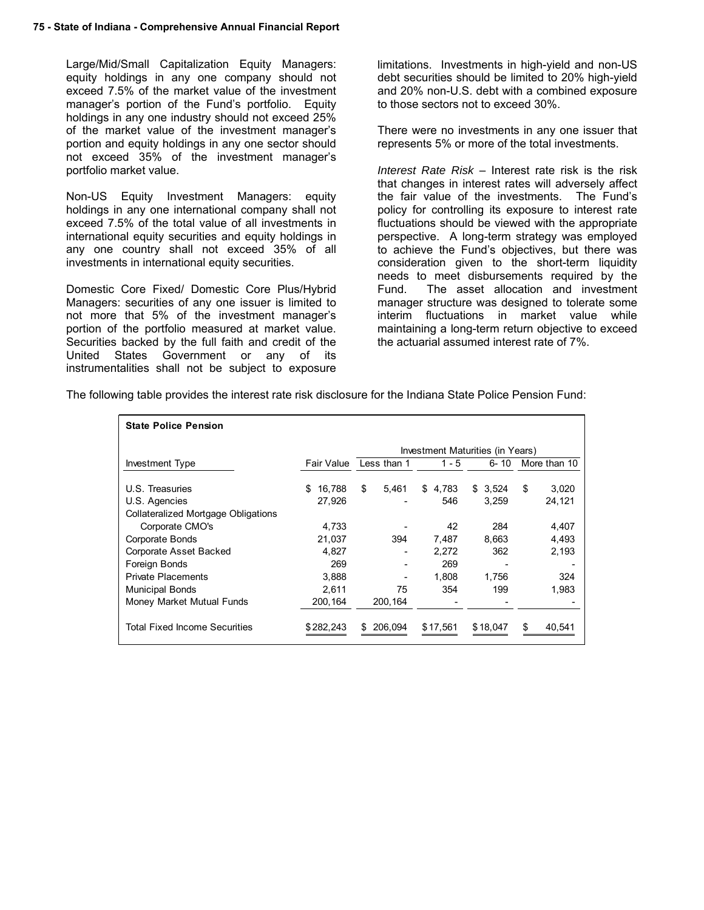Large/Mid/Small Capitalization Equity Managers: equity holdings in any one company should not exceed 7.5% of the market value of the investment manager's portion of the Fund's portfolio. Equity holdings in any one industry should not exceed 25% of the market value of the investment manager's portion and equity holdings in any one sector should not exceed 35% of the investment manager's portfolio market value.

Non-US Equity Investment Managers: equity holdings in any one international company shall not exceed 7.5% of the total value of all investments in international equity securities and equity holdings in any one country shall not exceed 35% of all investments in international equity securities.

Domestic Core Fixed/ Domestic Core Plus/Hybrid Managers: securities of any one issuer is limited to not more that 5% of the investment manager's portion of the portfolio measured at market value. Securities backed by the full faith and credit of the United States Government or any of its instrumentalities shall not be subject to exposure limitations. Investments in high-yield and non-US debt securities should be limited to 20% high-yield and 20% non-U.S. debt with a combined exposure to those sectors not to exceed 30%.

There were no investments in any one issuer that represents 5% or more of the total investments.

*Interest Rate Risk* – Interest rate risk is the risk that changes in interest rates will adversely affect the fair value of the investments. The Fund's policy for controlling its exposure to interest rate fluctuations should be viewed with the appropriate perspective. A long-term strategy was employed to achieve the Fund's objectives, but there was consideration given to the short-term liquidity needs to meet disbursements required by the Fund. The asset allocation and investment manager structure was designed to tolerate some interim fluctuations in market value while maintaining a long-term return objective to exceed the actuarial assumed interest rate of 7%.

The following table provides the interest rate risk disclosure for the Indiana State Police Pension Fund:

**State Police Pension**

| | | Investment Maturities (in Years) | | | |
|---|---|---|---|---|---|
| Investment Type | Fair Value | Less than 1 | 1 - 5 | 6- 10 | More than 10 |
| U.S. Treasuries | $ 16,788 | $ 5,461 | $ 4,783 | $ 3,524 | $ 3,020 |
| U.S. Agencies | 27,926 | - | 546 | 3,259 | 24,121 |
| Collateralized Mortgage Obligations | | | | | |
| Corporate CMO's | 4,733 | - | 42 | 284 | 4,407 |
| Corporate Bonds | 21,037 | 394 | 7,487 | 8,663 | 4,493 |
| Corporate Asset Backed | 4,827 | - | 2,272 | 362 | 2,193 |
| Foreign Bonds | 269 | - | 269 | - | - |
| Private Placements | 3,888 | - | 1,808 | 1,756 | 324 |
| Municipal Bonds | 2,611 | 75 | 354 | 199 | 1,983 |
| Money Market Mutual Funds | 200,164 | 200,164 | - | - | - |
| Total Fixed Income Securities | $ 282,243 | $ 206,094 | $ 17,561 | $ 18,047 | $ 40,541 |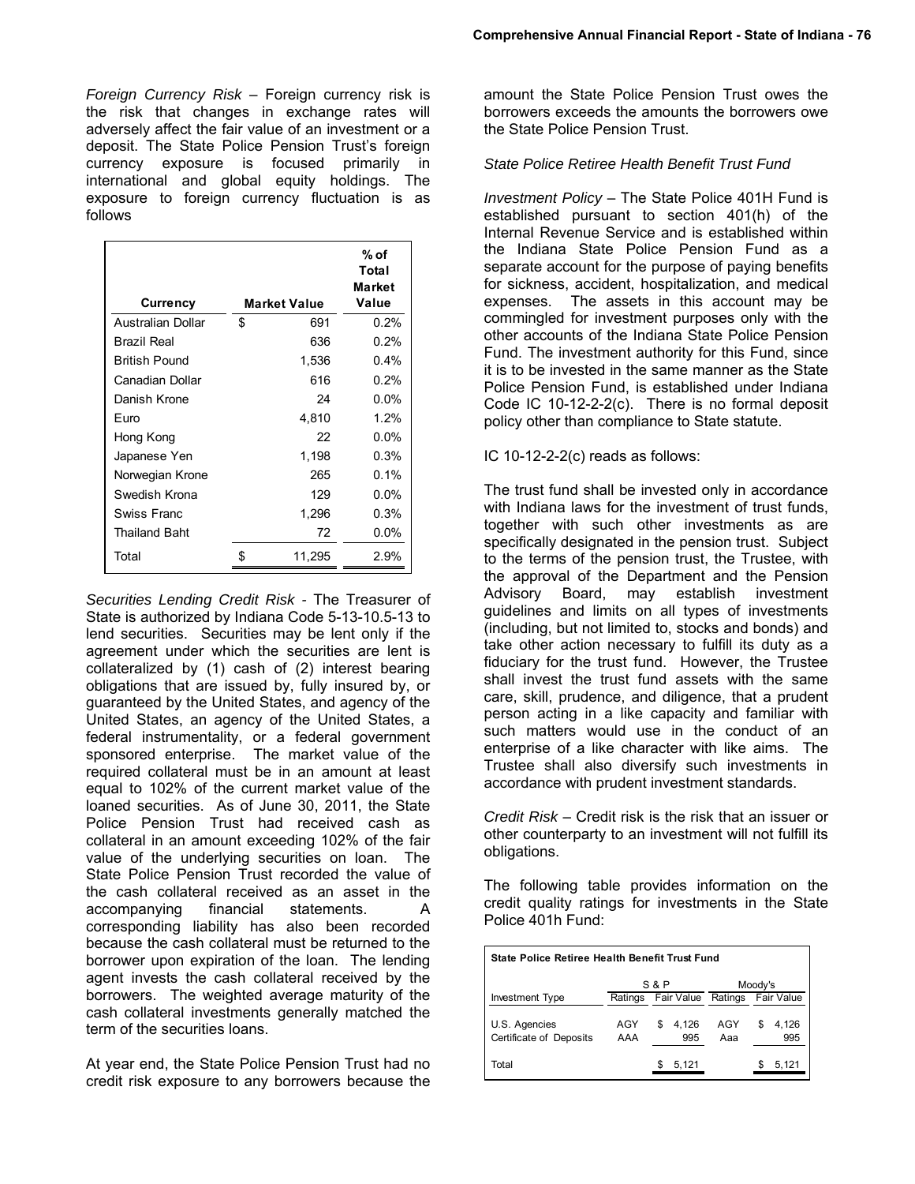*Foreign Currency Risk* – Foreign currency risk is the risk that changes in exchange rates will adversely affect the fair value of an investment or a deposit. The State Police Pension Trust's foreign currency exposure is focused primarily in international and global equity holdings. The exposure to foreign currency fluctuation is as follows

| Currency | Market Value | % of Total Market Value |
|---|---|---|
| Australian Dollar | $ 691 | 0.2% |
| Brazil Real | 636 | 0.2% |
| British Pound | 1,536 | 0.4% |
| Canadian Dollar | 616 | 0.2% |
| Danish Krone | 24 | 0.0% |
| Euro | 4,810 | 1.2% |
| Hong Kong | 22 | 0.0% |
| Japanese Yen | 1,198 | 0.3% |
| Norwegian Krone | 265 | 0.1% |
| Swedish Krona | 129 | 0.0% |
| Swiss Franc | 1,296 | 0.3% |
| Thailand Baht | 72 | 0.0% |
| Total | $ 11,295 | 2.9% |

*Securities Lending Credit Risk* - The Treasurer of State is authorized by Indiana Code 5-13-10.5-13 to lend securities. Securities may be lent only if the agreement under which the securities are lent is collateralized by (1) cash of (2) interest bearing obligations that are issued by, fully insured by, or guaranteed by the United States, and agency of the United States, an agency of the United States, a federal instrumentality, or a federal government sponsored enterprise. The market value of the required collateral must be in an amount at least equal to 102% of the current market value of the loaned securities. As of June 30, 2011, the State Police Pension Trust had received cash as collateral in an amount exceeding 102% of the fair value of the underlying securities on loan. The State Police Pension Trust recorded the value of the cash collateral received as an asset in the accompanying financial statements. A corresponding liability has also been recorded because the cash collateral must be returned to the borrower upon expiration of the loan. The lending agent invests the cash collateral received by the borrowers. The weighted average maturity of the cash collateral investments generally matched the term of the securities loans.

At year end, the State Police Pension Trust had no credit risk exposure to any borrowers because the amount the State Police Pension Trust owes the borrowers exceeds the amounts the borrowers owe the State Police Pension Trust.

*State Police Retiree Health Benefit Trust Fund*

*Investment Policy* – The State Police 401H Fund is established pursuant to section 401(h) of the Internal Revenue Service and is established within the Indiana State Police Pension Fund as a separate account for the purpose of paying benefits for sickness, accident, hospitalization, and medical expenses. The assets in this account may be commingled for investment purposes only with the other accounts of the Indiana State Police Pension Fund. The investment authority for this Fund, since it is to be invested in the same manner as the State Police Pension Fund, is established under Indiana Code IC 10-12-2-2(c). There is no formal deposit policy other than compliance to State statute.

IC 10-12-2-2(c) reads as follows:

The trust fund shall be invested only in accordance with Indiana laws for the investment of trust funds, together with such other investments as are specifically designated in the pension trust. Subject to the terms of the pension trust, the Trustee, with the approval of the Department and the Pension Advisory Board, may establish investment guidelines and limits on all types of investments (including, but not limited to, stocks and bonds) and take other action necessary to fulfill its duty as a fiduciary for the trust fund. However, the Trustee shall invest the trust fund assets with the same care, skill, prudence, and diligence, that a prudent person acting in a like capacity and familiar with such matters would use in the conduct of an enterprise of a like character with like aims. The Trustee shall also diversify such investments in accordance with prudent investment standards.

*Credit Risk* – Credit risk is the risk that an issuer or other counterparty to an investment will not fulfill its obligations.

The following table provides information on the credit quality ratings for investments in the State Police 401h Fund:

**State Police Retiree Health Benefit Trust Fund**

| | S & P | | Moody's | |
|---|---|---|---|---|
| Investment Type | Ratings | Fair Value | Ratings | Fair Value |
| U.S. Agencies | AGY | $ 4,126 | AGY | $ 4,126 |
| Certificate of Deposits | AAA | 995 | Aaa | 995 |
| Total | | $ 5,121 | | $ 5,121 |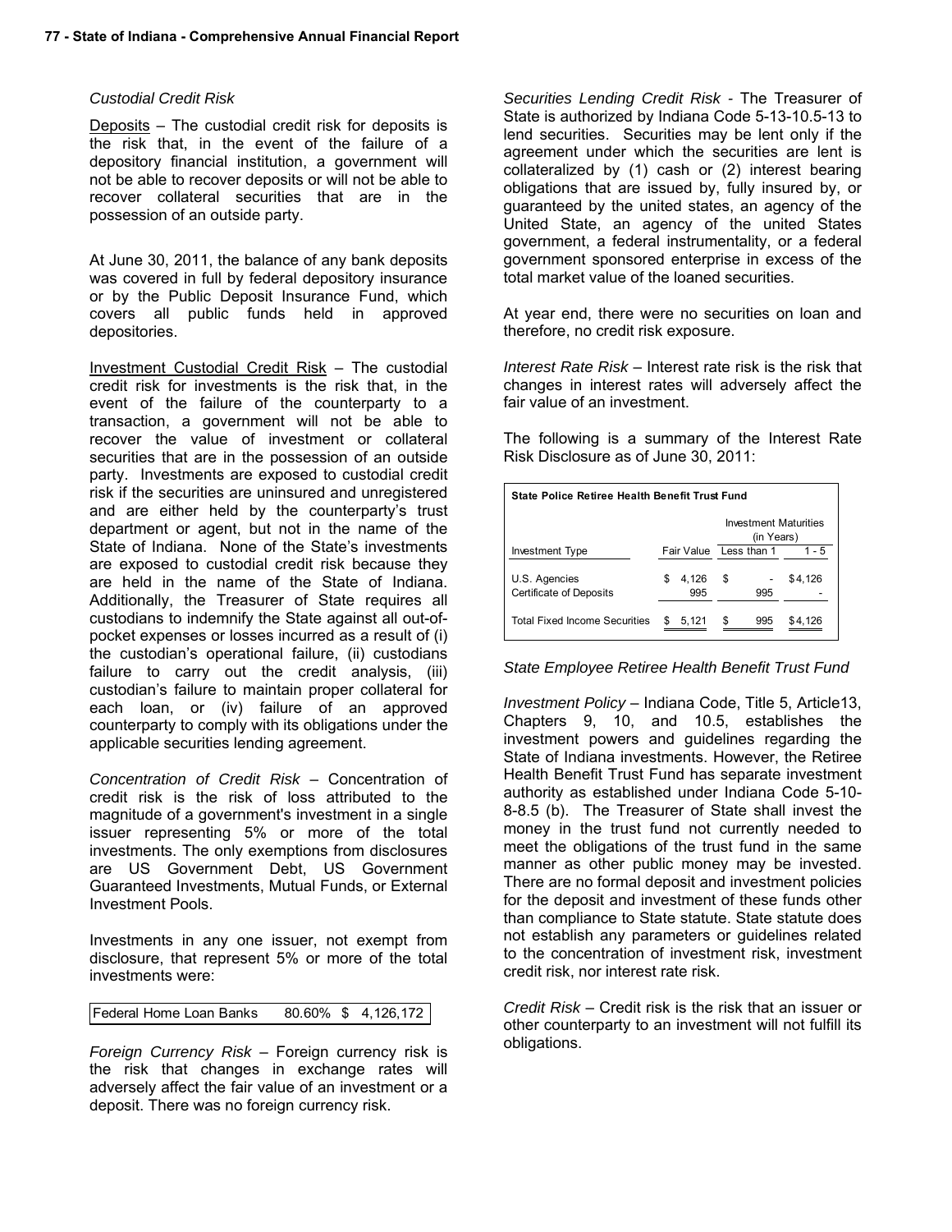*Custodial Credit Risk*

Deposits – The custodial credit risk for deposits is the risk that, in the event of the failure of a depository financial institution, a government will not be able to recover deposits or will not be able to recover collateral securities that are in the possession of an outside party.

At June 30, 2011, the balance of any bank deposits was covered in full by federal depository insurance or by the Public Deposit Insurance Fund, which covers all public funds held in approved depositories.

Investment Custodial Credit Risk – The custodial credit risk for investments is the risk that, in the event of the failure of the counterparty to a transaction, a government will not be able to recover the value of investment or collateral securities that are in the possession of an outside party. Investments are exposed to custodial credit risk if the securities are uninsured and unregistered and are either held by the counterparty's trust department or agent, but not in the name of the State of Indiana. None of the State's investments are exposed to custodial credit risk because they are held in the name of the State of Indiana. Additionally, the Treasurer of State requires all custodians to indemnify the State against all out-of-pocket expenses or losses incurred as a result of (i) the custodian's operational failure, (ii) custodians failure to carry out the credit analysis, (iii) custodian's failure to maintain proper collateral for each loan, or (iv) failure of an approved counterparty to comply with its obligations under the applicable securities lending agreement.

*Concentration of Credit Risk* – Concentration of credit risk is the risk of loss attributed to the magnitude of a government's investment in a single issuer representing 5% or more of the total investments. The only exemptions from disclosures are US Government Debt, US Government Guaranteed Investments, Mutual Funds, or External Investment Pools.

Investments in any one issuer, not exempt from disclosure, that represent 5% or more of the total investments were:

| Federal Home Loan Banks | 80.60% | $ 4,126,172 |
|---|---|---|

*Foreign Currency Risk* – Foreign currency risk is the risk that changes in exchange rates will adversely affect the fair value of an investment or a deposit. There was no foreign currency risk.

*Securities Lending Credit Risk* - The Treasurer of State is authorized by Indiana Code 5-13-10.5-13 to lend securities. Securities may be lent only if the agreement under which the securities are lent is collateralized by (1) cash or (2) interest bearing obligations that are issued by, fully insured by, or guaranteed by the united states, an agency of the United State, an agency of the united States government, a federal instrumentality, or a federal government sponsored enterprise in excess of the total market value of the loaned securities.

At year end, there were no securities on loan and therefore, no credit risk exposure.

*Interest Rate Risk* – Interest rate risk is the risk that changes in interest rates will adversely affect the fair value of an investment.

The following is a summary of the Interest Rate Risk Disclosure as of June 30, 2011:

**State Police Retiree Health Benefit Trust Fund**

| | | Investment Maturities (in Years) | |
|---|---|---|---|
| Investment Type | Fair Value | Less than 1 | 1 - 5 |
| U.S. Agencies | $ 4,126 | $ - | $ 4,126 |
| Certificate of Deposits | 995 | 995 | - |
| Total Fixed Income Securities | $ 5,121 | $ 995 | $ 4,126 |

*State Employee Retiree Health Benefit Trust Fund*

*Investment Policy* – Indiana Code, Title 5, Article13, Chapters 9, 10, and 10.5, establishes the investment powers and guidelines regarding the State of Indiana investments. However, the Retiree Health Benefit Trust Fund has separate investment authority as established under Indiana Code 5-10-8-8.5 (b). The Treasurer of State shall invest the money in the trust fund not currently needed to meet the obligations of the trust fund in the same manner as other public money may be invested. There are no formal deposit and investment policies for the deposit and investment of these funds other than compliance to State statute. State statute does not establish any parameters or guidelines related to the concentration of investment risk, investment credit risk, nor interest rate risk.

*Credit Risk* – Credit risk is the risk that an issuer or other counterparty to an investment will not fulfill its obligations.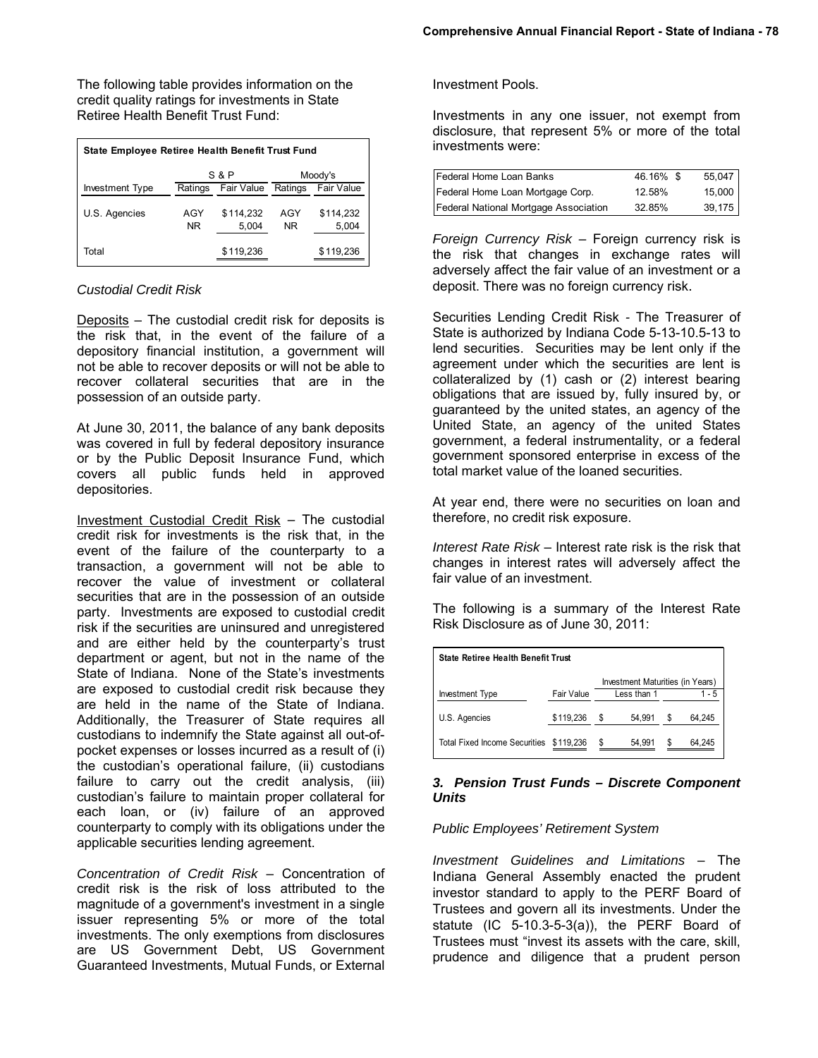The following table provides information on the credit quality ratings for investments in State Retiree Health Benefit Trust Fund:

| State Employee Retiree Health Benefit Trust Fund | | | | |
|---|---|---|---|---|
| | S & P | | Moody's | |
| Investment Type | Ratings | Fair Value | Ratings | Fair Value |
| U.S. Agencies | AGY | $114,232 | AGY | $114,232 |
| | NR | 5,004 | NR | 5,004 |
| Total | | $119,236 | | $119,236 |

*Custodial Credit Risk*

Deposits – The custodial credit risk for deposits is the risk that, in the event of the failure of a depository financial institution, a government will not be able to recover deposits or will not be able to recover collateral securities that are in the possession of an outside party.

At June 30, 2011, the balance of any bank deposits was covered in full by federal depository insurance or by the Public Deposit Insurance Fund, which covers all public funds held in approved depositories.

Investment Custodial Credit Risk – The custodial credit risk for investments is the risk that, in the event of the failure of the counterparty to a transaction, a government will not be able to recover the value of investment or collateral securities that are in the possession of an outside party. Investments are exposed to custodial credit risk if the securities are uninsured and unregistered and are either held by the counterparty's trust department or agent, but not in the name of the State of Indiana. None of the State's investments are exposed to custodial credit risk because they are held in the name of the State of Indiana. Additionally, the Treasurer of State requires all custodians to indemnify the State against all out-of-pocket expenses or losses incurred as a result of (i) the custodian's operational failure, (ii) custodians failure to carry out the credit analysis, (iii) custodian's failure to maintain proper collateral for each loan, or (iv) failure of an approved counterparty to comply with its obligations under the applicable securities lending agreement.

*Concentration of Credit Risk* – Concentration of credit risk is the risk of loss attributed to the magnitude of a government's investment in a single issuer representing 5% or more of the total investments. The only exemptions from disclosures are US Government Debt, US Government Guaranteed Investments, Mutual Funds, or External Investment Pools.

Investments in any one issuer, not exempt from disclosure, that represent 5% or more of the total investments were:

| | | |
|---|---|---|
| Federal Home Loan Banks | 46.16% | $ 55,047 |
| Federal Home Loan Mortgage Corp. | 12.58% | 15,000 |
| Federal National Mortgage Association | 32.85% | 39,175 |

*Foreign Currency Risk* – Foreign currency risk is the risk that changes in exchange rates will adversely affect the fair value of an investment or a deposit. There was no foreign currency risk.

Securities Lending Credit Risk - The Treasurer of State is authorized by Indiana Code 5-13-10.5-13 to lend securities. Securities may be lent only if the agreement under which the securities are lent is collateralized by (1) cash or (2) interest bearing obligations that are issued by, fully insured by, or guaranteed by the united states, an agency of the United State, an agency of the united States government, a federal instrumentality, or a federal government sponsored enterprise in excess of the total market value of the loaned securities.

At year end, there were no securities on loan and therefore, no credit risk exposure.

*Interest Rate Risk* – Interest rate risk is the risk that changes in interest rates will adversely affect the fair value of an investment.

The following is a summary of the Interest Rate Risk Disclosure as of June 30, 2011:

| State Retiree Health Benefit Trust | | | |
|---|---|---|---|
| | | Investment Maturities (in Years) | |
| Investment Type | Fair Value | Less than 1 | 1 - 5 |
| U.S. Agencies | $119,236 | $ 54,991 | $ 64,245 |
| Total Fixed Income Securities | $119,236 | $ 54,991 | $ 64,245 |

### *3. Pension Trust Funds – Discrete Component Units*

*Public Employees' Retirement System*

*Investment Guidelines and Limitations* – The Indiana General Assembly enacted the prudent investor standard to apply to the PERF Board of Trustees and govern all its investments. Under the statute (IC 5-10.3-5-3(a)), the PERF Board of Trustees must "invest its assets with the care, skill, prudence and diligence that a prudent person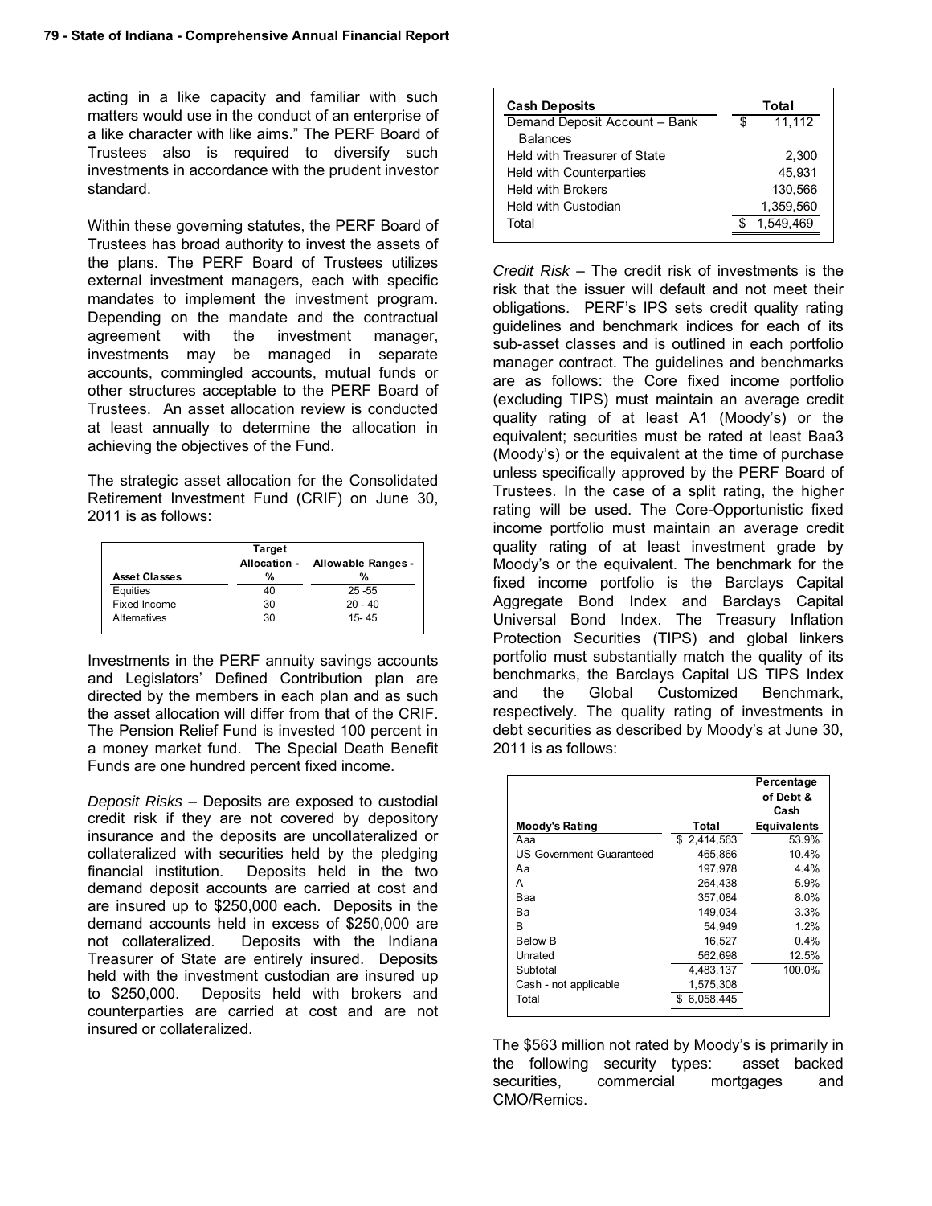acting in a like capacity and familiar with such matters would use in the conduct of an enterprise of a like character with like aims." The PERF Board of Trustees also is required to diversify such investments in accordance with the prudent investor standard.

Within these governing statutes, the PERF Board of Trustees has broad authority to invest the assets of the plans. The PERF Board of Trustees utilizes external investment managers, each with specific mandates to implement the investment program. Depending on the mandate and the contractual agreement with the investment manager, investments may be managed in separate accounts, commingled accounts, mutual funds or other structures acceptable to the PERF Board of Trustees. An asset allocation review is conducted at least annually to determine the allocation in achieving the objectives of the Fund.

The strategic asset allocation for the Consolidated Retirement Investment Fund (CRIF) on June 30, 2011 is as follows:

| Asset Classes | Target Allocation - % | Allowable Ranges - % |
|---|---|---|
| Equities | 40 | 25 -55 |
| Fixed Income | 30 | 20 - 40 |
| Alternatives | 30 | 15- 45 |

Investments in the PERF annuity savings accounts and Legislators' Defined Contribution plan are directed by the members in each plan and as such the asset allocation will differ from that of the CRIF. The Pension Relief Fund is invested 100 percent in a money market fund. The Special Death Benefit Funds are one hundred percent fixed income.

*Deposit Risks* – Deposits are exposed to custodial credit risk if they are not covered by depository insurance and the deposits are uncollateralized or collateralized with securities held by the pledging financial institution. Deposits held in the two demand deposit accounts are carried at cost and are insured up to $250,000 each. Deposits in the demand accounts held in excess of $250,000 are not collateralized. Deposits with the Indiana Treasurer of State are entirely insured. Deposits held with the investment custodian are insured up to $250,000. Deposits held with brokers and counterparties are carried at cost and are not insured or collateralized.

| Cash Deposits | Total |
|---|---|
| Demand Deposit Account – Bank Balances | $ 11,112 |
| Held with Treasurer of State | 2,300 |
| Held with Counterparties | 45,931 |
| Held with Brokers | 130,566 |
| Held with Custodian | 1,359,560 |
| Total | $ 1,549,469 |

*Credit Risk* – The credit risk of investments is the risk that the issuer will default and not meet their obligations. PERF's IPS sets credit quality rating guidelines and benchmark indices for each of its sub-asset classes and is outlined in each portfolio manager contract. The guidelines and benchmarks are as follows: the Core fixed income portfolio (excluding TIPS) must maintain an average credit quality rating of at least A1 (Moody's) or the equivalent; securities must be rated at least Baa3 (Moody's) or the equivalent at the time of purchase unless specifically approved by the PERF Board of Trustees. In the case of a split rating, the higher rating will be used. The Core-Opportunistic fixed income portfolio must maintain an average credit quality rating of at least investment grade by Moody's or the equivalent. The benchmark for the fixed income portfolio is the Barclays Capital Aggregate Bond Index and Barclays Capital Universal Bond Index. The Treasury Inflation Protection Securities (TIPS) and global linkers portfolio must substantially match the quality of its benchmarks, the Barclays Capital US TIPS Index and the Global Customized Benchmark, respectively. The quality rating of investments in debt securities as described by Moody's at June 30, 2011 is as follows:

| Moody's Rating | Total | Percentage of Debt & Cash Equivalents |
|---|---|---|
| Aaa | $ 2,414,563 | 53.9% |
| US Government Guaranteed | 465,866 | 10.4% |
| Aa | 197,978 | 4.4% |
| A | 264,438 | 5.9% |
| Baa | 357,084 | 8.0% |
| Ba | 149,034 | 3.3% |
| B | 54,949 | 1.2% |
| Below B | 16,527 | 0.4% |
| Unrated | 562,698 | 12.5% |
| Subtotal | 4,483,137 | 100.0% |
| Cash - not applicable | 1,575,308 | |
| Total | $ 6,058,445 | |

The $563 million not rated by Moody's is primarily in the following security types: asset backed securities, commercial mortgages and CMO/Remics.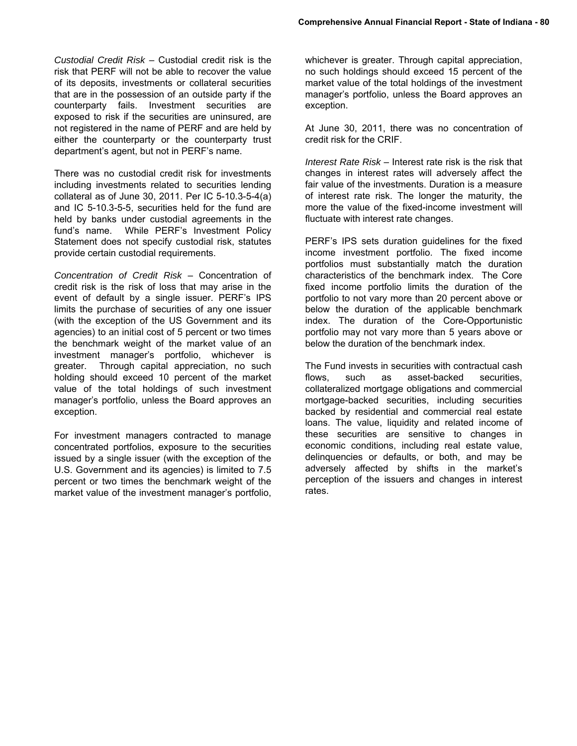*Custodial Credit Risk* – Custodial credit risk is the risk that PERF will not be able to recover the value of its deposits, investments or collateral securities that are in the possession of an outside party if the counterparty fails. Investment securities are exposed to risk if the securities are uninsured, are not registered in the name of PERF and are held by either the counterparty or the counterparty trust department's agent, but not in PERF's name.

There was no custodial credit risk for investments including investments related to securities lending collateral as of June 30, 2011. Per IC 5-10.3-5-4(a) and IC 5-10.3-5-5, securities held for the fund are held by banks under custodial agreements in the fund's name. While PERF's Investment Policy Statement does not specify custodial risk, statutes provide certain custodial requirements.

*Concentration of Credit Risk* – Concentration of credit risk is the risk of loss that may arise in the event of default by a single issuer. PERF's IPS limits the purchase of securities of any one issuer (with the exception of the US Government and its agencies) to an initial cost of 5 percent or two times the benchmark weight of the market value of an investment manager's portfolio, whichever is greater. Through capital appreciation, no such holding should exceed 10 percent of the market value of the total holdings of such investment manager's portfolio, unless the Board approves an exception.

For investment managers contracted to manage concentrated portfolios, exposure to the securities issued by a single issuer (with the exception of the U.S. Government and its agencies) is limited to 7.5 percent or two times the benchmark weight of the market value of the investment manager's portfolio, whichever is greater. Through capital appreciation, no such holdings should exceed 15 percent of the market value of the total holdings of the investment manager's portfolio, unless the Board approves an exception.

At June 30, 2011, there was no concentration of credit risk for the CRIF.

*Interest Rate Risk* – Interest rate risk is the risk that changes in interest rates will adversely affect the fair value of the investments. Duration is a measure of interest rate risk. The longer the maturity, the more the value of the fixed-income investment will fluctuate with interest rate changes.

PERF's IPS sets duration guidelines for the fixed income investment portfolio. The fixed income portfolios must substantially match the duration characteristics of the benchmark index. The Core fixed income portfolio limits the duration of the portfolio to not vary more than 20 percent above or below the duration of the applicable benchmark index. The duration of the Core-Opportunistic portfolio may not vary more than 5 years above or below the duration of the benchmark index.

The Fund invests in securities with contractual cash flows, such as asset-backed securities, collateralized mortgage obligations and commercial mortgage-backed securities, including securities backed by residential and commercial real estate loans. The value, liquidity and related income of these securities are sensitive to changes in economic conditions, including real estate value, delinquencies or defaults, or both, and may be adversely affected by shifts in the market's perception of the issuers and changes in interest rates.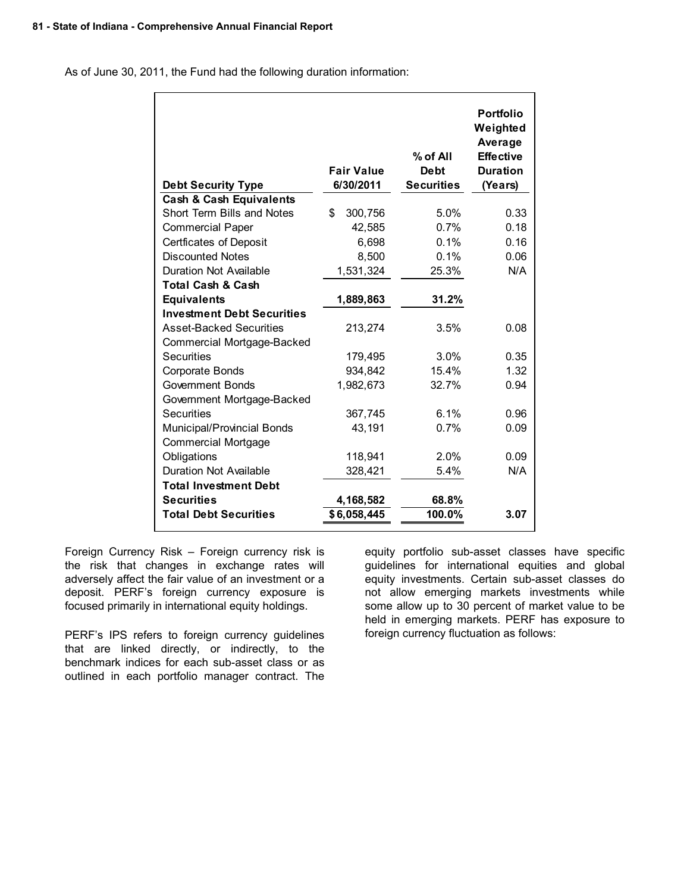As of June 30, 2011, the Fund had the following duration information:

| Debt Security Type | Fair Value 6/30/2011 | % of All Debt Securities | Portfolio Weighted Average Effective Duration (Years) |
|---|---|---|---|
| **Cash & Cash Equivalents** | | | |
| Short Term Bills and Notes | $ 300,756 | 5.0% | 0.33 |
| Commercial Paper | 42,585 | 0.7% | 0.18 |
| Certficates of Deposit | 6,698 | 0.1% | 0.16 |
| Discounted Notes | 8,500 | 0.1% | 0.06 |
| Duration Not Available | 1,531,324 | 25.3% | N/A |
| **Total Cash & Cash Equivalents** | **1,889,863** | **31.2%** | |
| **Investment Debt Securities** | | | |
| Asset-Backed Securities | 213,274 | 3.5% | 0.08 |
| Commercial Mortgage-Backed Securities | 179,495 | 3.0% | 0.35 |
| Corporate Bonds | 934,842 | 15.4% | 1.32 |
| Government Bonds | 1,982,673 | 32.7% | 0.94 |
| Government Mortgage-Backed Securities | 367,745 | 6.1% | 0.96 |
| Municipal/Provincial Bonds | 43,191 | 0.7% | 0.09 |
| Commercial Mortgage Obligations | 118,941 | 2.0% | 0.09 |
| Duration Not Available | 328,421 | 5.4% | N/A |
| **Total Investment Debt Securities** | **4,168,582** | **68.8%** | |
| **Total Debt Securities** | **$ 6,058,445** | **100.0%** | **3.07** |

Foreign Currency Risk – Foreign currency risk is the risk that changes in exchange rates will adversely affect the fair value of an investment or a deposit. PERF's foreign currency exposure is focused primarily in international equity holdings.

PERF's IPS refers to foreign currency guidelines that are linked directly, or indirectly, to the benchmark indices for each sub-asset class or as outlined in each portfolio manager contract. The equity portfolio sub-asset classes have specific guidelines for international equities and global equity investments. Certain sub-asset classes do not allow emerging markets investments while some allow up to 30 percent of market value to be held in emerging markets. PERF has exposure to foreign currency fluctuation as follows: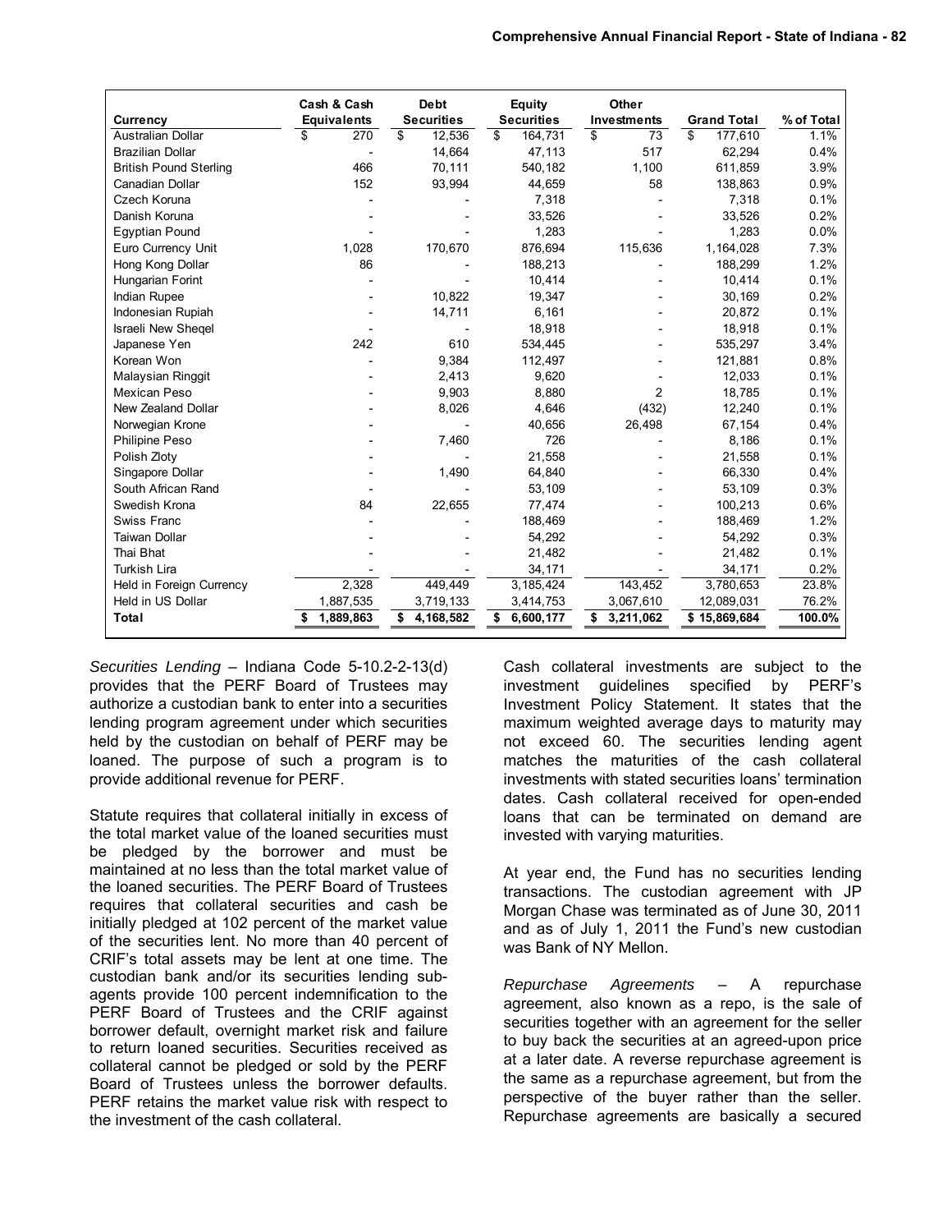| Currency | Cash & Cash Equivalents | Debt Securities | Equity Securities | Other Investments | Grand Total | % of Total |
|---|---|---|---|---|---|---|
| Australian Dollar | $ 270 | $ 12,536 | $ 164,731 | $ 73 | $ 177,610 | 1.1% |
| Brazilian Dollar | - | 14,664 | 47,113 | 517 | 62,294 | 0.4% |
| British Pound Sterling | 466 | 70,111 | 540,182 | 1,100 | 611,859 | 3.9% |
| Canadian Dollar | 152 | 93,994 | 44,659 | 58 | 138,863 | 0.9% |
| Czech Koruna | - | - | 7,318 | - | 7,318 | 0.1% |
| Danish Koruna | - | - | 33,526 | - | 33,526 | 0.2% |
| Egyptian Pound | - | - | 1,283 | - | 1,283 | 0.0% |
| Euro Currency Unit | 1,028 | 170,670 | 876,694 | 115,636 | 1,164,028 | 7.3% |
| Hong Kong Dollar | 86 | - | 188,213 | - | 188,299 | 1.2% |
| Hungarian Forint | - | - | 10,414 | - | 10,414 | 0.1% |
| Indian Rupee | - | 10,822 | 19,347 | - | 30,169 | 0.2% |
| Indonesian Rupiah | - | 14,711 | 6,161 | - | 20,872 | 0.1% |
| Israeli New Sheqel | - | - | 18,918 | - | 18,918 | 0.1% |
| Japanese Yen | 242 | 610 | 534,445 | - | 535,297 | 3.4% |
| Korean Won | - | 9,384 | 112,497 | - | 121,881 | 0.8% |
| Malaysian Ringgit | - | 2,413 | 9,620 | - | 12,033 | 0.1% |
| Mexican Peso | - | 9,903 | 8,880 | 2 | 18,785 | 0.1% |
| New Zealand Dollar | - | 8,026 | 4,646 | (432) | 12,240 | 0.1% |
| Norwegian Krone | - | - | 40,656 | 26,498 | 67,154 | 0.4% |
| Philipine Peso | - | 7,460 | 726 | - | 8,186 | 0.1% |
| Polish Zloty | - | - | 21,558 | - | 21,558 | 0.1% |
| Singapore Dollar | - | 1,490 | 64,840 | - | 66,330 | 0.4% |
| South African Rand | - | - | 53,109 | - | 53,109 | 0.3% |
| Swedish Krona | 84 | 22,655 | 77,474 | - | 100,213 | 0.6% |
| Swiss Franc | - | - | 188,469 | - | 188,469 | 1.2% |
| Taiwan Dollar | - | - | 54,292 | - | 54,292 | 0.3% |
| Thai Bhat | - | - | 21,482 | - | 21,482 | 0.1% |
| Turkish Lira | - | - | 34,171 | - | 34,171 | 0.2% |
| Held in Foreign Currency | 2,328 | 449,449 | 3,185,424 | 143,452 | 3,780,653 | 23.8% |
| Held in US Dollar | 1,887,535 | 3,719,133 | 3,414,753 | 3,067,610 | 12,089,031 | 76.2% |
| **Total** | **$ 1,889,863** | **$ 4,168,582** | **$ 6,600,177** | **$ 3,211,062** | **$ 15,869,684** | **100.0%** |

*Securities Lending* – Indiana Code 5-10.2-2-13(d) provides that the PERF Board of Trustees may authorize a custodian bank to enter into a securities lending program agreement under which securities held by the custodian on behalf of PERF may be loaned. The purpose of such a program is to provide additional revenue for PERF.

Statute requires that collateral initially in excess of the total market value of the loaned securities must be pledged by the borrower and must be maintained at no less than the total market value of the loaned securities. The PERF Board of Trustees requires that collateral securities and cash be initially pledged at 102 percent of the market value of the securities lent. No more than 40 percent of CRIF's total assets may be lent at one time. The custodian bank and/or its securities lending sub-agents provide 100 percent indemnification to the PERF Board of Trustees and the CRIF against borrower default, overnight market risk and failure to return loaned securities. Securities received as collateral cannot be pledged or sold by the PERF Board of Trustees unless the borrower defaults. PERF retains the market value risk with respect to the investment of the cash collateral.

Cash collateral investments are subject to the investment guidelines specified by PERF's Investment Policy Statement. It states that the maximum weighted average days to maturity may not exceed 60. The securities lending agent matches the maturities of the cash collateral investments with stated securities loans' termination dates. Cash collateral received for open-ended loans that can be terminated on demand are invested with varying maturities.

At year end, the Fund has no securities lending transactions. The custodian agreement with JP Morgan Chase was terminated as of June 30, 2011 and as of July 1, 2011 the Fund's new custodian was Bank of NY Mellon.

*Repurchase Agreements* – A repurchase agreement, also known as a repo, is the sale of securities together with an agreement for the seller to buy back the securities at an agreed-upon price at a later date. A reverse repurchase agreement is the same as a repurchase agreement, but from the perspective of the buyer rather than the seller. Repurchase agreements are basically a secured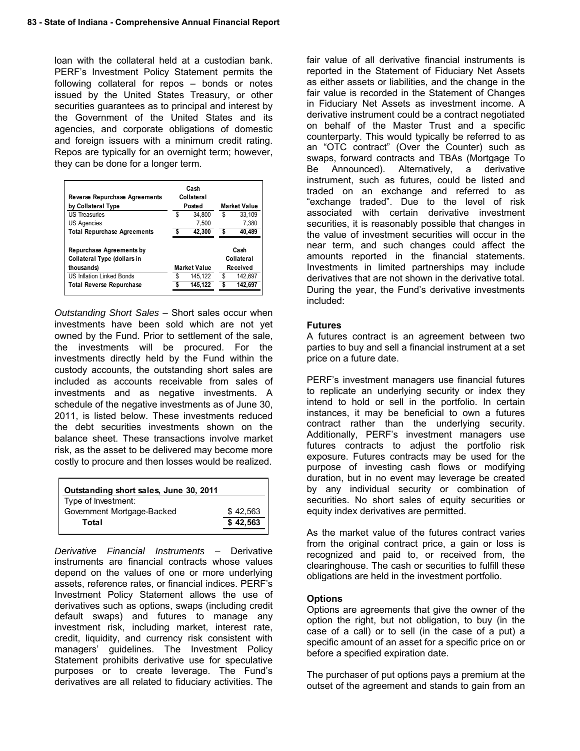loan with the collateral held at a custodian bank. PERF's Investment Policy Statement permits the following collateral for repos – bonds or notes issued by the United States Treasury, or other securities guarantees as to principal and interest by the Government of the United States and its agencies, and corporate obligations of domestic and foreign issuers with a minimum credit rating. Repos are typically for an overnight term; however, they can be done for a longer term.

| Reverse Repurchase Agreements by Collateral Type | Cash Collateral Posted | Market Value |
|---|---|---|
| US Treasuries | $ 34,800 | $ 33,109 |
| US Agencies | 7,500 | 7,380 |
| **Total Repurchase Agreements** | **$ 42,300** | **$ 40,489** |

| Repurchase Agreements by Collateral Type (dollars in thousands) | Market Value | Cash Collateral Received |
|---|---|---|
| US Inflation Linked Bonds | $ 145,122 | $ 142,697 |
| **Total Reverse Repurchase** | **$ 145,122** | **$ 142,697** |

*Outstanding Short Sales* – Short sales occur when investments have been sold which are not yet owned by the Fund. Prior to settlement of the sale, the investments will be procured. For the investments directly held by the Fund within the custody accounts, the outstanding short sales are included as accounts receivable from sales of investments and as negative investments. A schedule of the negative investments as of June 30, 2011, is listed below. These investments reduced the debt securities investments shown on the balance sheet. These transactions involve market risk, as the asset to be delivered may become more costly to procure and then losses would be realized.

| Outstanding short sales, June 30, 2011 | |
|---|---|
| Type of Investment: | |
| Government Mortgage-Backed | $ 42,563 |
| **Total** | **$ 42,563** |

*Derivative Financial Instruments* – Derivative instruments are financial contracts whose values depend on the values of one or more underlying assets, reference rates, or financial indices. PERF's Investment Policy Statement allows the use of derivatives such as options, swaps (including credit default swaps) and futures to manage any investment risk, including market, interest rate, credit, liquidity, and currency risk consistent with managers' guidelines. The Investment Policy Statement prohibits derivative use for speculative purposes or to create leverage. The Fund's derivatives are all related to fiduciary activities. The fair value of all derivative financial instruments is reported in the Statement of Fiduciary Net Assets as either assets or liabilities, and the change in the fair value is recorded in the Statement of Changes in Fiduciary Net Assets as investment income. A derivative instrument could be a contract negotiated on behalf of the Master Trust and a specific counterparty. This would typically be referred to as an "OTC contract" (Over the Counter) such as swaps, forward contracts and TBAs (Mortgage To Be Announced). Alternatively, a derivative instrument, such as futures, could be listed and traded on an exchange and referred to as "exchange traded". Due to the level of risk associated with certain derivative investment securities, it is reasonably possible that changes in the value of investment securities will occur in the near term, and such changes could affect the amounts reported in the financial statements. Investments in limited partnerships may include derivatives that are not shown in the derivative total. During the year, the Fund's derivative investments included:

**Futures**

A futures contract is an agreement between two parties to buy and sell a financial instrument at a set price on a future date.

PERF's investment managers use financial futures to replicate an underlying security or index they intend to hold or sell in the portfolio. In certain instances, it may be beneficial to own a futures contract rather than the underlying security. Additionally, PERF's investment managers use futures contracts to adjust the portfolio risk exposure. Futures contracts may be used for the purpose of investing cash flows or modifying duration, but in no event may leverage be created by any individual security or combination of securities. No short sales of equity securities or equity index derivatives are permitted.

As the market value of the futures contract varies from the original contract price, a gain or loss is recognized and paid to, or received from, the clearinghouse. The cash or securities to fulfill these obligations are held in the investment portfolio.

**Options**

Options are agreements that give the owner of the option the right, but not obligation, to buy (in the case of a call) or to sell (in the case of a put) a specific amount of an asset for a specific price on or before a specified expiration date.

The purchaser of put options pays a premium at the outset of the agreement and stands to gain from an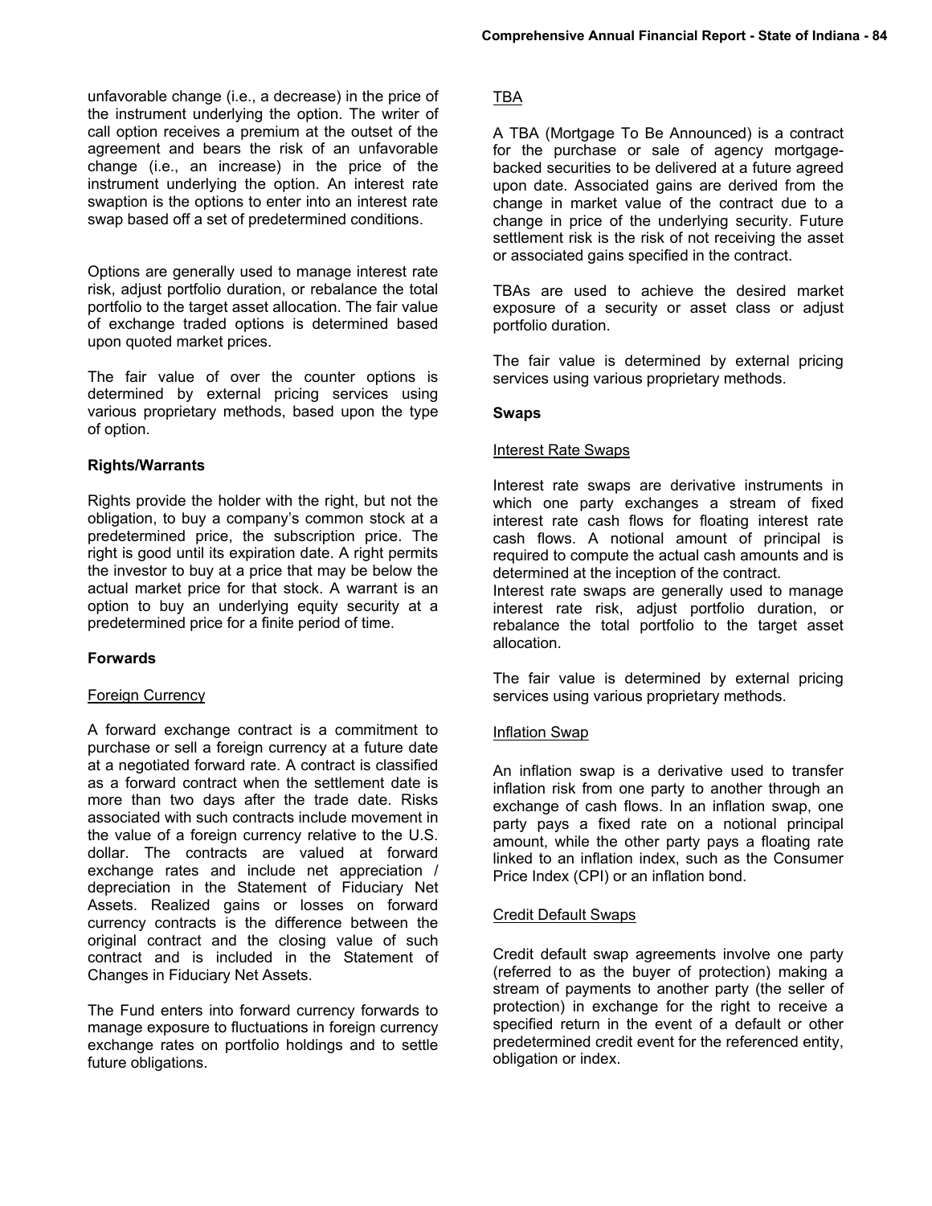unfavorable change (i.e., a decrease) in the price of the instrument underlying the option. The writer of call option receives a premium at the outset of the agreement and bears the risk of an unfavorable change (i.e., an increase) in the price of the instrument underlying the option. An interest rate swaption is the options to enter into an interest rate swap based off a set of predetermined conditions.

Options are generally used to manage interest rate risk, adjust portfolio duration, or rebalance the total portfolio to the target asset allocation. The fair value of exchange traded options is determined based upon quoted market prices.

The fair value of over the counter options is determined by external pricing services using various proprietary methods, based upon the type of option.

**Rights/Warrants**

Rights provide the holder with the right, but not the obligation, to buy a company's common stock at a predetermined price, the subscription price. The right is good until its expiration date. A right permits the investor to buy at a price that may be below the actual market price for that stock. A warrant is an option to buy an underlying equity security at a predetermined price for a finite period of time.

**Forwards**

Foreign Currency

A forward exchange contract is a commitment to purchase or sell a foreign currency at a future date at a negotiated forward rate. A contract is classified as a forward contract when the settlement date is more than two days after the trade date. Risks associated with such contracts include movement in the value of a foreign currency relative to the U.S. dollar. The contracts are valued at forward exchange rates and include net appreciation / depreciation in the Statement of Fiduciary Net Assets. Realized gains or losses on forward currency contracts is the difference between the original contract and the closing value of such contract and is included in the Statement of Changes in Fiduciary Net Assets.

The Fund enters into forward currency forwards to manage exposure to fluctuations in foreign currency exchange rates on portfolio holdings and to settle future obligations.

TBA

A TBA (Mortgage To Be Announced) is a contract for the purchase or sale of agency mortgage-backed securities to be delivered at a future agreed upon date. Associated gains are derived from the change in market value of the contract due to a change in price of the underlying security. Future settlement risk is the risk of not receiving the asset or associated gains specified in the contract.

TBAs are used to achieve the desired market exposure of a security or asset class or adjust portfolio duration.

The fair value is determined by external pricing services using various proprietary methods.

**Swaps**

Interest Rate Swaps

Interest rate swaps are derivative instruments in which one party exchanges a stream of fixed interest rate cash flows for floating interest rate cash flows. A notional amount of principal is required to compute the actual cash amounts and is determined at the inception of the contract.
Interest rate swaps are generally used to manage interest rate risk, adjust portfolio duration, or rebalance the total portfolio to the target asset allocation.

The fair value is determined by external pricing services using various proprietary methods.

Inflation Swap

An inflation swap is a derivative used to transfer inflation risk from one party to another through an exchange of cash flows. In an inflation swap, one party pays a fixed rate on a notional principal amount, while the other party pays a floating rate linked to an inflation index, such as the Consumer Price Index (CPI) or an inflation bond.

Credit Default Swaps

Credit default swap agreements involve one party (referred to as the buyer of protection) making a stream of payments to another party (the seller of protection) in exchange for the right to receive a specified return in the event of a default or other predetermined credit event for the referenced entity, obligation or index.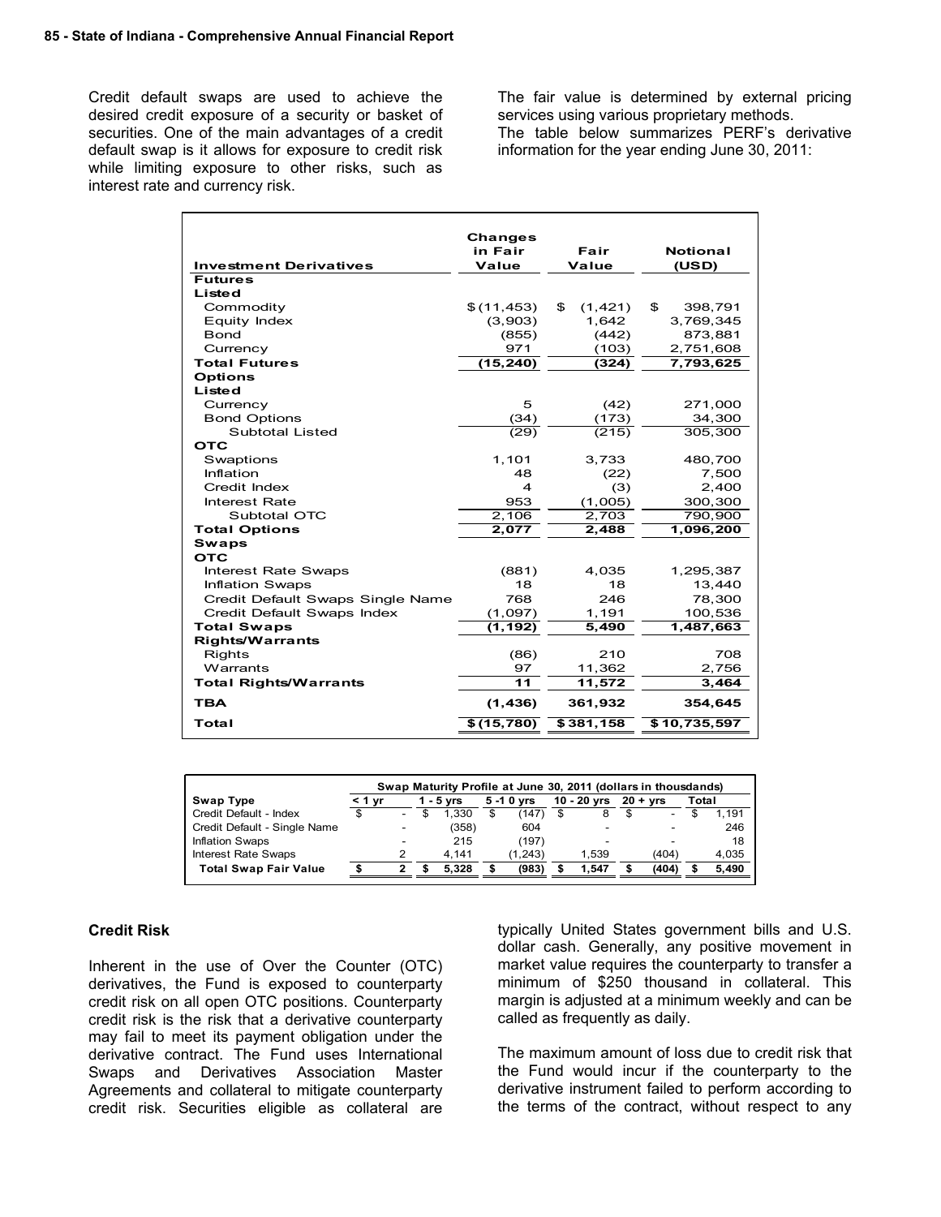Credit default swaps are used to achieve the desired credit exposure of a security or basket of securities. One of the main advantages of a credit default swap is it allows for exposure to credit risk while limiting exposure to other risks, such as interest rate and currency risk.

The fair value is determined by external pricing services using various proprietary methods.
The table below summarizes PERF's derivative information for the year ending June 30, 2011:

| Investment Derivatives | Changes in Fair Value | Fair Value | Notional (USD) |
|---|---|---|---|
| **Futures** | | | |
| **Listed** | | | |
| Commodity | $ (11,453) | $ (1,421) | $ 398,791 |
| Equity Index | (3,903) | 1,642 | 3,769,345 |
| Bond | (855) | (442) | 873,881 |
| Currency | 971 | (103) | 2,751,608 |
| **Total Futures** | **(15,240)** | **(324)** | **7,793,625** |
| **Options** | | | |
| **Listed** | | | |
| Currency | 5 | (42) | 271,000 |
| Bond Options | (34) | (173) | 34,300 |
| Subtotal Listed | (29) | (215) | 305,300 |
| **OTC** | | | |
| Swaptions | 1,101 | 3,733 | 480,700 |
| Inflation | 48 | (22) | 7,500 |
| Credit Index | 4 | (3) | 2,400 |
| Interest Rate | 953 | (1,005) | 300,300 |
| Subtotal OTC | 2,106 | 2,703 | 790,900 |
| **Total Options** | **2,077** | **2,488** | **1,096,200** |
| **Swaps** | | | |
| **OTC** | | | |
| Interest Rate Swaps | (881) | 4,035 | 1,295,387 |
| Inflation Swaps | 18 | 18 | 13,440 |
| Credit Default Swaps Single Name | 768 | 246 | 78,300 |
| Credit Default Swaps Index | (1,097) | 1,191 | 100,536 |
| **Total Swaps** | **(1,192)** | **5,490** | **1,487,663** |
| **Rights/Warrants** | | | |
| Rights | (86) | 210 | 708 |
| Warrants | 97 | 11,362 | 2,756 |
| **Total Rights/Warrants** | **11** | **11,572** | **3,464** |
| **TBA** | **(1,436)** | **361,932** | **354,645** |
| **Total** | **$ (15,780)** | **$ 381,158** | **$ 10,735,597** |

| | Swap Maturity Profile at June 30, 2011 (dollars in thousdands) | | | | | |
|---|---|---|---|---|---|---|
| **Swap Type** | **< 1 yr** | **1 - 5 yrs** | **5 -1 0 yrs** | **10 - 20 yrs** | **20 + yrs** | **Total** |
| Credit Default - Index | $ - | $ 1,330 | $ (147) | $ 8 | $ - | $ 1,191 |
| Credit Default - Single Name | - | (358) | 604 | - | - | 246 |
| Inflation Swaps | - | 215 | (197) | - | - | 18 |
| Interest Rate Swaps | 2 | 4,141 | (1,243) | 1,539 | (404) | 4,035 |
| **Total Swap Fair Value** | **$ 2** | **$ 5,328** | **$ (983)** | **$ 1,547** | **$ (404)** | **$ 5,490** |

**Credit Risk**

Inherent in the use of Over the Counter (OTC) derivatives, the Fund is exposed to counterparty credit risk on all open OTC positions. Counterparty credit risk is the risk that a derivative counterparty may fail to meet its payment obligation under the derivative contract. The Fund uses International Swaps and Derivatives Association Master Agreements and collateral to mitigate counterparty credit risk. Securities eligible as collateral are typically United States government bills and U.S. dollar cash. Generally, any positive movement in market value requires the counterparty to transfer a minimum of $250 thousand in collateral. This margin is adjusted at a minimum weekly and can be called as frequently as daily.

The maximum amount of loss due to credit risk that the Fund would incur if the counterparty to the derivative instrument failed to perform according to the terms of the contract, without respect to any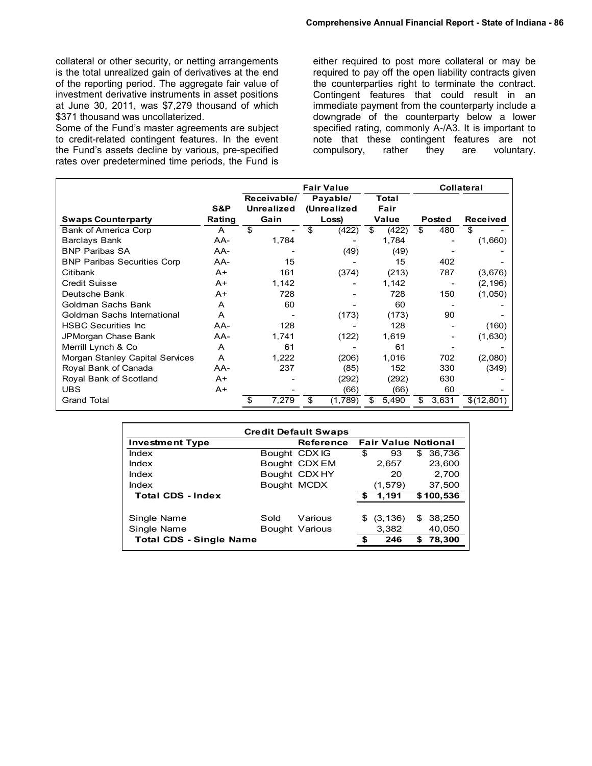collateral or other security, or netting arrangements is the total unrealized gain of derivatives at the end of the reporting period. The aggregate fair value of investment derivative instruments in asset positions at June 30, 2011, was $7,279 thousand of which $371 thousand was uncollaterized.

Some of the Fund's master agreements are subject to credit-related contingent features. In the event the Fund's assets decline by various, pre-specified rates over predetermined time periods, the Fund is either required to post more collateral or may be required to pay off the open liability contracts given the counterparties right to terminate the contract. Contingent features that could result in an immediate payment from the counterparty include a downgrade of the counterparty below a lower specified rating, commonly A-/A3. It is important to note that these contingent features are not compulsory, rather they are voluntary.

| | | Fair Value | | | Collateral | |
|---|---|---|---|---|---|---|
| **Swaps Counterparty** | **S&P Rating** | **Receivable/ Unrealized Gain** | **Payable/ (Unrealized Loss)** | **Total Fair Value** | **Posted** | **Received** |
| Bank of America Corp | A | $ - | $ (422) | $ (422) | $ 480 | $ - |
| Barclays Bank | AA- | 1,784 | - | 1,784 | - | (1,660) |
| BNP Paribas SA | AA- | - | (49) | (49) | - | - |
| BNP Paribas Securities Corp | AA- | 15 | - | 15 | 402 | - |
| Citibank | A+ | 161 | (374) | (213) | 787 | (3,676) |
| Credit Suisse | A+ | 1,142 | - | 1,142 | - | (2,196) |
| Deutsche Bank | A+ | 728 | - | 728 | 150 | (1,050) |
| Goldman Sachs Bank | A | 60 | - | 60 | - | - |
| Goldman Sachs International | A | - | (173) | (173) | 90 | - |
| HSBC Securities Inc | AA- | 128 | - | 128 | - | (160) |
| JPMorgan Chase Bank | AA- | 1,741 | (122) | 1,619 | - | (1,630) |
| Merrill Lynch & Co | A | 61 | - | 61 | - | - |
| Morgan Stanley Capital Services | A | 1,222 | (206) | 1,016 | 702 | (2,080) |
| Royal Bank of Canada | AA- | 237 | (85) | 152 | 330 | (349) |
| Royal Bank of Scotland | A+ | - | (292) | (292) | 630 | - |
| UBS | A+ | - | (66) | (66) | 60 | - |
| Grand Total | | $ 7,279 | $ (1,789) | $ 5,490 | $ 3,631 | $(12,801) |

| Credit Default Swaps | | | | |
|---|---|---|---|---|
| **Investment Type** | | **Reference** | **Fair Value** | **Notional** |
| Index | Bought | CDX IG | $ 93 | $ 36,736 |
| Index | Bought | CDX EM | 2,657 | 23,600 |
| Index | Bought | CDX HY | 20 | 2,700 |
| Index | Bought | MCDX | (1,579) | 37,500 |
| **Total CDS - Index** | | | **$ 1,191** | **$ 100,536** |
| | | | | |
| Single Name | Sold | Various | $ (3,136) | $ 38,250 |
| Single Name | Bought | Various | 3,382 | 40,050 |
| **Total CDS - Single Name** | | | **$ 246** | **$ 78,300** |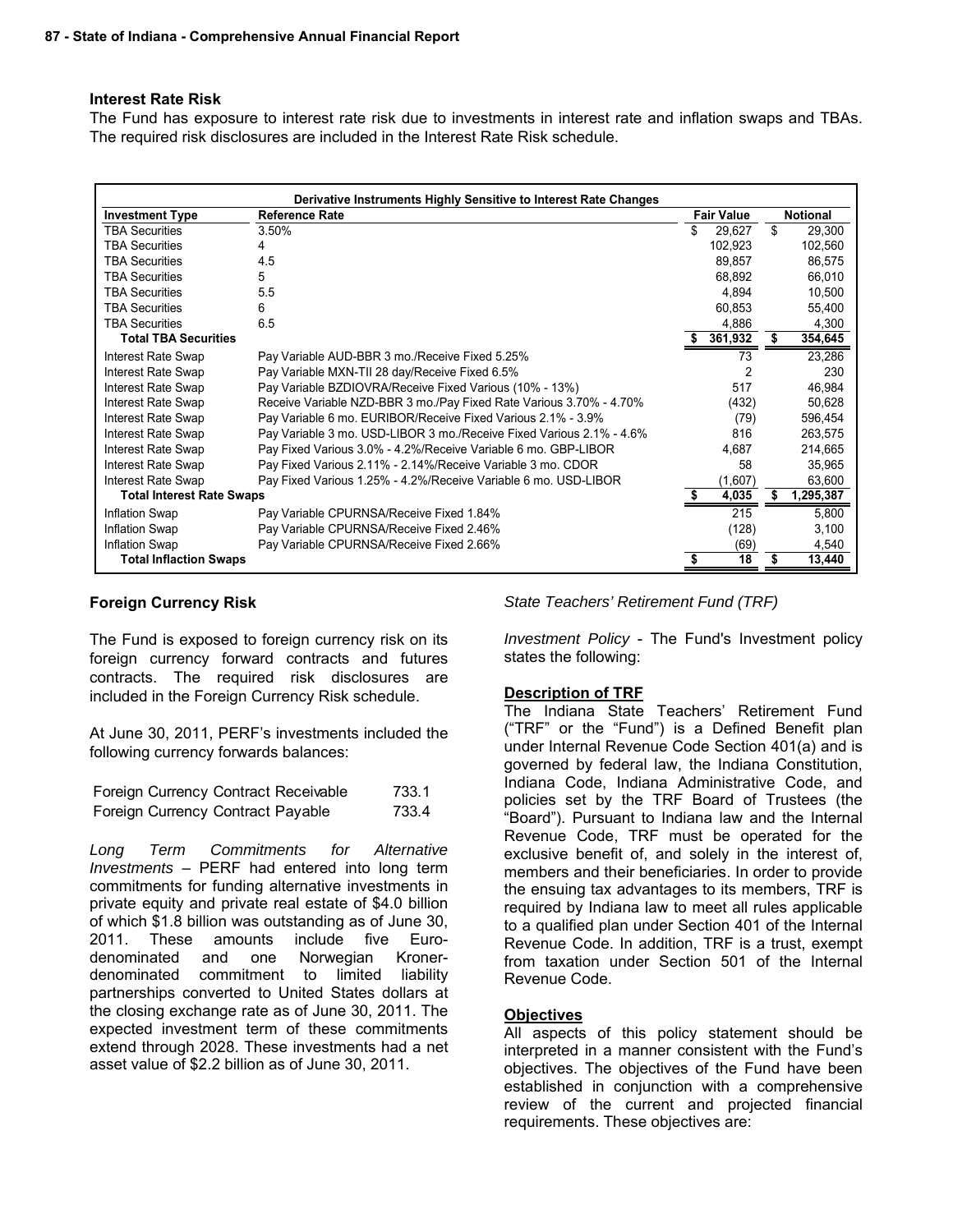### Interest Rate Risk

The Fund has exposure to interest rate risk due to investments in interest rate and inflation swaps and TBAs. The required risk disclosures are included in the Interest Rate Risk schedule.

| Derivative Instruments Highly Sensitive to Interest Rate Changes | | | |
|---|---|---|---|
| **Investment Type** | **Reference Rate** | **Fair Value** | **Notional** |
| TBA Securities | 3.50% | $ 29,627 | $ 29,300 |
| TBA Securities | 4 | 102,923 | 102,560 |
| TBA Securities | 4.5 | 89,857 | 86,575 |
| TBA Securities | 5 | 68,892 | 66,010 |
| TBA Securities | 5.5 | 4,894 | 10,500 |
| TBA Securities | 6 | 60,853 | 55,400 |
| TBA Securities | 6.5 | 4,886 | 4,300 |
| **Total TBA Securities** | | **$ 361,932** | **$ 354,645** |
| Interest Rate Swap | Pay Variable AUD-BBR 3 mo./Receive Fixed 5.25% | 73 | 23,286 |
| Interest Rate Swap | Pay Variable MXN-TII 28 day/Receive Fixed 6.5% | 2 | 230 |
| Interest Rate Swap | Pay Variable BZDIOVRA/Receive Fixed Various (10% - 13%) | 517 | 46,984 |
| Interest Rate Swap | Receive Variable NZD-BBR 3 mo./Pay Fixed Rate Various 3.70% - 4.70% | (432) | 50,628 |
| Interest Rate Swap | Pay Variable 6 mo. EURIBOR/Receive Fixed Various 2.1% - 3.9% | (79) | 596,454 |
| Interest Rate Swap | Pay Variable 3 mo. USD-LIBOR 3 mo./Receive Fixed Various 2.1% - 4.6% | 816 | 263,575 |
| Interest Rate Swap | Pay Fixed Various 3.0% - 4.2%/Receive Variable 6 mo. GBP-LIBOR | 4,687 | 214,665 |
| Interest Rate Swap | Pay Fixed Various 2.11% - 2.14%/Receive Variable 3 mo. CDOR | 58 | 35,965 |
| Interest Rate Swap | Pay Fixed Various 1.25% - 4.2%/Receive Variable 6 mo. USD-LIBOR | (1,607) | 63,600 |
| **Total Interest Rate Swaps** | | **$ 4,035** | **$ 1,295,387** |
| Inflation Swap | Pay Variable CPURNSA/Receive Fixed 1.84% | 215 | 5,800 |
| Inflation Swap | Pay Variable CPURNSA/Receive Fixed 2.46% | (128) | 3,100 |
| Inflation Swap | Pay Variable CPURNSA/Receive Fixed 2.66% | (69) | 4,540 |
| **Total Inflaction Swaps** | | **$ 18** | **$ 13,440** |

### Foreign Currency Risk

The Fund is exposed to foreign currency risk on its foreign currency forward contracts and futures contracts. The required risk disclosures are included in the Foreign Currency Risk schedule.

At June 30, 2011, PERF's investments included the following currency forwards balances:

| | |
|---|---|
| Foreign Currency Contract Receivable | 733.1 |
| Foreign Currency Contract Payable | 733.4 |

*Long Term Commitments for Alternative Investments* – PERF had entered into long term commitments for funding alternative investments in private equity and private real estate of $4.0 billion of which $1.8 billion was outstanding as of June 30, 2011. These amounts include five Euro-denominated and one Norwegian Kroner-denominated commitment to limited liability partnerships converted to United States dollars at the closing exchange rate as of June 30, 2011. The expected investment term of these commitments extend through 2028. These investments had a net asset value of $2.2 billion as of June 30, 2011.

*State Teachers' Retirement Fund (TRF)*

*Investment Policy* - The Fund's Investment policy states the following:

**Description of TRF**

The Indiana State Teachers' Retirement Fund ("TRF" or the "Fund") is a Defined Benefit plan under Internal Revenue Code Section 401(a) and is governed by federal law, the Indiana Constitution, Indiana Code, Indiana Administrative Code, and policies set by the TRF Board of Trustees (the "Board"). Pursuant to Indiana law and the Internal Revenue Code, TRF must be operated for the exclusive benefit of, and solely in the interest of, members and their beneficiaries. In order to provide the ensuing tax advantages to its members, TRF is required by Indiana law to meet all rules applicable to a qualified plan under Section 401 of the Internal Revenue Code. In addition, TRF is a trust, exempt from taxation under Section 501 of the Internal Revenue Code.

**Objectives**

All aspects of this policy statement should be interpreted in a manner consistent with the Fund's objectives. The objectives of the Fund have been established in conjunction with a comprehensive review of the current and projected financial requirements. These objectives are: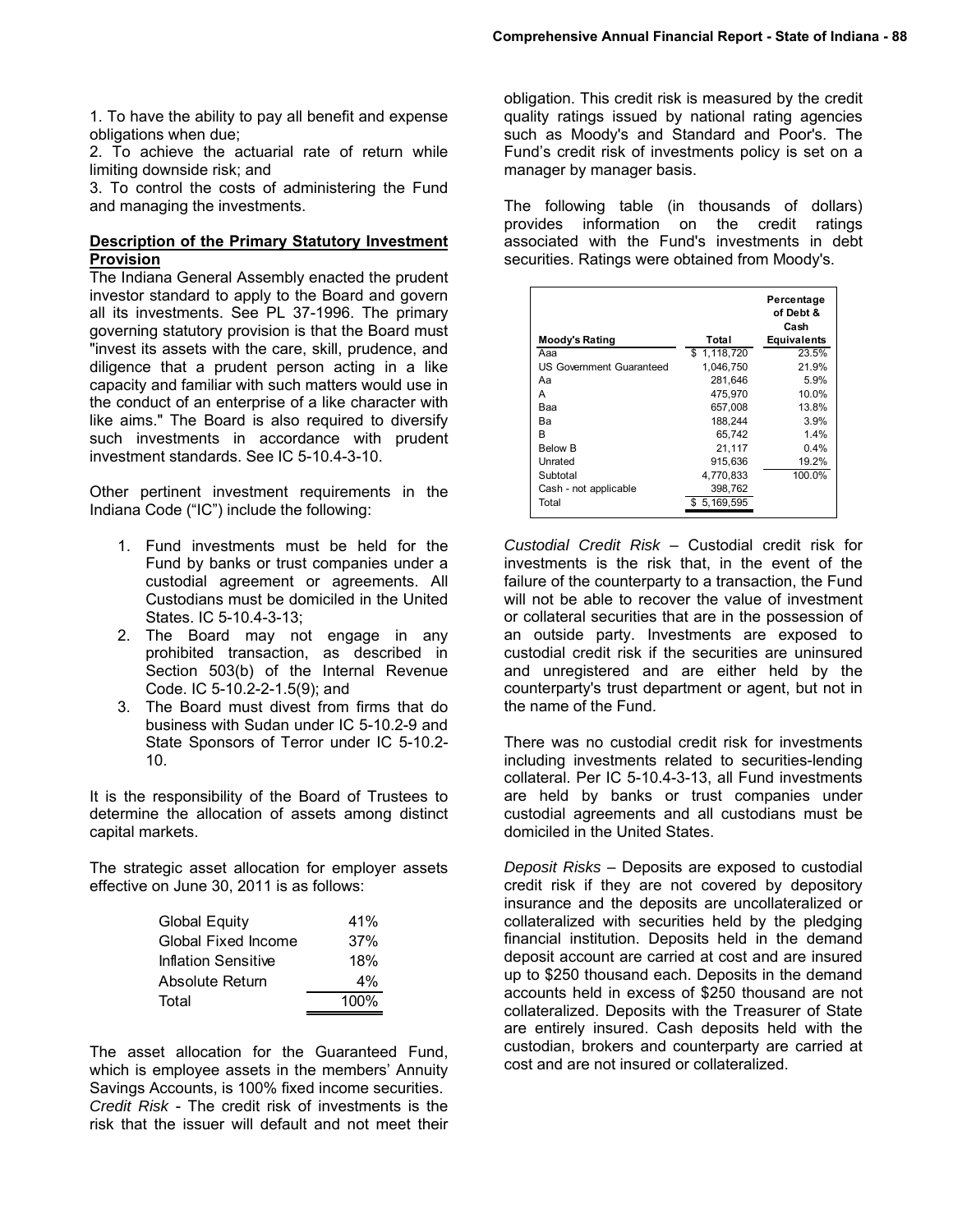1. To have the ability to pay all benefit and expense obligations when due;
2. To achieve the actuarial rate of return while limiting downside risk; and
3. To control the costs of administering the Fund and managing the investments.

**Description of the Primary Statutory Investment Provision**

The Indiana General Assembly enacted the prudent investor standard to apply to the Board and govern all its investments. See PL 37-1996. The primary governing statutory provision is that the Board must "invest its assets with the care, skill, prudence, and diligence that a prudent person acting in a like capacity and familiar with such matters would use in the conduct of an enterprise of a like character with like aims." The Board is also required to diversify such investments in accordance with prudent investment standards. See IC 5-10.4-3-10.

Other pertinent investment requirements in the Indiana Code ("IC") include the following:

1. Fund investments must be held for the Fund by banks or trust companies under a custodial agreement or agreements. All Custodians must be domiciled in the United States. IC 5-10.4-3-13;
2. The Board may not engage in any prohibited transaction, as described in Section 503(b) of the Internal Revenue Code. IC 5-10.2-2-1.5(9); and
3. The Board must divest from firms that do business with Sudan under IC 5-10.2-9 and State Sponsors of Terror under IC 5-10.2-10.

It is the responsibility of the Board of Trustees to determine the allocation of assets among distinct capital markets.

The strategic asset allocation for employer assets effective on June 30, 2011 is as follows:

| | |
|---|---|
| Global Equity | 41% |
| Global Fixed Income | 37% |
| Inflation Sensitive | 18% |
| Absolute Return | 4% |
| Total | 100% |

The asset allocation for the Guaranteed Fund, which is employee assets in the members' Annuity Savings Accounts, is 100% fixed income securities.

*Credit Risk* - The credit risk of investments is the risk that the issuer will default and not meet their obligation. This credit risk is measured by the credit quality ratings issued by national rating agencies such as Moody's and Standard and Poor's. The Fund's credit risk of investments policy is set on a manager by manager basis.

The following table (in thousands of dollars) provides information on the credit ratings associated with the Fund's investments in debt securities. Ratings were obtained from Moody's.

| Moody's Rating | Total | Percentage of Debt & Cash Equivalents |
|---|---|---|
| Aaa | $ 1,118,720 | 23.5% |
| US Government Guaranteed | 1,046,750 | 21.9% |
| Aa | 281,646 | 5.9% |
| A | 475,970 | 10.0% |
| Baa | 657,008 | 13.8% |
| Ba | 188,244 | 3.9% |
| B | 65,742 | 1.4% |
| Below B | 21,117 | 0.4% |
| Unrated | 915,636 | 19.2% |
| Subtotal | 4,770,833 | 100.0% |
| Cash - not applicable | 398,762 | |
| Total | $ 5,169,595 | |

*Custodial Credit Risk* – Custodial credit risk for investments is the risk that, in the event of the failure of the counterparty to a transaction, the Fund will not be able to recover the value of investment or collateral securities that are in the possession of an outside party. Investments are exposed to custodial credit risk if the securities are uninsured and unregistered and are either held by the counterparty's trust department or agent, but not in the name of the Fund.

There was no custodial credit risk for investments including investments related to securities-lending collateral. Per IC 5-10.4-3-13, all Fund investments are held by banks or trust companies under custodial agreements and all custodians must be domiciled in the United States.

*Deposit Risks* – Deposits are exposed to custodial credit risk if they are not covered by depository insurance and the deposits are uncollateralized or collateralized with securities held by the pledging financial institution. Deposits held in the demand deposit account are carried at cost and are insured up to $250 thousand each. Deposits in the demand accounts held in excess of $250 thousand are not collateralized. Deposits with the Treasurer of State are entirely insured. Cash deposits held with the custodian, brokers and counterparty are carried at cost and are not insured or collateralized.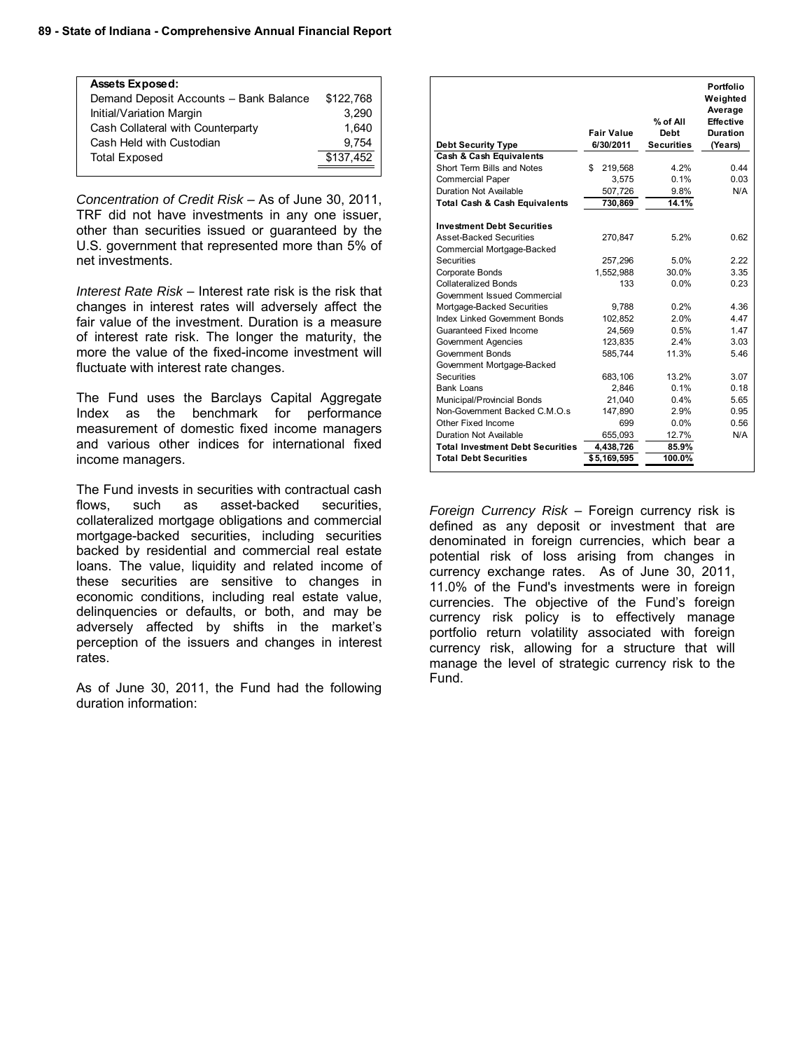| Assets Exposed: | |
|---|---|
| Demand Deposit Accounts – Bank Balance | $122,768 |
| Initial/Variation Margin | 3,290 |
| Cash Collateral with Counterparty | 1,640 |
| Cash Held with Custodian | 9,754 |
| Total Exposed | $137,452 |

*Concentration of Credit Risk* – As of June 30, 2011, TRF did not have investments in any one issuer, other than securities issued or guaranteed by the U.S. government that represented more than 5% of net investments.

*Interest Rate Risk* – Interest rate risk is the risk that changes in interest rates will adversely affect the fair value of the investment. Duration is a measure of interest rate risk. The longer the maturity, the more the value of the fixed-income investment will fluctuate with interest rate changes.

The Fund uses the Barclays Capital Aggregate Index as the benchmark for performance measurement of domestic fixed income managers and various other indices for international fixed income managers.

The Fund invests in securities with contractual cash flows, such as asset-backed securities, collateralized mortgage obligations and commercial mortgage-backed securities, including securities backed by residential and commercial real estate loans. The value, liquidity and related income of these securities are sensitive to changes in economic conditions, including real estate value, delinquencies or defaults, or both, and may be adversely affected by shifts in the market's perception of the issuers and changes in interest rates.

As of June 30, 2011, the Fund had the following duration information:

| Debt Security Type | Fair Value 6/30/2011 | % of All Debt Securities | Portfolio Weighted Average Effective Duration (Years) |
|---|---|---|---|
| **Cash & Cash Equivalents** | | | |
| Short Term Bills and Notes | $ 219,568 | 4.2% | 0.44 |
| Commercial Paper | 3,575 | 0.1% | 0.03 |
| Duration Not Available | 507,726 | 9.8% | N/A |
| **Total Cash & Cash Equivalents** | **730,869** | **14.1%** | |
| **Investment Debt Securities** | | | |
| Asset-Backed Securities | 270,847 | 5.2% | 0.62 |
| Commercial Mortgage-Backed Securities | 257,296 | 5.0% | 2.22 |
| Corporate Bonds | 1,552,988 | 30.0% | 3.35 |
| Collateralized Bonds | 133 | 0.0% | 0.23 |
| Government Issued Commercial Mortgage-Backed Securities | 9,788 | 0.2% | 4.36 |
| Index Linked Government Bonds | 102,852 | 2.0% | 4.47 |
| Guaranteed Fixed Income | 24,569 | 0.5% | 1.47 |
| Government Agencies | 123,835 | 2.4% | 3.03 |
| Government Bonds | 585,744 | 11.3% | 5.46 |
| Government Mortgage-Backed Securities | 683,106 | 13.2% | 3.07 |
| Bank Loans | 2,846 | 0.1% | 0.18 |
| Municipal/Provincial Bonds | 21,040 | 0.4% | 5.65 |
| Non-Government Backed C.M.O.s | 147,890 | 2.9% | 0.95 |
| Other Fixed Income | 699 | 0.0% | 0.56 |
| Duration Not Available | 655,093 | 12.7% | N/A |
| **Total Investment Debt Securities** | **4,438,726** | **85.9%** | |
| **Total Debt Securities** | **$ 5,169,595** | **100.0%** | |

*Foreign Currency Risk* – Foreign currency risk is defined as any deposit or investment that are denominated in foreign currencies, which bear a potential risk of loss arising from changes in currency exchange rates. As of June 30, 2011, 11.0% of the Fund's investments were in foreign currencies. The objective of the Fund's foreign currency risk policy is to effectively manage portfolio return volatility associated with foreign currency risk, allowing for a structure that will manage the level of strategic currency risk to the Fund.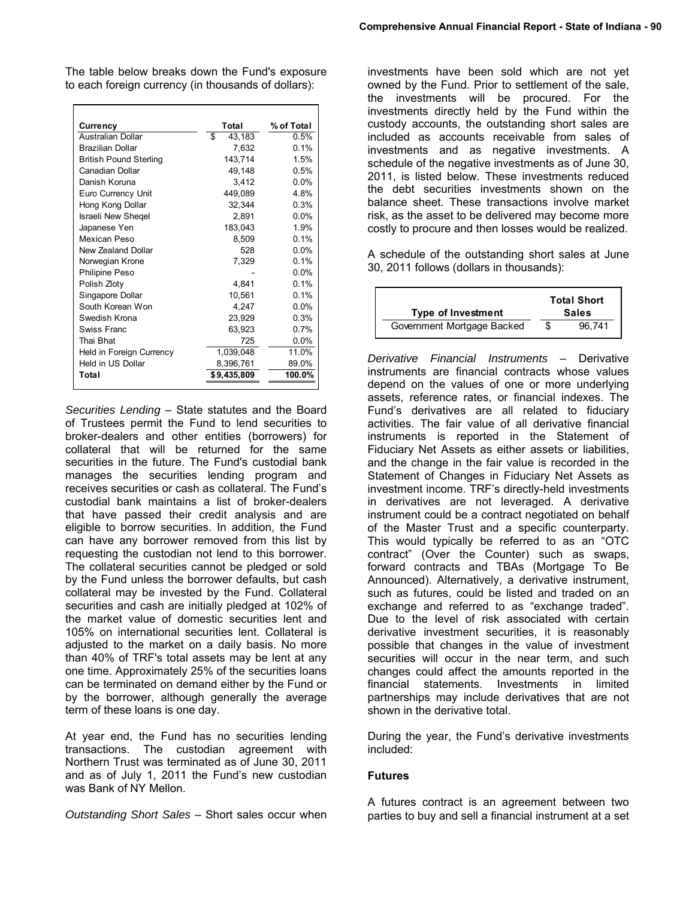The table below breaks down the Fund's exposure to each foreign currency (in thousands of dollars):

| Currency | Total | % of Total |
|---|---|---|
| Australian Dollar | $ 43,183 | 0.5% |
| Brazilian Dollar | 7,632 | 0.1% |
| British Pound Sterling | 143,714 | 1.5% |
| Canadian Dollar | 49,148 | 0.5% |
| Danish Koruna | 3,412 | 0.0% |
| Euro Currency Unit | 449,089 | 4.8% |
| Hong Kong Dollar | 32,344 | 0.3% |
| Israeli New Sheqel | 2,891 | 0.0% |
| Japanese Yen | 183,043 | 1.9% |
| Mexican Peso | 8,509 | 0.1% |
| New Zealand Dollar | 528 | 0.0% |
| Norwegian Krone | 7,329 | 0.1% |
| Philipine Peso | - | 0.0% |
| Polish Zloty | 4,841 | 0.1% |
| Singapore Dollar | 10,561 | 0.1% |
| South Korean Won | 4,247 | 0.0% |
| Swedish Krona | 23,929 | 0.3% |
| Swiss Franc | 63,923 | 0.7% |
| Thai Bhat | 725 | 0.0% |
| Held in Foreign Currency | 1,039,048 | 11.0% |
| Held in US Dollar | 8,396,761 | 89.0% |
| **Total** | **$ 9,435,809** | **100.0%** |

*Securities Lending* – State statutes and the Board of Trustees permit the Fund to lend securities to broker-dealers and other entities (borrowers) for collateral that will be returned for the same securities in the future. The Fund's custodial bank manages the securities lending program and receives securities or cash as collateral. The Fund's custodial bank maintains a list of broker-dealers that have passed their credit analysis and are eligible to borrow securities. In addition, the Fund can have any borrower removed from this list by requesting the custodian not lend to this borrower. The collateral securities cannot be pledged or sold by the Fund unless the borrower defaults, but cash collateral may be invested by the Fund. Collateral securities and cash are initially pledged at 102% of the market value of domestic securities lent and 105% on international securities lent. Collateral is adjusted to the market on a daily basis. No more than 40% of TRF's total assets may be lent at any one time. Approximately 25% of the securities loans can be terminated on demand either by the Fund or by the borrower, although generally the average term of these loans is one day.

At year end, the Fund has no securities lending transactions. The custodian agreement with Northern Trust was terminated as of June 30, 2011 and as of July 1, 2011 the Fund's new custodian was Bank of NY Mellon.

*Outstanding Short Sales* – Short sales occur when investments have been sold which are not yet owned by the Fund. Prior to settlement of the sale, the investments will be procured. For the investments directly held by the Fund within the custody accounts, the outstanding short sales are included as accounts receivable from sales of investments and as negative investments. A schedule of the negative investments as of June 30, 2011, is listed below. These investments reduced the debt securities investments shown on the balance sheet. These transactions involve market risk, as the asset to be delivered may become more costly to procure and then losses would be realized.

A schedule of the outstanding short sales at June 30, 2011 follows (dollars in thousands):

| Type of Investment | Total Short Sales |
|---|---|
| Government Mortgage Backed | $ 96,741 |

*Derivative Financial Instruments* – Derivative instruments are financial contracts whose values depend on the values of one or more underlying assets, reference rates, or financial indexes. The Fund's derivatives are all related to fiduciary activities. The fair value of all derivative financial instruments is reported in the Statement of Fiduciary Net Assets as either assets or liabilities, and the change in the fair value is recorded in the Statement of Changes in Fiduciary Net Assets as investment income. TRF's directly-held investments in derivatives are not leveraged. A derivative instrument could be a contract negotiated on behalf of the Master Trust and a specific counterparty. This would typically be referred to as an "OTC contract" (Over the Counter) such as swaps, forward contracts and TBAs (Mortgage To Be Announced). Alternatively, a derivative instrument, such as futures, could be listed and traded on an exchange and referred to as "exchange traded". Due to the level of risk associated with certain derivative investment securities, it is reasonably possible that changes in the value of investment securities will occur in the near term, and such changes could affect the amounts reported in the financial statements. Investments in limited partnerships may include derivatives that are not shown in the derivative total.

During the year, the Fund's derivative investments included:

**Futures**

A futures contract is an agreement between two parties to buy and sell a financial instrument at a set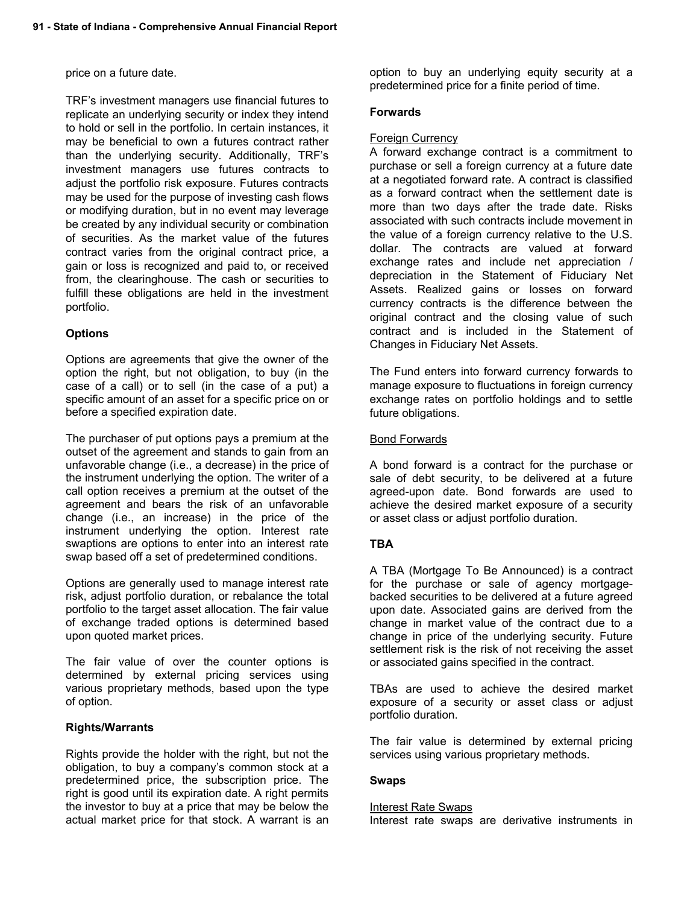price on a future date.

TRF's investment managers use financial futures to replicate an underlying security or index they intend to hold or sell in the portfolio. In certain instances, it may be beneficial to own a futures contract rather than the underlying security. Additionally, TRF's investment managers use futures contracts to adjust the portfolio risk exposure. Futures contracts may be used for the purpose of investing cash flows or modifying duration, but in no event may leverage be created by any individual security or combination of securities. As the market value of the futures contract varies from the original contract price, a gain or loss is recognized and paid to, or received from, the clearinghouse. The cash or securities to fulfill these obligations are held in the investment portfolio.

**Options**

Options are agreements that give the owner of the option the right, but not obligation, to buy (in the case of a call) or to sell (in the case of a put) a specific amount of an asset for a specific price on or before a specified expiration date.

The purchaser of put options pays a premium at the outset of the agreement and stands to gain from an unfavorable change (i.e., a decrease) in the price of the instrument underlying the option. The writer of a call option receives a premium at the outset of the agreement and bears the risk of an unfavorable change (i.e., an increase) in the price of the instrument underlying the option. Interest rate swaptions are options to enter into an interest rate swap based off a set of predetermined conditions.

Options are generally used to manage interest rate risk, adjust portfolio duration, or rebalance the total portfolio to the target asset allocation. The fair value of exchange traded options is determined based upon quoted market prices.

The fair value of over the counter options is determined by external pricing services using various proprietary methods, based upon the type of option.

**Rights/Warrants**

Rights provide the holder with the right, but not the obligation, to buy a company's common stock at a predetermined price, the subscription price. The right is good until its expiration date. A right permits the investor to buy at a price that may be below the actual market price for that stock. A warrant is an option to buy an underlying equity security at a predetermined price for a finite period of time.

**Forwards**

Foreign Currency

A forward exchange contract is a commitment to purchase or sell a foreign currency at a future date at a negotiated forward rate. A contract is classified as a forward contract when the settlement date is more than two days after the trade date. Risks associated with such contracts include movement in the value of a foreign currency relative to the U.S. dollar. The contracts are valued at forward exchange rates and include net appreciation / depreciation in the Statement of Fiduciary Net Assets. Realized gains or losses on forward currency contracts is the difference between the original contract and the closing value of such contract and is included in the Statement of Changes in Fiduciary Net Assets.

The Fund enters into forward currency forwards to manage exposure to fluctuations in foreign currency exchange rates on portfolio holdings and to settle future obligations.

Bond Forwards

A bond forward is a contract for the purchase or sale of debt security, to be delivered at a future agreed-upon date. Bond forwards are used to achieve the desired market exposure of a security or asset class or adjust portfolio duration.

**TBA**

A TBA (Mortgage To Be Announced) is a contract for the purchase or sale of agency mortgage-backed securities to be delivered at a future agreed upon date. Associated gains are derived from the change in market value of the contract due to a change in price of the underlying security. Future settlement risk is the risk of not receiving the asset or associated gains specified in the contract.

TBAs are used to achieve the desired market exposure of a security or asset class or adjust portfolio duration.

The fair value is determined by external pricing services using various proprietary methods.

**Swaps**

Interest Rate Swaps

Interest rate swaps are derivative instruments in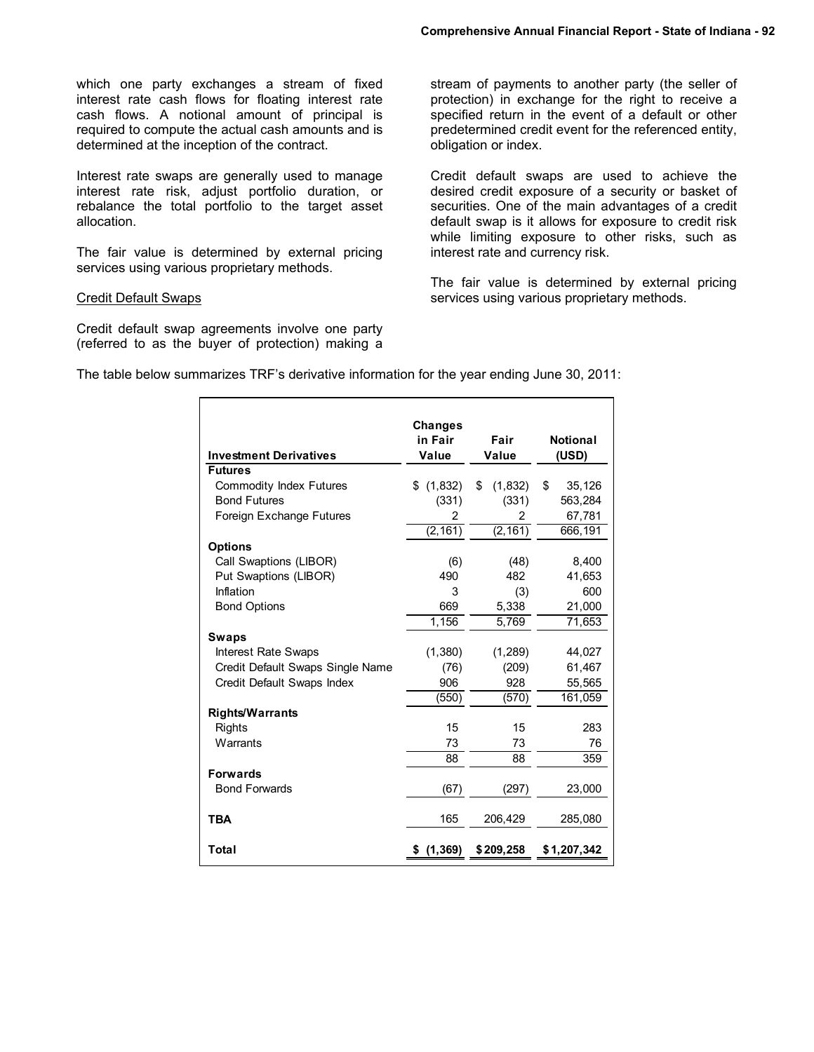which one party exchanges a stream of fixed interest rate cash flows for floating interest rate cash flows. A notional amount of principal is required to compute the actual cash amounts and is determined at the inception of the contract.

Interest rate swaps are generally used to manage interest rate risk, adjust portfolio duration, or rebalance the total portfolio to the target asset allocation.

The fair value is determined by external pricing services using various proprietary methods.

Credit Default Swaps

Credit default swap agreements involve one party (referred to as the buyer of protection) making a stream of payments to another party (the seller of protection) in exchange for the right to receive a specified return in the event of a default or other predetermined credit event for the referenced entity, obligation or index.

Credit default swaps are used to achieve the desired credit exposure of a security or basket of securities. One of the main advantages of a credit default swap is it allows for exposure to credit risk while limiting exposure to other risks, such as interest rate and currency risk.

The fair value is determined by external pricing services using various proprietary methods.

The table below summarizes TRF's derivative information for the year ending June 30, 2011:

| Investment Derivatives | Changes in Fair Value | Fair Value | Notional (USD) |
|---|---|---|---|
| **Futures** | | | |
| Commodity Index Futures | $ (1,832) | $ (1,832) | $ 35,126 |
| Bond Futures | (331) | (331) | 563,284 |
| Foreign Exchange Futures | 2 | 2 | 67,781 |
| | (2,161) | (2,161) | 666,191 |
| **Options** | | | |
| Call Swaptions (LIBOR) | (6) | (48) | 8,400 |
| Put Swaptions (LIBOR) | 490 | 482 | 41,653 |
| Inflation | 3 | (3) | 600 |
| Bond Options | 669 | 5,338 | 21,000 |
| | 1,156 | 5,769 | 71,653 |
| **Swaps** | | | |
| Interest Rate Swaps | (1,380) | (1,289) | 44,027 |
| Credit Default Swaps Single Name | (76) | (209) | 61,467 |
| Credit Default Swaps Index | 906 | 928 | 55,565 |
| | (550) | (570) | 161,059 |
| **Rights/Warrants** | | | |
| Rights | 15 | 15 | 283 |
| Warrants | 73 | 73 | 76 |
| | 88 | 88 | 359 |
| **Forwards** | | | |
| Bond Forwards | (67) | (297) | 23,000 |
| **TBA** | 165 | 206,429 | 285,080 |
| **Total** | **$ (1,369)** | **$ 209,258** | **$ 1,207,342** |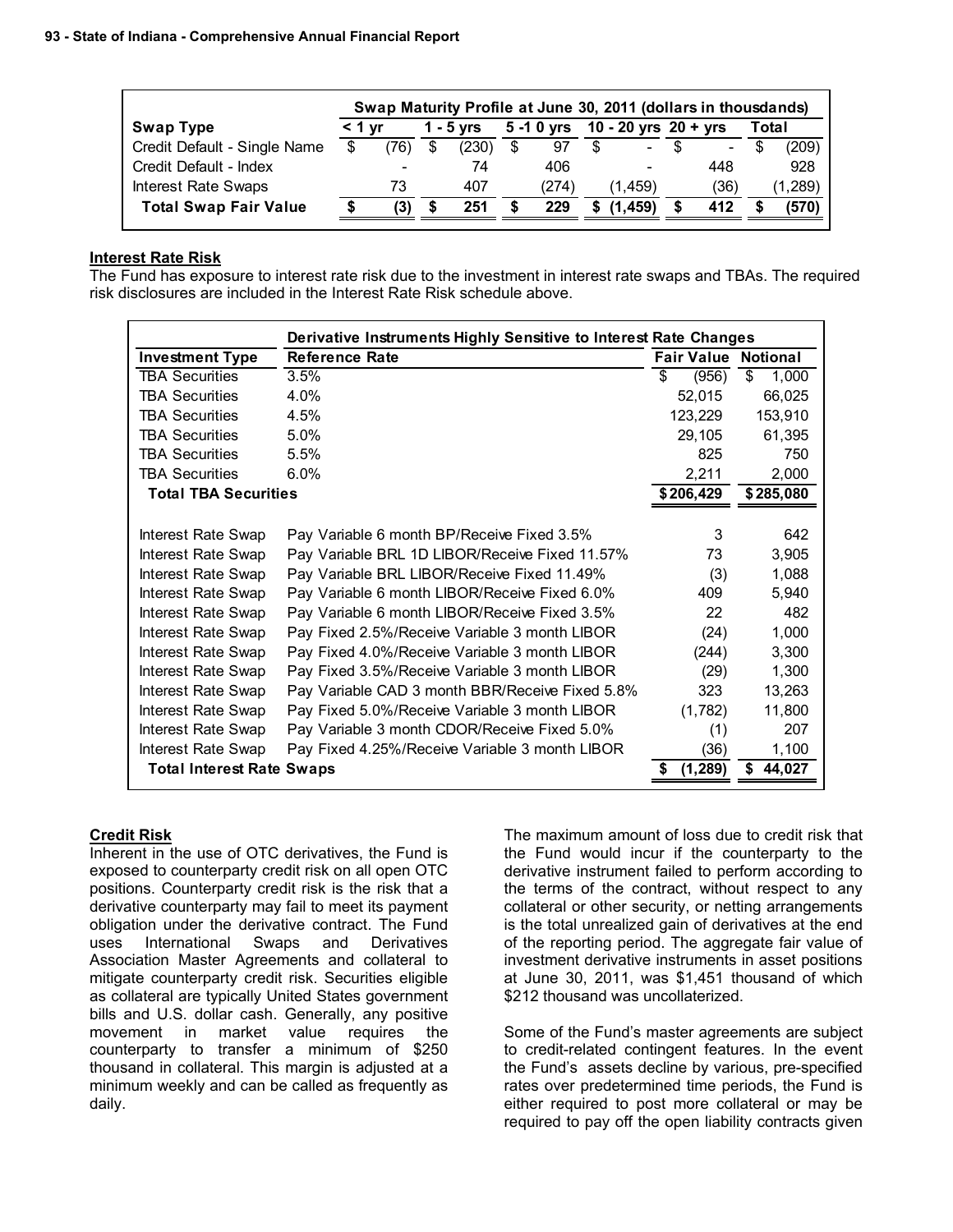| Swap Type | Swap Maturity Profile at June 30, 2011 (dollars in thousdands) < 1 yr | 1 - 5 yrs | 5 -1 0 yrs | 10 - 20 yrs | 20 + yrs | Total |
|---|---|---|---|---|---|---|
| Credit Default - Single Name | $ (76) | $ (230) | $ 97 | $ - | $ - | $ (209) |
| Credit Default - Index | - | 74 | 406 | - | 448 | 928 |
| Interest Rate Swaps | 73 | 407 | (274) | (1,459) | (36) | (1,289) |
| **Total Swap Fair Value** | **$ (3)** | **$ 251** | **$ 229** | **$ (1,459)** | **$ 412** | **$ (570)** |

**Interest Rate Risk**

The Fund has exposure to interest rate risk due to the investment in interest rate swaps and TBAs. The required risk disclosures are included in the Interest Rate Risk schedule above.

| Investment Type | Derivative Instruments Highly Sensitive to Interest Rate Changes<br>Reference Rate | Fair Value | Notional |
|---|---|---|---|
| TBA Securities | 3.5% | $ (956) | $ 1,000 |
| TBA Securities | 4.0% | 52,015 | 66,025 |
| TBA Securities | 4.5% | 123,229 | 153,910 |
| TBA Securities | 5.0% | 29,105 | 61,395 |
| TBA Securities | 5.5% | 825 | 750 |
| TBA Securities | 6.0% | 2,211 | 2,000 |
| **Total TBA Securities** | | **$206,429** | **$285,080** |
| | | | |
| Interest Rate Swap | Pay Variable 6 month BP/Receive Fixed 3.5% | 3 | 642 |
| Interest Rate Swap | Pay Variable BRL 1D LIBOR/Receive Fixed 11.57% | 73 | 3,905 |
| Interest Rate Swap | Pay Variable BRL LIBOR/Receive Fixed 11.49% | (3) | 1,088 |
| Interest Rate Swap | Pay Variable 6 month LIBOR/Receive Fixed 6.0% | 409 | 5,940 |
| Interest Rate Swap | Pay Variable 6 month LIBOR/Receive Fixed 3.5% | 22 | 482 |
| Interest Rate Swap | Pay Fixed 2.5%/Receive Variable 3 month LIBOR | (24) | 1,000 |
| Interest Rate Swap | Pay Fixed 4.0%/Receive Variable 3 month LIBOR | (244) | 3,300 |
| Interest Rate Swap | Pay Fixed 3.5%/Receive Variable 3 month LIBOR | (29) | 1,300 |
| Interest Rate Swap | Pay Variable CAD 3 month BBR/Receive Fixed 5.8% | 323 | 13,263 |
| Interest Rate Swap | Pay Fixed 5.0%/Receive Variable 3 month LIBOR | (1,782) | 11,800 |
| Interest Rate Swap | Pay Variable 3 month CDOR/Receive Fixed 5.0% | (1) | 207 |
| Interest Rate Swap | Pay Fixed 4.25%/Receive Variable 3 month LIBOR | (36) | 1,100 |
| **Total Interest Rate Swaps** | | **$ (1,289)** | **$ 44,027** |

**Credit Risk**

Inherent in the use of OTC derivatives, the Fund is exposed to counterparty credit risk on all open OTC positions. Counterparty credit risk is the risk that a derivative counterparty may fail to meet its payment obligation under the derivative contract. The Fund uses International Swaps and Derivatives Association Master Agreements and collateral to mitigate counterparty credit risk. Securities eligible as collateral are typically United States government bills and U.S. dollar cash. Generally, any positive movement in market value requires the counterparty to transfer a minimum of $250 thousand in collateral. This margin is adjusted at a minimum weekly and can be called as frequently as daily.

The maximum amount of loss due to credit risk that the Fund would incur if the counterparty to the derivative instrument failed to perform according to the terms of the contract, without respect to any collateral or other security, or netting arrangements is the total unrealized gain of derivatives at the end of the reporting period. The aggregate fair value of investment derivative instruments in asset positions at June 30, 2011, was $1,451 thousand of which $212 thousand was uncollaterized.

Some of the Fund's master agreements are subject to credit-related contingent features. In the event the Fund's assets decline by various, pre-specified rates over predetermined time periods, the Fund is either required to post more collateral or may be required to pay off the open liability contracts given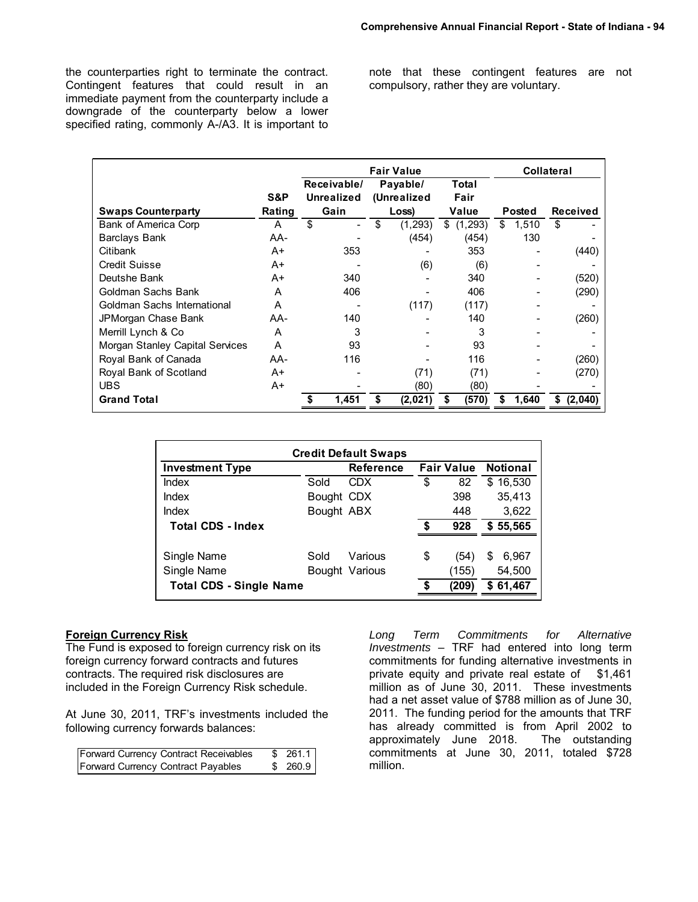the counterparties right to terminate the contract. Contingent features that could result in an immediate payment from the counterparty include a downgrade of the counterparty below a lower specified rating, commonly A-/A3. It is important to note that these contingent features are not compulsory, rather they are voluntary.

| Swaps Counterparty | S&P Rating | Fair Value: Receivable/ Unrealized Gain | Fair Value: Payable/ (Unrealized Loss) | Fair Value: Total Fair Value | Collateral: Posted | Collateral: Received |
|---|---|---|---|---|---|---|
| Bank of America Corp | A | $ - | $ (1,293) | $ (1,293) | $ 1,510 | $ - |
| Barclays Bank | AA- | - | (454) | (454) | 130 | - |
| Citibank | A+ | 353 | - | 353 | - | (440) |
| Credit Suisse | A+ | - | (6) | (6) | - | - |
| Deutshe Bank | A+ | 340 | - | 340 | - | (520) |
| Goldman Sachs Bank | A | 406 | - | 406 | - | (290) |
| Goldman Sachs International | A | - | (117) | (117) | - | - |
| JPMorgan Chase Bank | AA- | 140 | - | 140 | - | (260) |
| Merrill Lynch & Co | A | 3 | - | 3 | - | - |
| Morgan Stanley Capital Services | A | 93 | - | 93 | - | - |
| Royal Bank of Canada | AA- | 116 | - | 116 | - | (260) |
| Royal Bank of Scotland | A+ | - | (71) | (71) | - | (270) |
| UBS | A+ | - | (80) | (80) | - | - |
| **Grand Total** | | **$ 1,451** | **$ (2,021)** | **$ (570)** | **$ 1,640** | **$ (2,040)** |

| Credit Default Swaps | | | | |
|---|---|---|---|---|
| **Investment Type** | | **Reference** | **Fair Value** | **Notional** |
| Index | Sold | CDX | $ 82 | $ 16,530 |
| Index | Bought | CDX | 398 | 35,413 |
| Index | Bought | ABX | 448 | 3,622 |
| **Total CDS - Index** | | | **$ 928** | **$ 55,565** |
| Single Name | Sold | Various | $ (54) | $ 6,967 |
| Single Name | Bought | Various | (155) | 54,500 |
| **Total CDS - Single Name** | | | **$ (209)** | **$ 61,467** |

**Foreign Currency Risk**

The Fund is exposed to foreign currency risk on its foreign currency forward contracts and futures contracts. The required risk disclosures are included in the Foreign Currency Risk schedule.

At June 30, 2011, TRF's investments included the following currency forwards balances:

| | |
|---|---|
| Forward Currency Contract Receivables | $ 261.1 |
| Forward Currency Contract Payables | $ 260.9 |

*Long Term Commitments for Alternative Investments* – TRF had entered into long term commitments for funding alternative investments in private equity and private real estate of $1,461 million as of June 30, 2011. These investments had a net asset value of $788 million as of June 30, 2011. The funding period for the amounts that TRF has already committed is from April 2002 to approximately June 2018. The outstanding commitments at June 30, 2011, totaled $728 million.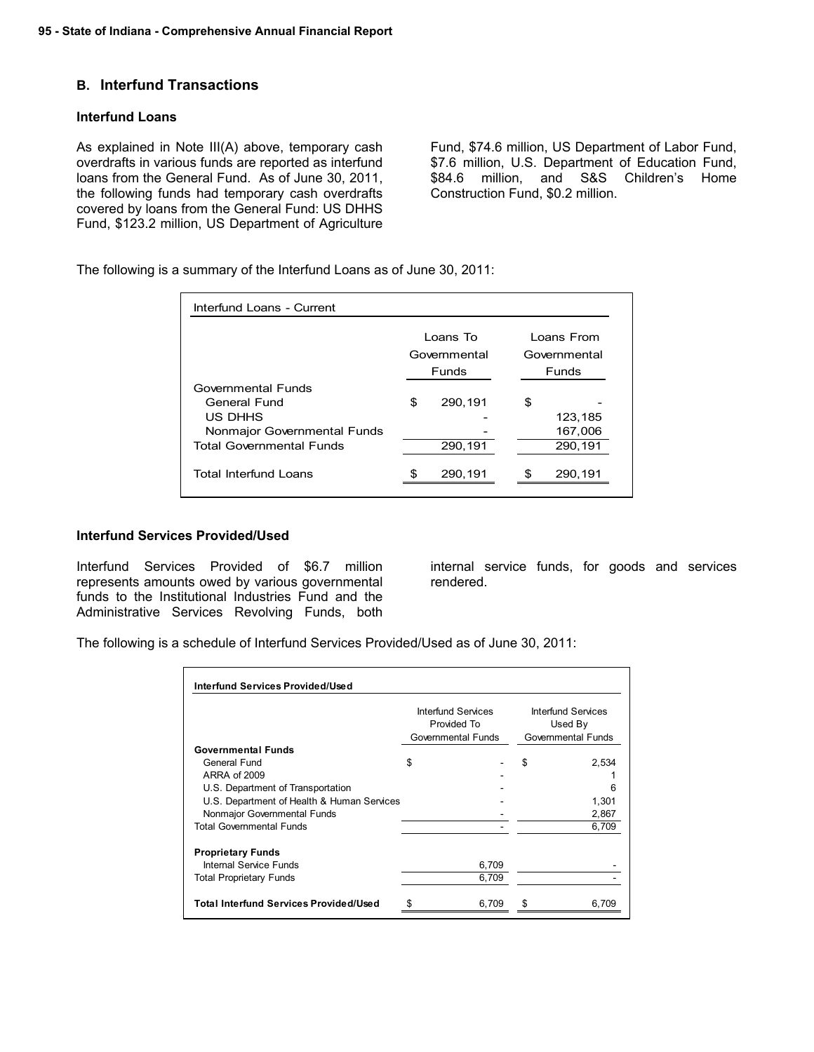## B. Interfund Transactions

### Interfund Loans

As explained in Note III(A) above, temporary cash overdrafts in various funds are reported as interfund loans from the General Fund. As of June 30, 2011, the following funds had temporary cash overdrafts covered by loans from the General Fund: US DHHS Fund, $123.2 million, US Department of Agriculture Fund, $74.6 million, US Department of Labor Fund, $7.6 million, U.S. Department of Education Fund, $84.6 million, and S&S Children's Home Construction Fund, $0.2 million.

The following is a summary of the Interfund Loans as of June 30, 2011:

| Interfund Loans - Current | Loans To Governmental Funds | Loans From Governmental Funds |
|---|---|---|
| Governmental Funds | | |
| General Fund | $ 290,191 | $ - |
| US DHHS | - | 123,185 |
| Nonmajor Governmental Funds | - | 167,006 |
| Total Governmental Funds | 290,191 | 290,191 |
| Total Interfund Loans | $ 290,191 | $ 290,191 |

### Interfund Services Provided/Used

Interfund Services Provided of $6.7 million represents amounts owed by various governmental funds to the Institutional Industries Fund and the Administrative Services Revolving Funds, both internal service funds, for goods and services rendered.

The following is a schedule of Interfund Services Provided/Used as of June 30, 2011:

| Interfund Services Provided/Used | Interfund Services Provided To Governmental Funds | Interfund Services Used By Governmental Funds |
|---|---|---|
| **Governmental Funds** | | |
| General Fund | $ - | $ 2,534 |
| ARRA of 2009 | - | 1 |
| U.S. Department of Transportation | - | 6 |
| U.S. Department of Health & Human Services | - | 1,301 |
| Nonmajor Governmental Funds | - | 2,867 |
| Total Governmental Funds | - | 6,709 |
| **Proprietary Funds** | | |
| Internal Service Funds | 6,709 | - |
| Total Proprietary Funds | 6,709 | - |
| **Total Interfund Services Provided/Used** | $ 6,709 | $ 6,709 |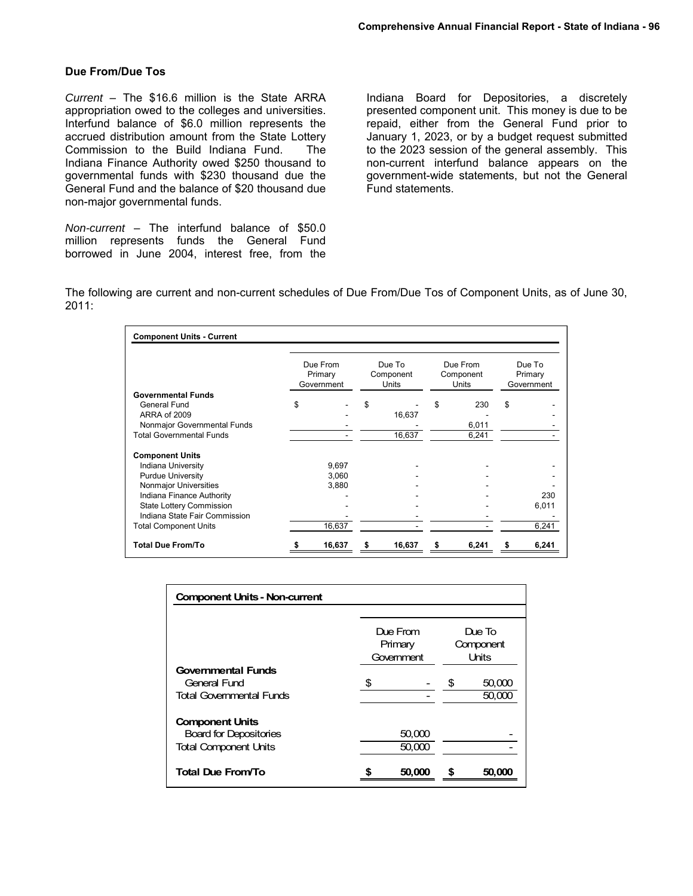### Due From/Due Tos

*Current* – The $16.6 million is the State ARRA appropriation owed to the colleges and universities. Interfund balance of $6.0 million represents the accrued distribution amount from the State Lottery Commission to the Build Indiana Fund. The Indiana Finance Authority owed $250 thousand to governmental funds with $230 thousand due the General Fund and the balance of $20 thousand due non-major governmental funds.

*Non-current* – The interfund balance of $50.0 million represents funds the General Fund borrowed in June 2004, interest free, from the Indiana Board for Depositories, a discretely presented component unit. This money is due to be repaid, either from the General Fund prior to January 1, 2023, or by a budget request submitted to the 2023 session of the general assembly. This non-current interfund balance appears on the government-wide statements, but not the General Fund statements.

The following are current and non-current schedules of Due From/Due Tos of Component Units, as of June 30, 2011:

**Component Units - Current**

| | Due From Primary Government | Due To Component Units | Due From Component Units | Due To Primary Government |
|---|---|---|---|---|
| **Governmental Funds** | | | | |
| General Fund | $ - | $ - | $ 230 | $ - |
| ARRA of 2009 | - | 16,637 | - | - |
| Nonmajor Governmental Funds | - | - | 6,011 | - |
| Total Governmental Funds | - | 16,637 | 6,241 | - |
| **Component Units** | | | | |
| Indiana University | 9,697 | - | - | - |
| Purdue University | 3,060 | - | - | - |
| Nonmajor Universities | 3,880 | - | - | - |
| Indiana Finance Authority | - | - | - | 230 |
| State Lottery Commission | - | - | - | 6,011 |
| Indiana State Fair Commission | - | - | - | - |
| Total Component Units | 16,637 | - | - | 6,241 |
| **Total Due From/To** | **$ 16,637** | **$ 16,637** | **$ 6,241** | **$ 6,241** |

**Component Units - Non-current**

| | Due From Primary Government | Due To Component Units |
|---|---|---|
| **Governmental Funds** | | |
| General Fund | $ - | $ 50,000 |
| Total Governmental Funds | - | 50,000 |
| **Component Units** | | |
| Board for Depositories | 50,000 | - |
| Total Component Units | 50,000 | - |
| **Total Due From/To** | **$ 50,000** | **$ 50,000** |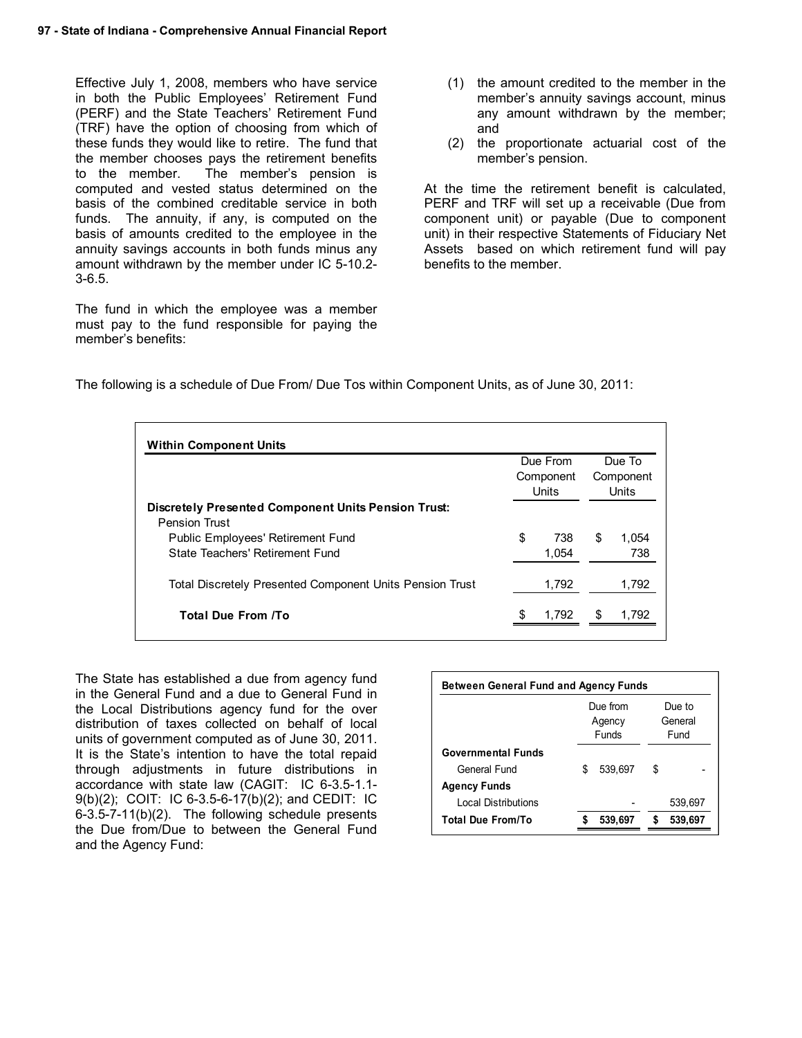Effective July 1, 2008, members who have service in both the Public Employees' Retirement Fund (PERF) and the State Teachers' Retirement Fund (TRF) have the option of choosing from which of these funds they would like to retire. The fund that the member chooses pays the retirement benefits to the member. The member's pension is computed and vested status determined on the basis of the combined creditable service in both funds. The annuity, if any, is computed on the basis of amounts credited to the employee in the annuity savings accounts in both funds minus any amount withdrawn by the member under IC 5-10.2-3-6.5.

The fund in which the employee was a member must pay to the fund responsible for paying the member's benefits:

(1) the amount credited to the member in the member's annuity savings account, minus any amount withdrawn by the member; and
(2) the proportionate actuarial cost of the member's pension.

At the time the retirement benefit is calculated, PERF and TRF will set up a receivable (Due from component unit) or payable (Due to component unit) in their respective Statements of Fiduciary Net Assets based on which retirement fund will pay benefits to the member.

The following is a schedule of Due From/ Due Tos within Component Units, as of June 30, 2011:

| Within Component Units | Due From Component Units | Due To Component Units |
|---|---|---|
| **Discretely Presented Component Units Pension Trust:** | | |
| Pension Trust | | |
| Public Employees' Retirement Fund | $ 738 | $ 1,054 |
| State Teachers' Retirement Fund | 1,054 | 738 |
| Total Discretely Presented Component Units Pension Trust | 1,792 | 1,792 |
| **Total Due From /To** | $ 1,792 | $ 1,792 |

The State has established a due from agency fund in the General Fund and a due to General Fund in the Local Distributions agency fund for the over distribution of taxes collected on behalf of local units of government computed as of June 30, 2011. It is the State's intention to have the total repaid through adjustments in future distributions in accordance with state law (CAGIT: IC 6-3.5-1.1-9(b)(2); COIT: IC 6-3.5-6-17(b)(2); and CEDIT: IC 6-3.5-7-11(b)(2). The following schedule presents the Due from/Due to between the General Fund and the Agency Fund:

| Between General Fund and Agency Funds | Due from Agency Funds | Due to General Fund |
|---|---|---|
| **Governmental Funds** | | |
| General Fund | $ 539,697 | $ - |
| **Agency Funds** | | |
| Local Distributions | - | 539,697 |
| **Total Due From/To** | **$ 539,697** | **$ 539,697** |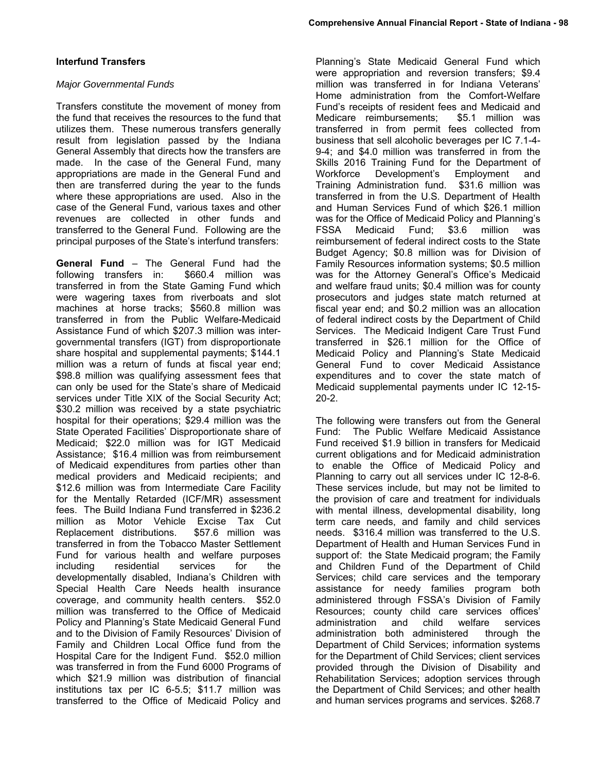## Interfund Transfers

### *Major Governmental Funds*

Transfers constitute the movement of money from the fund that receives the resources to the fund that utilizes them. These numerous transfers generally result from legislation passed by the Indiana General Assembly that directs how the transfers are made. In the case of the General Fund, many appropriations are made in the General Fund and then are transferred during the year to the funds where these appropriations are used. Also in the case of the General Fund, various taxes and other revenues are collected in other funds and transferred to the General Fund. Following are the principal purposes of the State's interfund transfers:

**General Fund** – The General Fund had the following transfers in: $660.4 million was transferred in from the State Gaming Fund which were wagering taxes from riverboats and slot machines at horse tracks; $560.8 million was transferred in from the Public Welfare-Medicaid Assistance Fund of which $207.3 million was inter-governmental transfers (IGT) from disproportionate share hospital and supplemental payments; $144.1 million was a return of funds at fiscal year end; $98.8 million was qualifying assessment fees that can only be used for the State's share of Medicaid services under Title XIX of the Social Security Act; $30.2 million was received by a state psychiatric hospital for their operations; $29.4 million was the State Operated Facilities' Disproportionate share of Medicaid; $22.0 million was for IGT Medicaid Assistance; $16.4 million was from reimbursement of Medicaid expenditures from parties other than medical providers and Medicaid recipients; and $12.6 million was from Intermediate Care Facility for the Mentally Retarded (ICF/MR) assessment fees. The Build Indiana Fund transferred in $236.2 million as Motor Vehicle Excise Tax Cut Replacement distributions. $57.6 million was transferred in from the Tobacco Master Settlement Fund for various health and welfare purposes including residential services for the developmentally disabled, Indiana's Children with Special Health Care Needs health insurance coverage, and community health centers. $52.0 million was transferred to the Office of Medicaid Policy and Planning's State Medicaid General Fund and to the Division of Family Resources' Division of Family and Children Local Office fund from the Hospital Care for the Indigent Fund. $52.0 million was transferred in from the Fund 6000 Programs of which $21.9 million was distribution of financial institutions tax per IC 6-5.5; $11.7 million was transferred to the Office of Medicaid Policy and Planning's State Medicaid General Fund which were appropriation and reversion transfers; $9.4 million was transferred in for Indiana Veterans' Home administration from the Comfort-Welfare Fund's receipts of resident fees and Medicaid and Medicare reimbursements; $5.1 million was transferred in from permit fees collected from business that sell alcoholic beverages per IC 7.1-4-9-4; and $4.0 million was transferred in from the Skills 2016 Training Fund for the Department of Workforce Development's Employment and Training Administration fund. $31.6 million was transferred in from the U.S. Department of Health and Human Services Fund of which $26.1 million was for the Office of Medicaid Policy and Planning's FSSA Medicaid Fund; $3.6 million was reimbursement of federal indirect costs to the State Budget Agency; $0.8 million was for Division of Family Resources information systems; $0.5 million was for the Attorney General's Office's Medicaid and welfare fraud units; $0.4 million was for county prosecutors and judges state match returned at fiscal year end; and $0.2 million was an allocation of federal indirect costs by the Department of Child Services. The Medicaid Indigent Care Trust Fund transferred in $26.1 million for the Office of Medicaid Policy and Planning's State Medicaid General Fund to cover Medicaid Assistance expenditures and to cover the state match of Medicaid supplemental payments under IC 12-15-20-2.

The following were transfers out from the General Fund: The Public Welfare Medicaid Assistance Fund received $1.9 billion in transfers for Medicaid current obligations and for Medicaid administration to enable the Office of Medicaid Policy and Planning to carry out all services under IC 12-8-6. These services include, but may not be limited to the provision of care and treatment for individuals with mental illness, developmental disability, long term care needs, and family and child services needs. $316.4 million was transferred to the U.S. Department of Health and Human Services Fund in support of: the State Medicaid program; the Family and Children Fund of the Department of Child Services; child care services and the temporary assistance for needy families program both administered through FSSA's Division of Family Resources; county child care services offices' administration and child welfare services administration both administered through the Department of Child Services; information systems for the Department of Child Services; client services provided through the Division of Disability and Rehabilitation Services; adoption services through the Department of Child Services; and other health and human services programs and services. $268.7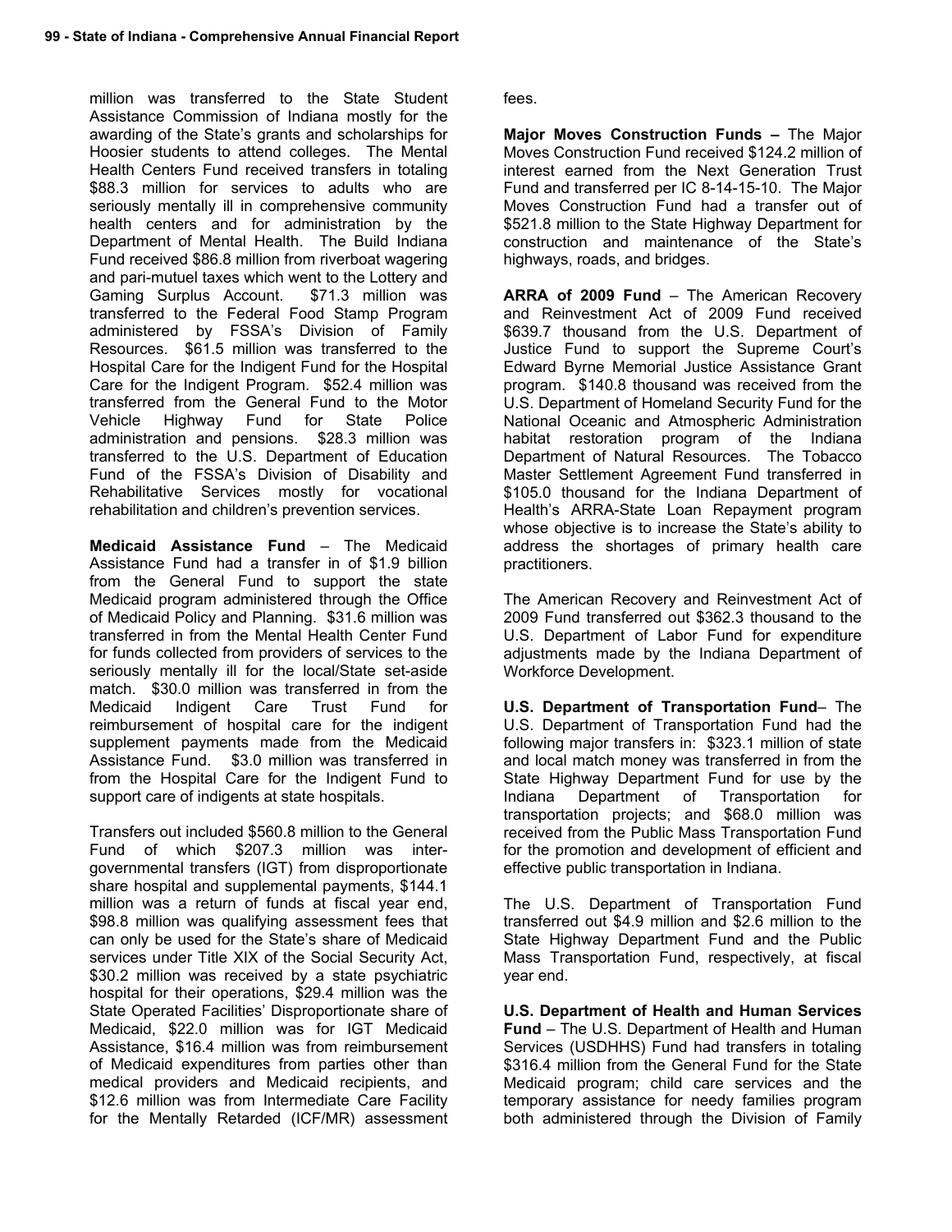million was transferred to the State Student Assistance Commission of Indiana mostly for the awarding of the State's grants and scholarships for Hoosier students to attend colleges. The Mental Health Centers Fund received transfers in totaling $88.3 million for services to adults who are seriously mentally ill in comprehensive community health centers and for administration by the Department of Mental Health. The Build Indiana Fund received $86.8 million from riverboat wagering and pari-mutuel taxes which went to the Lottery and Gaming Surplus Account. $71.3 million was transferred to the Federal Food Stamp Program administered by FSSA's Division of Family Resources. $61.5 million was transferred to the Hospital Care for the Indigent Fund for the Hospital Care for the Indigent Program. $52.4 million was transferred from the General Fund to the Motor Vehicle Highway Fund for State Police administration and pensions. $28.3 million was transferred to the U.S. Department of Education Fund of the FSSA's Division of Disability and Rehabilitative Services mostly for vocational rehabilitation and children's prevention services.

**Medicaid Assistance Fund** – The Medicaid Assistance Fund had a transfer in of $1.9 billion from the General Fund to support the state Medicaid program administered through the Office of Medicaid Policy and Planning. $31.6 million was transferred in from the Mental Health Center Fund for funds collected from providers of services to the seriously mentally ill for the local/State set-aside match. $30.0 million was transferred in from the Medicaid Indigent Care Trust Fund for reimbursement of hospital care for the indigent supplement payments made from the Medicaid Assistance Fund. $3.0 million was transferred in from the Hospital Care for the Indigent Fund to support care of indigents at state hospitals.

Transfers out included $560.8 million to the General Fund of which $207.3 million was intergovernmental transfers (IGT) from disproportionate share hospital and supplemental payments, $144.1 million was a return of funds at fiscal year end, $98.8 million was qualifying assessment fees that can only be used for the State's share of Medicaid services under Title XIX of the Social Security Act, $30.2 million was received by a state psychiatric hospital for their operations, $29.4 million was the State Operated Facilities' Disproportionate share of Medicaid, $22.0 million was for IGT Medicaid Assistance, $16.4 million was from reimbursement of Medicaid expenditures from parties other than medical providers and Medicaid recipients, and $12.6 million was from Intermediate Care Facility for the Mentally Retarded (ICF/MR) assessment fees.

**Major Moves Construction Funds –** The Major Moves Construction Fund received $124.2 million of interest earned from the Next Generation Trust Fund and transferred per IC 8-14-15-10. The Major Moves Construction Fund had a transfer out of $521.8 million to the State Highway Department for construction and maintenance of the State's highways, roads, and bridges.

**ARRA of 2009 Fund** – The American Recovery and Reinvestment Act of 2009 Fund received $639.7 thousand from the U.S. Department of Justice Fund to support the Supreme Court's Edward Byrne Memorial Justice Assistance Grant program. $140.8 thousand was received from the U.S. Department of Homeland Security Fund for the National Oceanic and Atmospheric Administration habitat restoration program of the Indiana Department of Natural Resources. The Tobacco Master Settlement Agreement Fund transferred in $105.0 thousand for the Indiana Department of Health's ARRA-State Loan Repayment program whose objective is to increase the State's ability to address the shortages of primary health care practitioners.

The American Recovery and Reinvestment Act of 2009 Fund transferred out $362.3 thousand to the U.S. Department of Labor Fund for expenditure adjustments made by the Indiana Department of Workforce Development.

**U.S. Department of Transportation Fund**– The U.S. Department of Transportation Fund had the following major transfers in: $323.1 million of state and local match money was transferred in from the State Highway Department Fund for use by the Indiana Department of Transportation for transportation projects; and $68.0 million was received from the Public Mass Transportation Fund for the promotion and development of efficient and effective public transportation in Indiana.

The U.S. Department of Transportation Fund transferred out $4.9 million and $2.6 million to the State Highway Department Fund and the Public Mass Transportation Fund, respectively, at fiscal year end.

**U.S. Department of Health and Human Services Fund** – The U.S. Department of Health and Human Services (USDHHS) Fund had transfers in totaling $316.4 million from the General Fund for the State Medicaid program; child care services and the temporary assistance for needy families program both administered through the Division of Family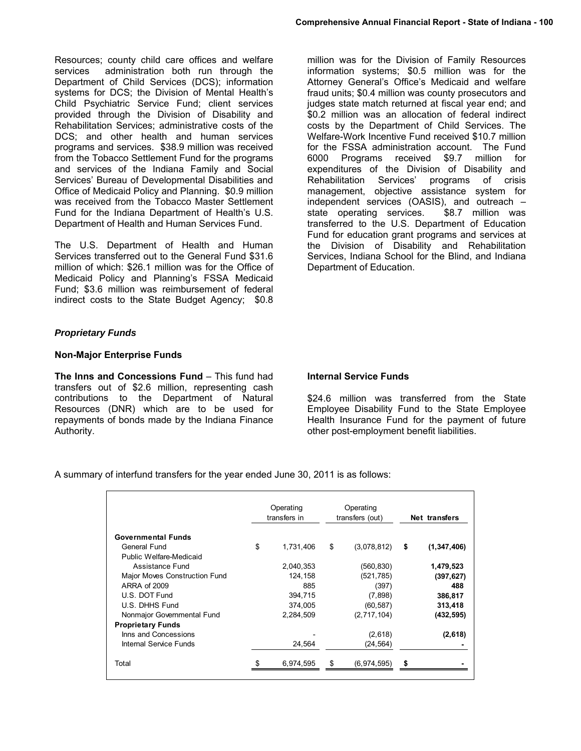Resources; county child care offices and welfare services administration both run through the Department of Child Services (DCS); information systems for DCS; the Division of Mental Health's Child Psychiatric Service Fund; client services provided through the Division of Disability and Rehabilitation Services; administrative costs of the DCS; and other health and human services programs and services. $38.9 million was received from the Tobacco Settlement Fund for the programs and services of the Indiana Family and Social Services' Bureau of Developmental Disabilities and Office of Medicaid Policy and Planning. $0.9 million was received from the Tobacco Master Settlement Fund for the Indiana Department of Health's U.S. Department of Health and Human Services Fund.

The U.S. Department of Health and Human Services transferred out to the General Fund $31.6 million of which: $26.1 million was for the Office of Medicaid Policy and Planning's FSSA Medicaid Fund; $3.6 million was reimbursement of federal indirect costs to the State Budget Agency; $0.8 million was for the Division of Family Resources information systems; $0.5 million was for the Attorney General's Office's Medicaid and welfare fraud units; $0.4 million was county prosecutors and judges state match returned at fiscal year end; and $0.2 million was an allocation of federal indirect costs by the Department of Child Services. The Welfare-Work Incentive Fund received $10.7 million for the FSSA administration account. The Fund 6000 Programs received $9.7 million for expenditures of the Division of Disability and Rehabilitation Services' programs of crisis management, objective assistance system for independent services (OASIS), and outreach – state operating services. $8.7 million was transferred to the U.S. Department of Education Fund for education grant programs and services at the Division of Disability and Rehabilitation Services, Indiana School for the Blind, and Indiana Department of Education.

### *Proprietary Funds*

#### Non-Major Enterprise Funds

**The Inns and Concessions Fund** – This fund had transfers out of $2.6 million, representing cash contributions to the Department of Natural Resources (DNR) which are to be used for repayments of bonds made by the Indiana Finance Authority.

#### Internal Service Funds

$24.6 million was transferred from the State Employee Disability Fund to the State Employee Health Insurance Fund for the payment of future other post-employment benefit liabilities.

A summary of interfund transfers for the year ended June 30, 2011 is as follows:

| | Operating transfers in | Operating transfers (out) | **Net transfers** |
|---|---|---|---|
| **Governmental Funds** | | | |
| General Fund | $ 1,731,406 | $ (3,078,812) | **$ (1,347,406)** |
| Public Welfare-Medicaid Assistance Fund | 2,040,353 | (560,830) | **1,479,523** |
| Major Moves Construction Fund | 124,158 | (521,785) | **(397,627)** |
| ARRA of 2009 | 885 | (397) | **488** |
| U.S. DOT Fund | 394,715 | (7,898) | **386,817** |
| U.S. DHHS Fund | 374,005 | (60,587) | **313,418** |
| Nonmajor Governmental Fund | 2,284,509 | (2,717,104) | **(432,595)** |
| **Proprietary Funds** | | | |
| Inns and Concessions | - | (2,618) | **(2,618)** |
| Internal Service Funds | 24,564 | (24,564) | **-** |
| Total | $ 6,974,595 | $ (6,974,595) | **$ -** |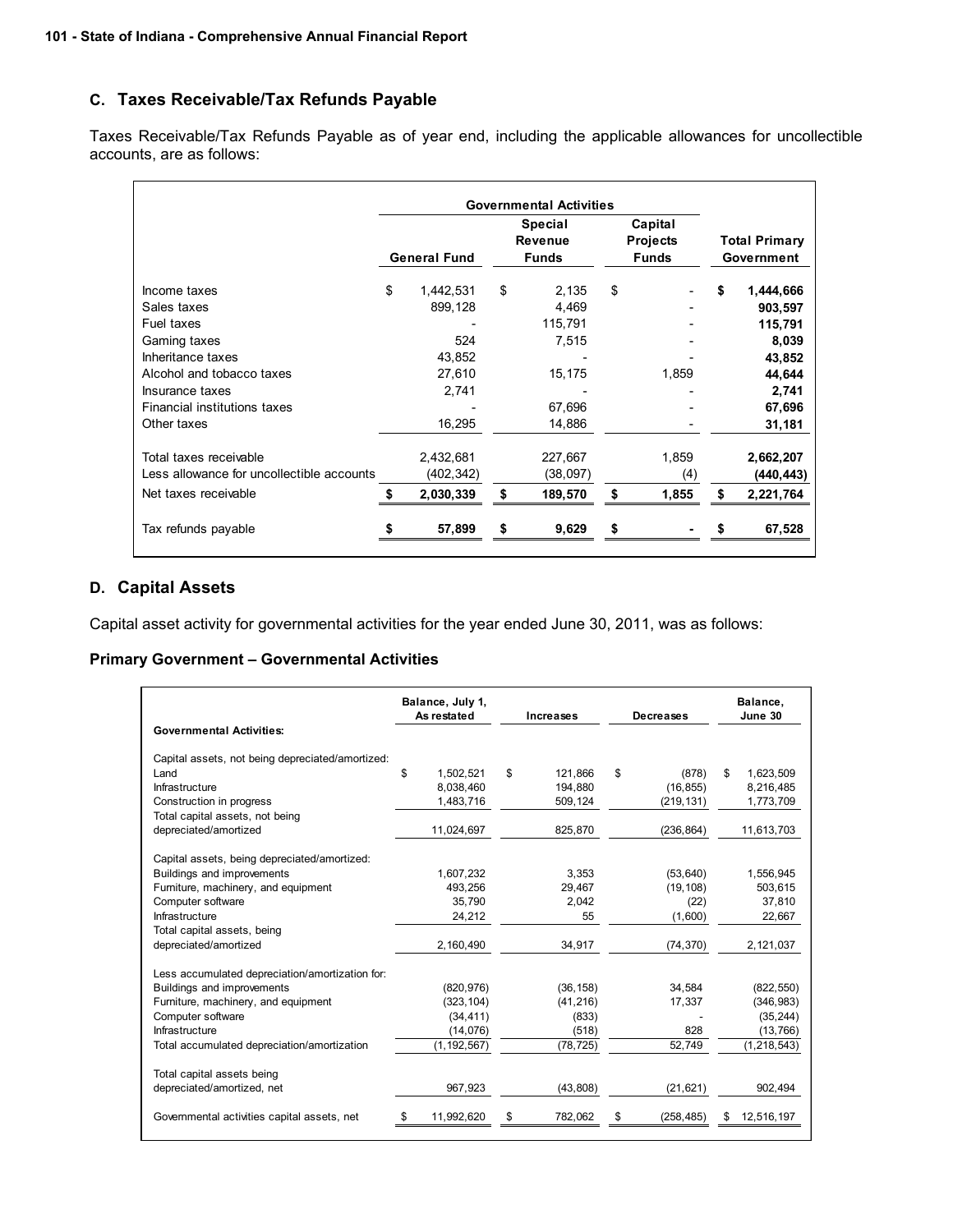### C. Taxes Receivable/Tax Refunds Payable

Taxes Receivable/Tax Refunds Payable as of year end, including the applicable allowances for uncollectible accounts, are as follows:

| | Governmental Activities | | | |
|---|---|---|---|---|
| | General Fund | Special Revenue Funds | Capital Projects Funds | Total Primary Government |
| Income taxes | $ 1,442,531 | $ 2,135 | $ - | **$ 1,444,666** |
| Sales taxes | 899,128 | 4,469 | - | **903,597** |
| Fuel taxes | - | 115,791 | - | **115,791** |
| Gaming taxes | 524 | 7,515 | - | **8,039** |
| Inheritance taxes | 43,852 | - | - | **43,852** |
| Alcohol and tobacco taxes | 27,610 | 15,175 | 1,859 | **44,644** |
| Insurance taxes | 2,741 | - | - | **2,741** |
| Financial institutions taxes | - | 67,696 | - | **67,696** |
| Other taxes | 16,295 | 14,886 | - | **31,181** |
| Total taxes receivable | 2,432,681 | 227,667 | 1,859 | **2,662,207** |
| Less allowance for uncollectible accounts | (402,342) | (38,097) | (4) | **(440,443)** |
| Net taxes receivable | **$ 2,030,339** | **$ 189,570** | **$ 1,855** | **$ 2,221,764** |
| Tax refunds payable | **$ 57,899** | **$ 9,629** | **$ -** | **$ 67,528** |

### D. Capital Assets

Capital asset activity for governmental activities for the year ended June 30, 2011, was as follows:

**Primary Government – Governmental Activities**

| Governmental Activities: | Balance, July 1, As restated | Increases | Decreases | Balance, June 30 |
|---|---|---|---|---|
| Capital assets, not being depreciated/amortized: | | | | |
| Land | $ 1,502,521 | $ 121,866 | $ (878) | $ 1,623,509 |
| Infrastructure | 8,038,460 | 194,880 | (16,855) | 8,216,485 |
| Construction in progress | 1,483,716 | 509,124 | (219,131) | 1,773,709 |
| Total capital assets, not being depreciated/amortized | 11,024,697 | 825,870 | (236,864) | 11,613,703 |
| Capital assets, being depreciated/amortized: | | | | |
| Buildings and improvements | 1,607,232 | 3,353 | (53,640) | 1,556,945 |
| Furniture, machinery, and equipment | 493,256 | 29,467 | (19,108) | 503,615 |
| Computer software | 35,790 | 2,042 | (22) | 37,810 |
| Infrastructure | 24,212 | 55 | (1,600) | 22,667 |
| Total capital assets, being depreciated/amortized | 2,160,490 | 34,917 | (74,370) | 2,121,037 |
| Less accumulated depreciation/amortization for: | | | | |
| Buildings and improvements | (820,976) | (36,158) | 34,584 | (822,550) |
| Furniture, machinery, and equipment | (323,104) | (41,216) | 17,337 | (346,983) |
| Computer software | (34,411) | (833) | - | (35,244) |
| Infrastructure | (14,076) | (518) | 828 | (13,766) |
| Total accumulated depreciation/amortization | (1,192,567) | (78,725) | 52,749 | (1,218,543) |
| Total capital assets being depreciated/amortized, net | 967,923 | (43,808) | (21,621) | 902,494 |
| Governmental activities capital assets, net | $ 11,992,620 | $ 782,062 | $ (258,485) | $ 12,516,197 |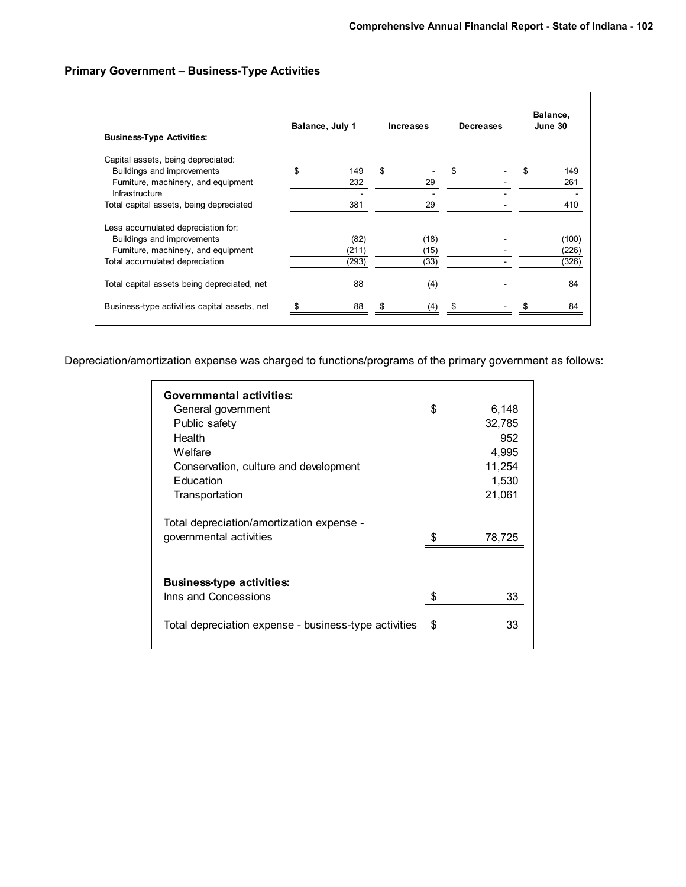## Primary Government – Business-Type Activities

| Business-Type Activities: | Balance, July 1 | Increases | Decreases | Balance, June 30 |
|---|---|---|---|---|
| Capital assets, being depreciated: | | | | |
| Buildings and improvements | $ 149 | $ - | $ - | $ 149 |
| Furniture, machinery, and equipment | 232 | 29 | - | 261 |
| Infrastructure | - | - | - | - |
| Total capital assets, being depreciated | 381 | 29 | - | 410 |
| Less accumulated depreciation for: | | | | |
| Buildings and improvements | (82) | (18) | - | (100) |
| Furniture, machinery, and equipment | (211) | (15) | - | (226) |
| Total accumulated depreciation | (293) | (33) | - | (326) |
| Total capital assets being depreciated, net | 88 | (4) | - | 84 |
| Business-type activities capital assets, net | $ 88 | $ (4) | $ - | $ 84 |

Depreciation/amortization expense was charged to functions/programs of the primary government as follows:

| | |
|---|---|
| **Governmental activities:** | |
| General government | $ 6,148 |
| Public safety | 32,785 |
| Health | 952 |
| Welfare | 4,995 |
| Conservation, culture and development | 11,254 |
| Education | 1,530 |
| Transportation | 21,061 |
| Total depreciation/amortization expense - governmental activities | $ 78,725 |
| **Business-type activities:** | |
| Inns and Concessions | $ 33 |
| Total depreciation expense - business-type activities | $ 33 |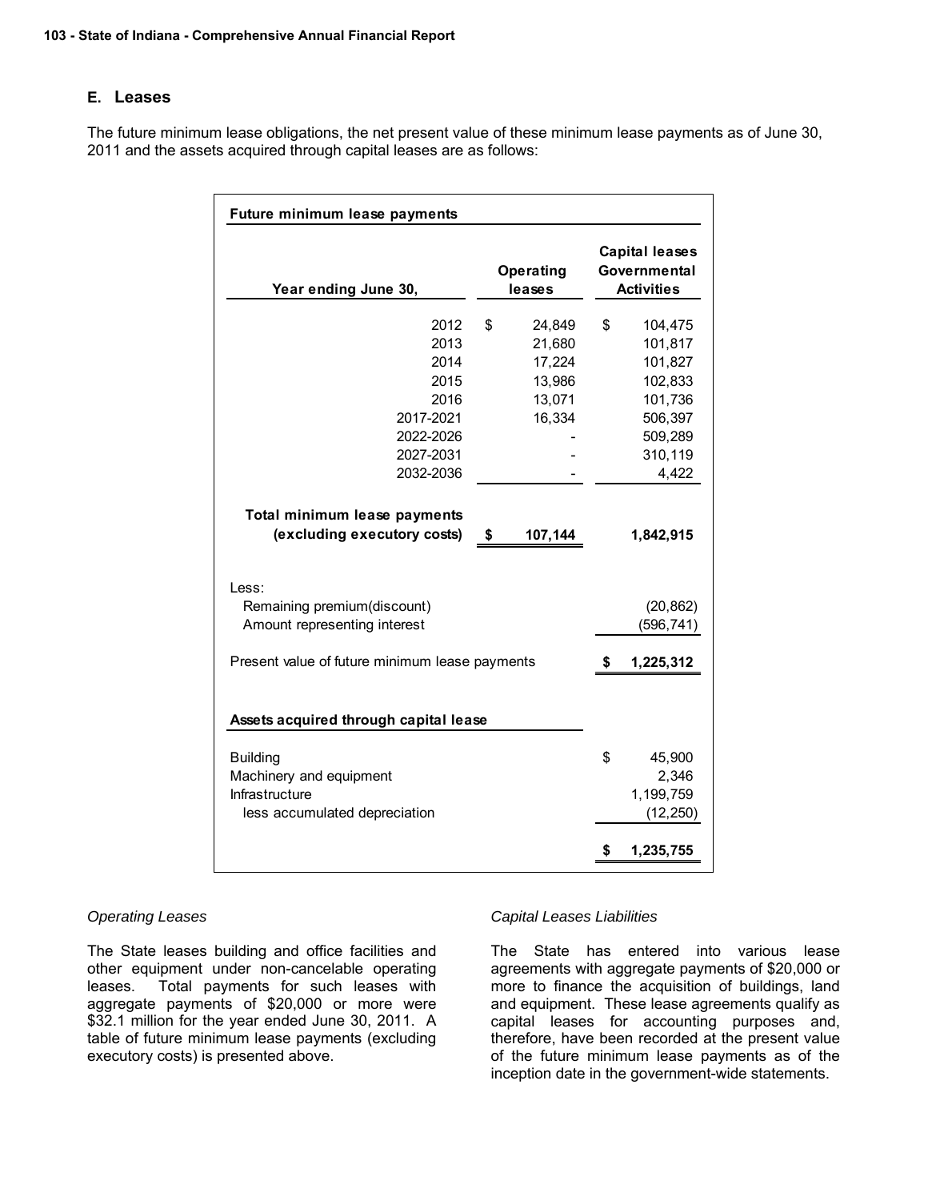### E. Leases

The future minimum lease obligations, the net present value of these minimum lease payments as of June 30, 2011 and the assets acquired through capital leases are as follows:

| **Future minimum lease payments** | | |
|---|---|---|
| **Year ending June 30,** | **Operating leases** | **Capital leases Governmental Activities** |
| 2012 | $ 24,849 | $ 104,475 |
| 2013 | 21,680 | 101,817 |
| 2014 | 17,224 | 101,827 |
| 2015 | 13,986 | 102,833 |
| 2016 | 13,071 | 101,736 |
| 2017-2021 | 16,334 | 506,397 |
| 2022-2026 | - | 509,289 |
| 2027-2031 | - | 310,119 |
| 2032-2036 | - | 4,422 |
| **Total minimum lease payments (excluding executory costs)** | **$ 107,144** | **1,842,915** |
| Less: | | |
| Remaining premium(discount) | | (20,862) |
| Amount representing interest | | (596,741) |
| Present value of future minimum lease payments | | **$ 1,225,312** |

| **Assets acquired through capital lease** | |
|---|---|
| Building | $ 45,900 |
| Machinery and equipment | 2,346 |
| Infrastructure | 1,199,759 |
| less accumulated depreciation | (12,250) |
| | **$ 1,235,755** |

*Operating Leases*

The State leases building and office facilities and other equipment under non-cancelable operating leases. Total payments for such leases with aggregate payments of $20,000 or more were $32.1 million for the year ended June 30, 2011. A table of future minimum lease payments (excluding executory costs) is presented above.

*Capital Leases Liabilities*

The State has entered into various lease agreements with aggregate payments of $20,000 or more to finance the acquisition of buildings, land and equipment. These lease agreements qualify as capital leases for accounting purposes and, therefore, have been recorded at the present value of the future minimum lease payments as of the inception date in the government-wide statements.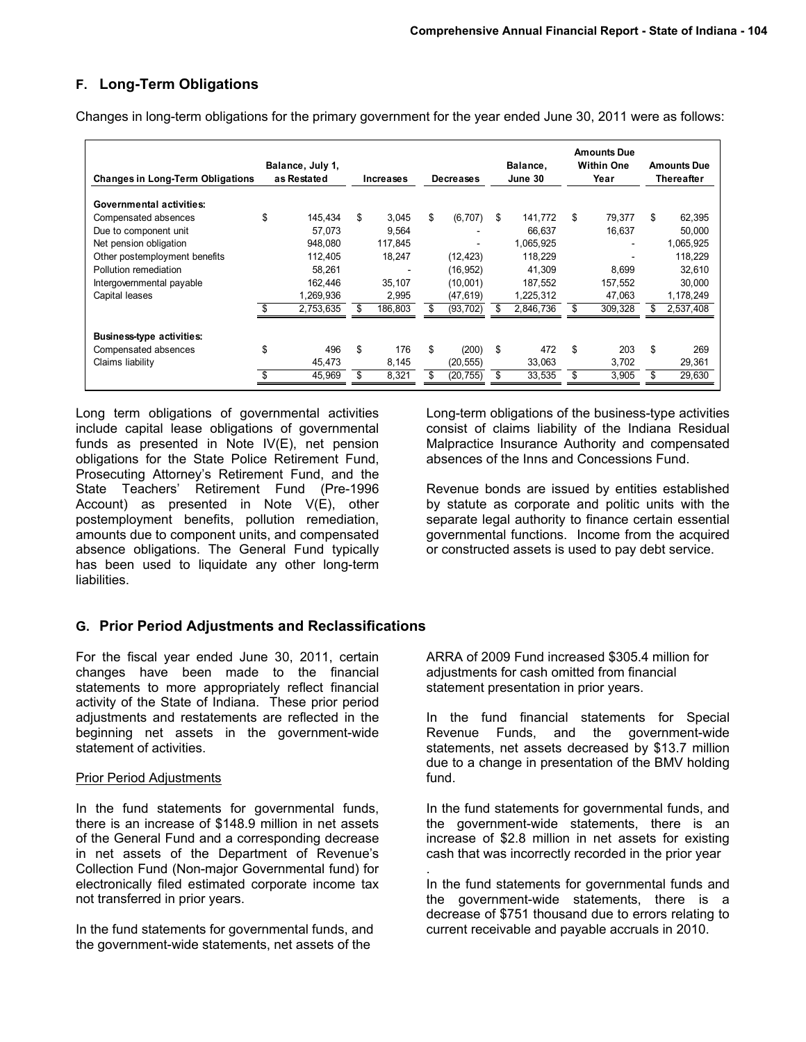## F. Long-Term Obligations

Changes in long-term obligations for the primary government for the year ended June 30, 2011 were as follows:

| Changes in Long-Term Obligations | Balance, July 1, as Restated | Increases | Decreases | Balance, June 30 | Amounts Due Within One Year | Amounts Due Thereafter |
|---|---|---|---|---|---|---|
| **Governmental activities:** | | | | | | |
| Compensated absences | $ 145,434 | $ 3,045 | $ (6,707) | $ 141,772 | $ 79,377 | $ 62,395 |
| Due to component unit | 57,073 | 9,564 | - | 66,637 | 16,637 | 50,000 |
| Net pension obligation | 948,080 | 117,845 | - | 1,065,925 | - | 1,065,925 |
| Other postemployment benefits | 112,405 | 18,247 | (12,423) | 118,229 | - | 118,229 |
| Pollution remediation | 58,261 | - | (16,952) | 41,309 | 8,699 | 32,610 |
| Intergovernmental payable | 162,446 | 35,107 | (10,001) | 187,552 | 157,552 | 30,000 |
| Capital leases | 1,269,936 | 2,995 | (47,619) | 1,225,312 | 47,063 | 1,178,249 |
| | $ 2,753,635 | $ 186,803 | $ (93,702) | $ 2,846,736 | $ 309,328 | $ 2,537,408 |
| **Business-type activities:** | | | | | | |
| Compensated absences | $ 496 | $ 176 | $ (200) | $ 472 | $ 203 | $ 269 |
| Claims liability | 45,473 | 8,145 | (20,555) | 33,063 | 3,702 | 29,361 |
| | $ 45,969 | $ 8,321 | $ (20,755) | $ 33,535 | $ 3,905 | $ 29,630 |

Long term obligations of governmental activities include capital lease obligations of governmental funds as presented in Note IV(E), net pension obligations for the State Police Retirement Fund, Prosecuting Attorney's Retirement Fund, and the State Teachers' Retirement Fund (Pre-1996 Account) as presented in Note V(E), other postemployment benefits, pollution remediation, amounts due to component units, and compensated absence obligations. The General Fund typically has been used to liquidate any other long-term liabilities.

Long-term obligations of the business-type activities consist of claims liability of the Indiana Residual Malpractice Insurance Authority and compensated absences of the Inns and Concessions Fund.

Revenue bonds are issued by entities established by statute as corporate and politic units with the separate legal authority to finance certain essential governmental functions. Income from the acquired or constructed assets is used to pay debt service.

## G. Prior Period Adjustments and Reclassifications

For the fiscal year ended June 30, 2011, certain changes have been made to the financial statements to more appropriately reflect financial activity of the State of Indiana. These prior period adjustments and restatements are reflected in the beginning net assets in the government-wide statement of activities.

Prior Period Adjustments

In the fund statements for governmental funds, there is an increase of $148.9 million in net assets of the General Fund and a corresponding decrease in net assets of the Department of Revenue's Collection Fund (Non-major Governmental fund) for electronically filed estimated corporate income tax not transferred in prior years.

In the fund statements for governmental funds, and the government-wide statements, net assets of the ARRA of 2009 Fund increased $305.4 million for adjustments for cash omitted from financial statement presentation in prior years.

In the fund financial statements for Special Revenue Funds, and the government-wide statements, net assets decreased by $13.7 million due to a change in presentation of the BMV holding fund.

In the fund statements for governmental funds, and the government-wide statements, there is an increase of $2.8 million in net assets for existing cash that was incorrectly recorded in the prior year.

In the fund statements for governmental funds and the government-wide statements, there is a decrease of $751 thousand due to errors relating to current receivable and payable accruals in 2010.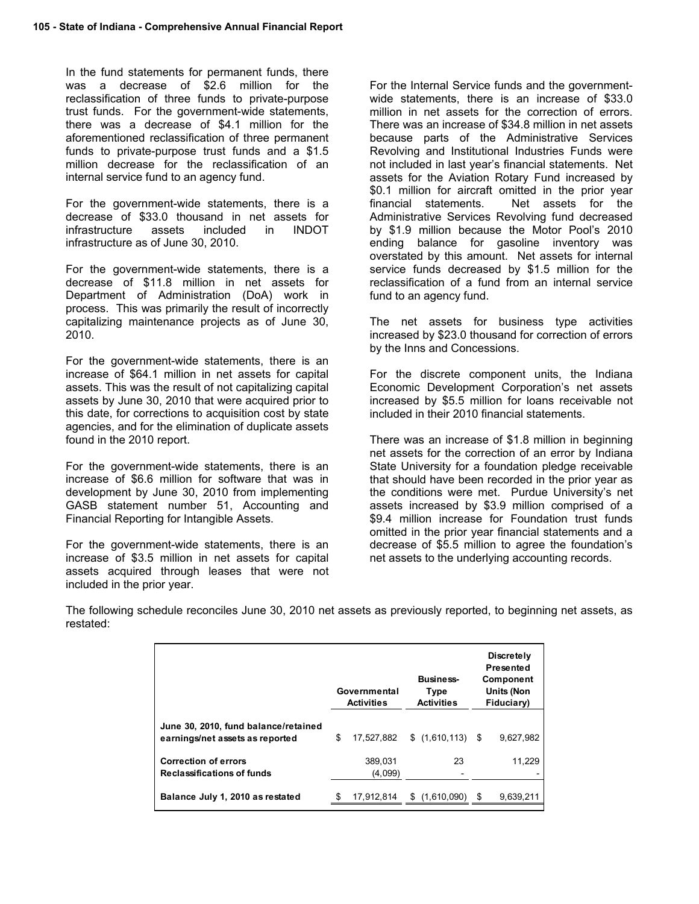In the fund statements for permanent funds, there was a decrease of $2.6 million for the reclassification of three funds to private-purpose trust funds. For the government-wide statements, there was a decrease of $4.1 million for the aforementioned reclassification of three permanent funds to private-purpose trust funds and a $1.5 million decrease for the reclassification of an internal service fund to an agency fund.

For the government-wide statements, there is a decrease of $33.0 thousand in net assets for infrastructure assets included in INDOT infrastructure as of June 30, 2010.

For the government-wide statements, there is a decrease of $11.8 million in net assets for Department of Administration (DoA) work in process. This was primarily the result of incorrectly capitalizing maintenance projects as of June 30, 2010.

For the government-wide statements, there is an increase of $64.1 million in net assets for capital assets. This was the result of not capitalizing capital assets by June 30, 2010 that were acquired prior to this date, for corrections to acquisition cost by state agencies, and for the elimination of duplicate assets found in the 2010 report.

For the government-wide statements, there is an increase of $6.6 million for software that was in development by June 30, 2010 from implementing GASB statement number 51, Accounting and Financial Reporting for Intangible Assets.

For the government-wide statements, there is an increase of $3.5 million in net assets for capital assets acquired through leases that were not included in the prior year.

For the Internal Service funds and the government-wide statements, there is an increase of $33.0 million in net assets for the correction of errors. There was an increase of $34.8 million in net assets because parts of the Administrative Services Revolving and Institutional Industries Funds were not included in last year's financial statements. Net assets for the Aviation Rotary Fund increased by $0.1 million for aircraft omitted in the prior year financial statements. Net assets for the Administrative Services Revolving fund decreased by $1.9 million because the Motor Pool's 2010 ending balance for gasoline inventory was overstated by this amount. Net assets for internal service funds decreased by $1.5 million for the reclassification of a fund from an internal service fund to an agency fund.

The net assets for business type activities increased by $23.0 thousand for correction of errors by the Inns and Concessions.

For the discrete component units, the Indiana Economic Development Corporation's net assets increased by $5.5 million for loans receivable not included in their 2010 financial statements.

There was an increase of $1.8 million in beginning net assets for the correction of an error by Indiana State University for a foundation pledge receivable that should have been recorded in the prior year as the conditions were met. Purdue University's net assets increased by $3.9 million comprised of a $9.4 million increase for Foundation trust funds omitted in the prior year financial statements and a decrease of $5.5 million to agree the foundation's net assets to the underlying accounting records.

The following schedule reconciles June 30, 2010 net assets as previously reported, to beginning net assets, as restated:

| | Governmental Activities | Business-Type Activities | Discretely Presented Component Units (Non Fiduciary) |
|---|---|---|---|
| **June 30, 2010, fund balance/retained earnings/net assets as reported** | $ 17,527,882 | $ (1,610,113) | $ 9,627,982 |
| **Correction of errors** | 389,031 | 23 | 11,229 |
| **Reclassifications of funds** | (4,099) | - | - |
| **Balance July 1, 2010 as restated** | $ 17,912,814 | $ (1,610,090) | $ 9,639,211 |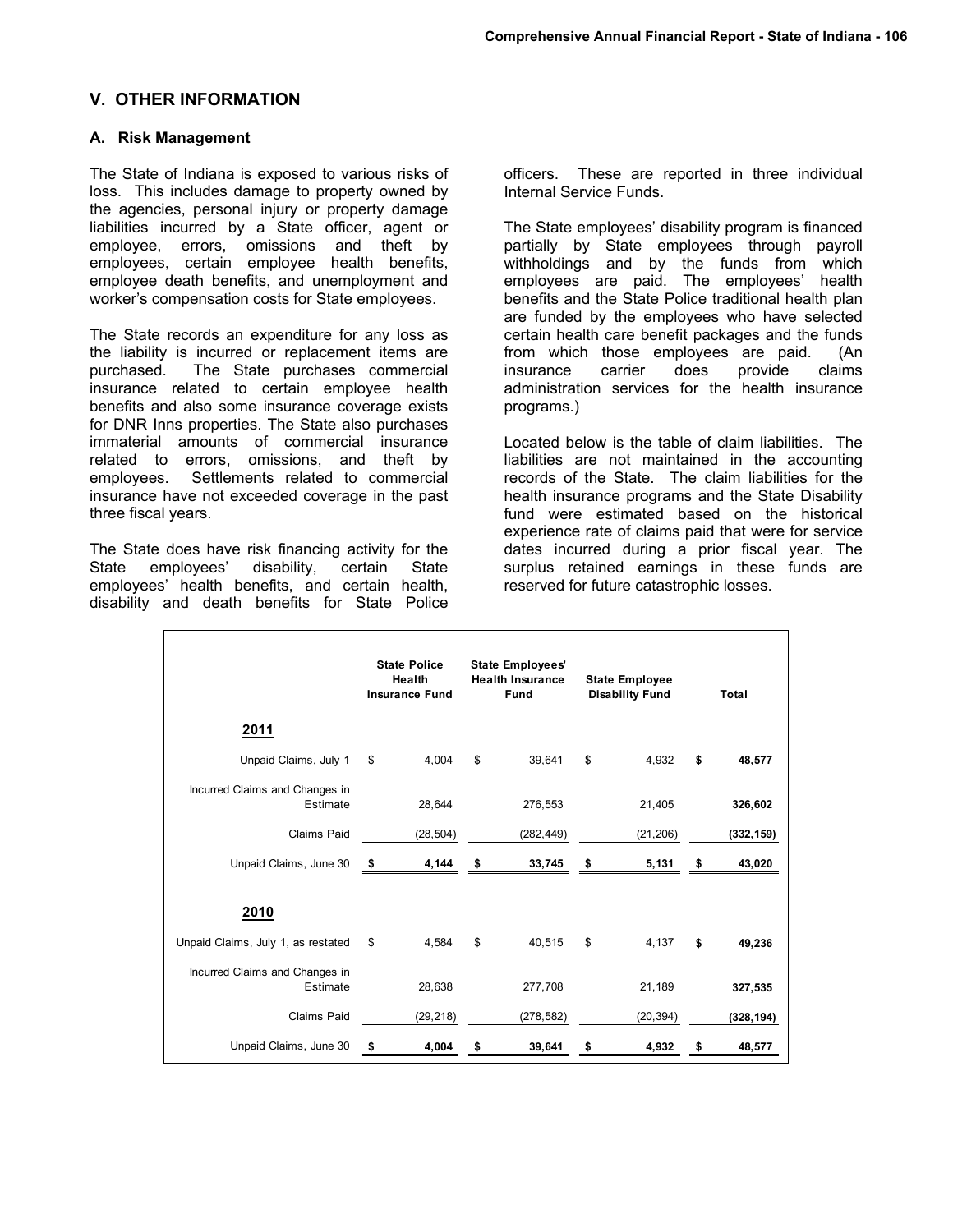## V. OTHER INFORMATION

### A. Risk Management

The State of Indiana is exposed to various risks of loss. This includes damage to property owned by the agencies, personal injury or property damage liabilities incurred by a State officer, agent or employee, errors, omissions and theft by employees, certain employee health benefits, employee death benefits, and unemployment and worker's compensation costs for State employees.

The State records an expenditure for any loss as the liability is incurred or replacement items are purchased. The State purchases commercial insurance related to certain employee health benefits and also some insurance coverage exists for DNR Inns properties. The State also purchases immaterial amounts of commercial insurance related to errors, omissions, and theft by employees. Settlements related to commercial insurance have not exceeded coverage in the past three fiscal years.

The State does have risk financing activity for the State employees' disability, certain State employees' health benefits, and certain health, disability and death benefits for State Police officers. These are reported in three individual Internal Service Funds.

The State employees' disability program is financed partially by State employees through payroll withholdings and by the funds from which employees are paid. The employees' health benefits and the State Police traditional health plan are funded by the employees who have selected certain health care benefit packages and the funds from which those employees are paid. (An insurance carrier does provide claims administration services for the health insurance programs.)

Located below is the table of claim liabilities. The liabilities are not maintained in the accounting records of the State. The claim liabilities for the health insurance programs and the State Disability fund were estimated based on the historical experience rate of claims paid that were for service dates incurred during a prior fiscal year. The surplus retained earnings in these funds are reserved for future catastrophic losses.

| | State Police Health Insurance Fund | State Employees' Health Insurance Fund | State Employee Disability Fund | Total |
|---|---|---|---|---|
| **2011** | | | | |
| Unpaid Claims, July 1 | $ 4,004 | $ 39,641 | $ 4,932 | **$ 48,577** |
| Incurred Claims and Changes in Estimate | 28,644 | 276,553 | 21,405 | **326,602** |
| Claims Paid | (28,504) | (282,449) | (21,206) | **(332,159)** |
| Unpaid Claims, June 30 | **$ 4,144** | **$ 33,745** | **$ 5,131** | **$ 43,020** |
| **2010** | | | | |
| Unpaid Claims, July 1, as restated | $ 4,584 | $ 40,515 | $ 4,137 | **$ 49,236** |
| Incurred Claims and Changes in Estimate | 28,638 | 277,708 | 21,189 | **327,535** |
| Claims Paid | (29,218) | (278,582) | (20,394) | **(328,194)** |
| Unpaid Claims, June 30 | **$ 4,004** | **$ 39,641** | **$ 4,932** | **$ 48,577** |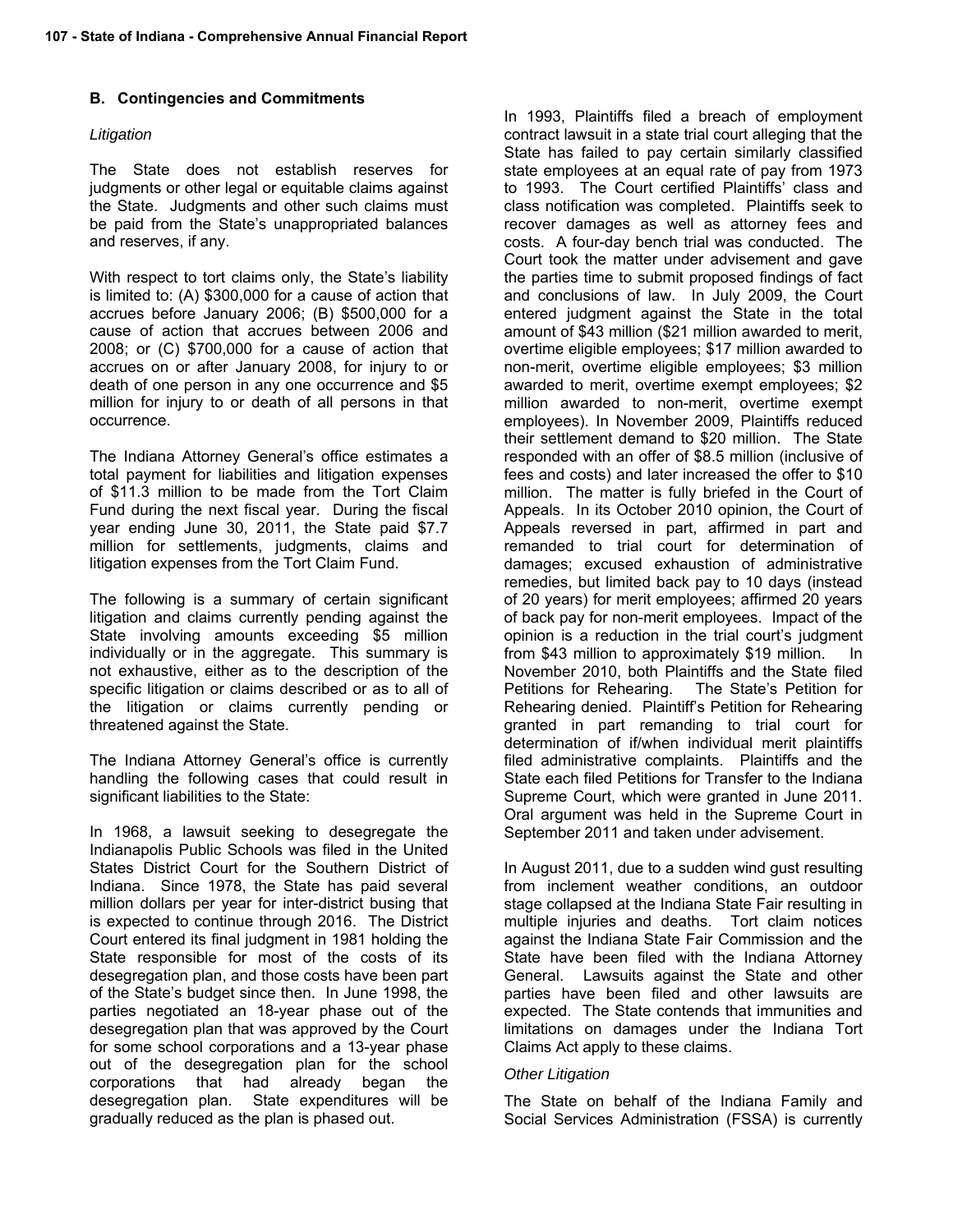## B. Contingencies and Commitments

*Litigation*

The State does not establish reserves for judgments or other legal or equitable claims against the State. Judgments and other such claims must be paid from the State's unappropriated balances and reserves, if any.

With respect to tort claims only, the State's liability is limited to: (A) $300,000 for a cause of action that accrues before January 2006; (B) $500,000 for a cause of action that accrues between 2006 and 2008; or (C) $700,000 for a cause of action that accrues on or after January 2008, for injury to or death of one person in any one occurrence and $5 million for injury to or death of all persons in that occurrence.

The Indiana Attorney General's office estimates a total payment for liabilities and litigation expenses of $11.3 million to be made from the Tort Claim Fund during the next fiscal year. During the fiscal year ending June 30, 2011, the State paid $7.7 million for settlements, judgments, claims and litigation expenses from the Tort Claim Fund.

The following is a summary of certain significant litigation and claims currently pending against the State involving amounts exceeding $5 million individually or in the aggregate. This summary is not exhaustive, either as to the description of the specific litigation or claims described or as to all of the litigation or claims currently pending or threatened against the State.

The Indiana Attorney General's office is currently handling the following cases that could result in significant liabilities to the State:

In 1968, a lawsuit seeking to desegregate the Indianapolis Public Schools was filed in the United States District Court for the Southern District of Indiana. Since 1978, the State has paid several million dollars per year for inter-district busing that is expected to continue through 2016. The District Court entered its final judgment in 1981 holding the State responsible for most of the costs of its desegregation plan, and those costs have been part of the State's budget since then. In June 1998, the parties negotiated an 18-year phase out of the desegregation plan that was approved by the Court for some school corporations and a 13-year phase out of the desegregation plan for the school corporations that had already began the desegregation plan. State expenditures will be gradually reduced as the plan is phased out.

In 1993, Plaintiffs filed a breach of employment contract lawsuit in a state trial court alleging that the State has failed to pay certain similarly classified state employees at an equal rate of pay from 1973 to 1993. The Court certified Plaintiffs' class and class notification was completed. Plaintiffs seek to recover damages as well as attorney fees and costs. A four-day bench trial was conducted. The Court took the matter under advisement and gave the parties time to submit proposed findings of fact and conclusions of law. In July 2009, the Court entered judgment against the State in the total amount of $43 million ($21 million awarded to merit, overtime eligible employees; $17 million awarded to non-merit, overtime eligible employees; $3 million awarded to merit, overtime exempt employees; $2 million awarded to non-merit, overtime exempt employees). In November 2009, Plaintiffs reduced their settlement demand to $20 million. The State responded with an offer of $8.5 million (inclusive of fees and costs) and later increased the offer to $10 million. The matter is fully briefed in the Court of Appeals. In its October 2010 opinion, the Court of Appeals reversed in part, affirmed in part and remanded to trial court for determination of damages; excused exhaustion of administrative remedies, but limited back pay to 10 days (instead of 20 years) for merit employees; affirmed 20 years of back pay for non-merit employees. Impact of the opinion is a reduction in the trial court's judgment from $43 million to approximately $19 million. In November 2010, both Plaintiffs and the State filed Petitions for Rehearing. The State's Petition for Rehearing denied. Plaintiff's Petition for Rehearing granted in part remanding to trial court for determination of if/when individual merit plaintiffs filed administrative complaints. Plaintiffs and the State each filed Petitions for Transfer to the Indiana Supreme Court, which were granted in June 2011. Oral argument was held in the Supreme Court in September 2011 and taken under advisement.

In August 2011, due to a sudden wind gust resulting from inclement weather conditions, an outdoor stage collapsed at the Indiana State Fair resulting in multiple injuries and deaths. Tort claim notices against the Indiana State Fair Commission and the State have been filed with the Indiana Attorney General. Lawsuits against the State and other parties have been filed and other lawsuits are expected. The State contends that immunities and limitations on damages under the Indiana Tort Claims Act apply to these claims.

*Other Litigation*

The State on behalf of the Indiana Family and Social Services Administration (FSSA) is currently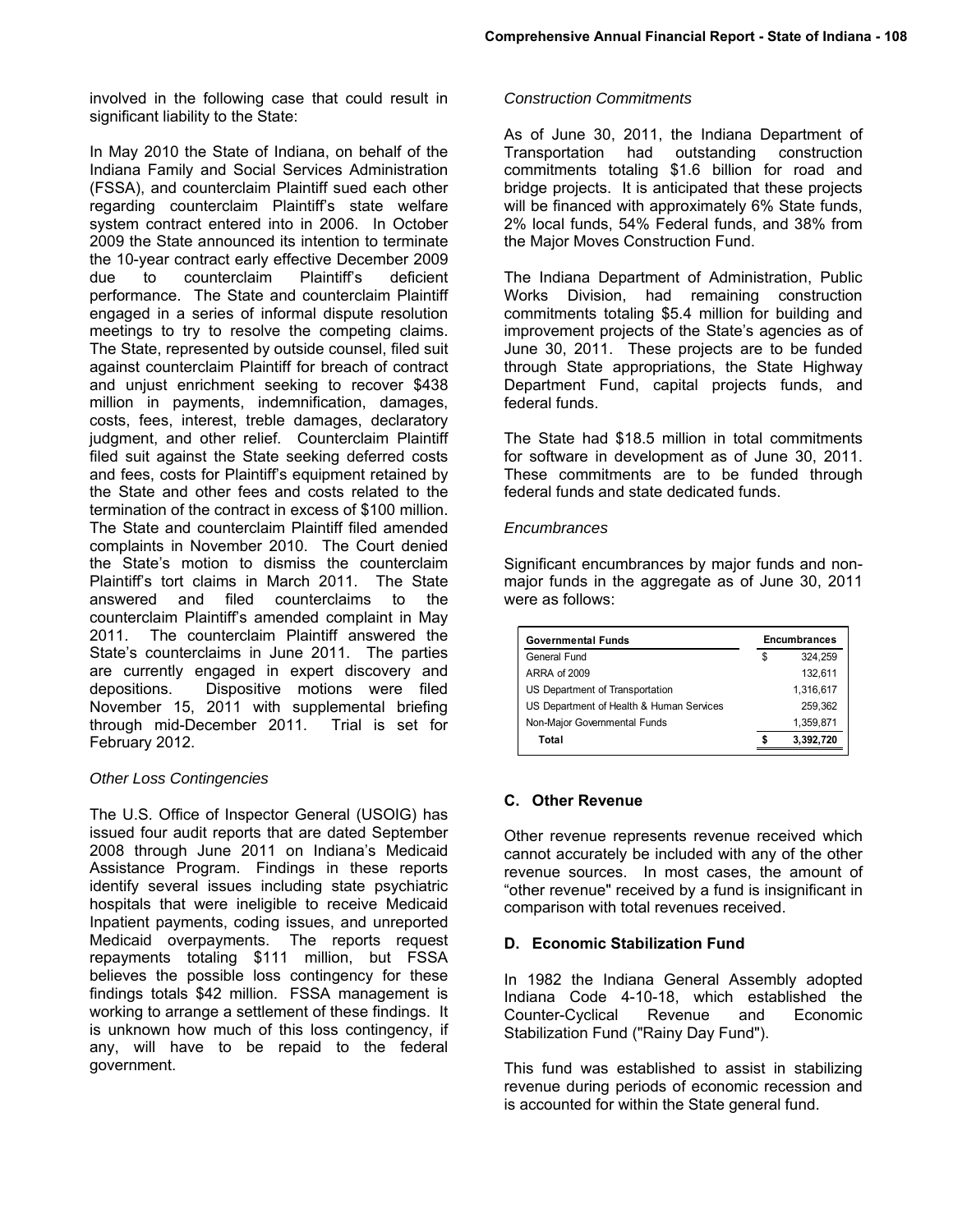involved in the following case that could result in significant liability to the State:

In May 2010 the State of Indiana, on behalf of the Indiana Family and Social Services Administration (FSSA), and counterclaim Plaintiff sued each other regarding counterclaim Plaintiff's state welfare system contract entered into in 2006. In October 2009 the State announced its intention to terminate the 10-year contract early effective December 2009 due to counterclaim Plaintiff's deficient performance. The State and counterclaim Plaintiff engaged in a series of informal dispute resolution meetings to try to resolve the competing claims. The State, represented by outside counsel, filed suit against counterclaim Plaintiff for breach of contract and unjust enrichment seeking to recover $438 million in payments, indemnification, damages, costs, fees, interest, treble damages, declaratory judgment, and other relief. Counterclaim Plaintiff filed suit against the State seeking deferred costs and fees, costs for Plaintiff's equipment retained by the State and other fees and costs related to the termination of the contract in excess of $100 million. The State and counterclaim Plaintiff filed amended complaints in November 2010. The Court denied the State's motion to dismiss the counterclaim Plaintiff's tort claims in March 2011. The State answered and filed counterclaims to the counterclaim Plaintiff's amended complaint in May 2011. The counterclaim Plaintiff answered the State's counterclaims in June 2011. The parties are currently engaged in expert discovery and depositions. Dispositive motions were filed November 15, 2011 with supplemental briefing through mid-December 2011. Trial is set for February 2012.

*Other Loss Contingencies*

The U.S. Office of Inspector General (USOIG) has issued four audit reports that are dated September 2008 through June 2011 on Indiana's Medicaid Assistance Program. Findings in these reports identify several issues including state psychiatric hospitals that were ineligible to receive Medicaid Inpatient payments, coding issues, and unreported Medicaid overpayments. The reports request repayments totaling $111 million, but FSSA believes the possible loss contingency for these findings totals $42 million. FSSA management is working to arrange a settlement of these findings. It is unknown how much of this loss contingency, if any, will have to be repaid to the federal government.

*Construction Commitments*

As of June 30, 2011, the Indiana Department of Transportation had outstanding construction commitments totaling $1.6 billion for road and bridge projects. It is anticipated that these projects will be financed with approximately 6% State funds, 2% local funds, 54% Federal funds, and 38% from the Major Moves Construction Fund.

The Indiana Department of Administration, Public Works Division, had remaining construction commitments totaling $5.4 million for building and improvement projects of the State's agencies as of June 30, 2011. These projects are to be funded through State appropriations, the State Highway Department Fund, capital projects funds, and federal funds.

The State had $18.5 million in total commitments for software in development as of June 30, 2011. These commitments are to be funded through federal funds and state dedicated funds.

*Encumbrances*

Significant encumbrances by major funds and non-major funds in the aggregate as of June 30, 2011 were as follows:

| Governmental Funds | Encumbrances |
|---|---|
| General Fund | $ 324,259 |
| ARRA of 2009 | 132,611 |
| US Department of Transportation | 1,316,617 |
| US Department of Health & Human Services | 259,362 |
| Non-Major Governmental Funds | 1,359,871 |
| **Total** | **$ 3,392,720** |

## C. Other Revenue

Other revenue represents revenue received which cannot accurately be included with any of the other revenue sources. In most cases, the amount of "other revenue" received by a fund is insignificant in comparison with total revenues received.

## D. Economic Stabilization Fund

In 1982 the Indiana General Assembly adopted Indiana Code 4-10-18, which established the Counter-Cyclical Revenue and Economic Stabilization Fund ("Rainy Day Fund").

This fund was established to assist in stabilizing revenue during periods of economic recession and is accounted for within the State general fund.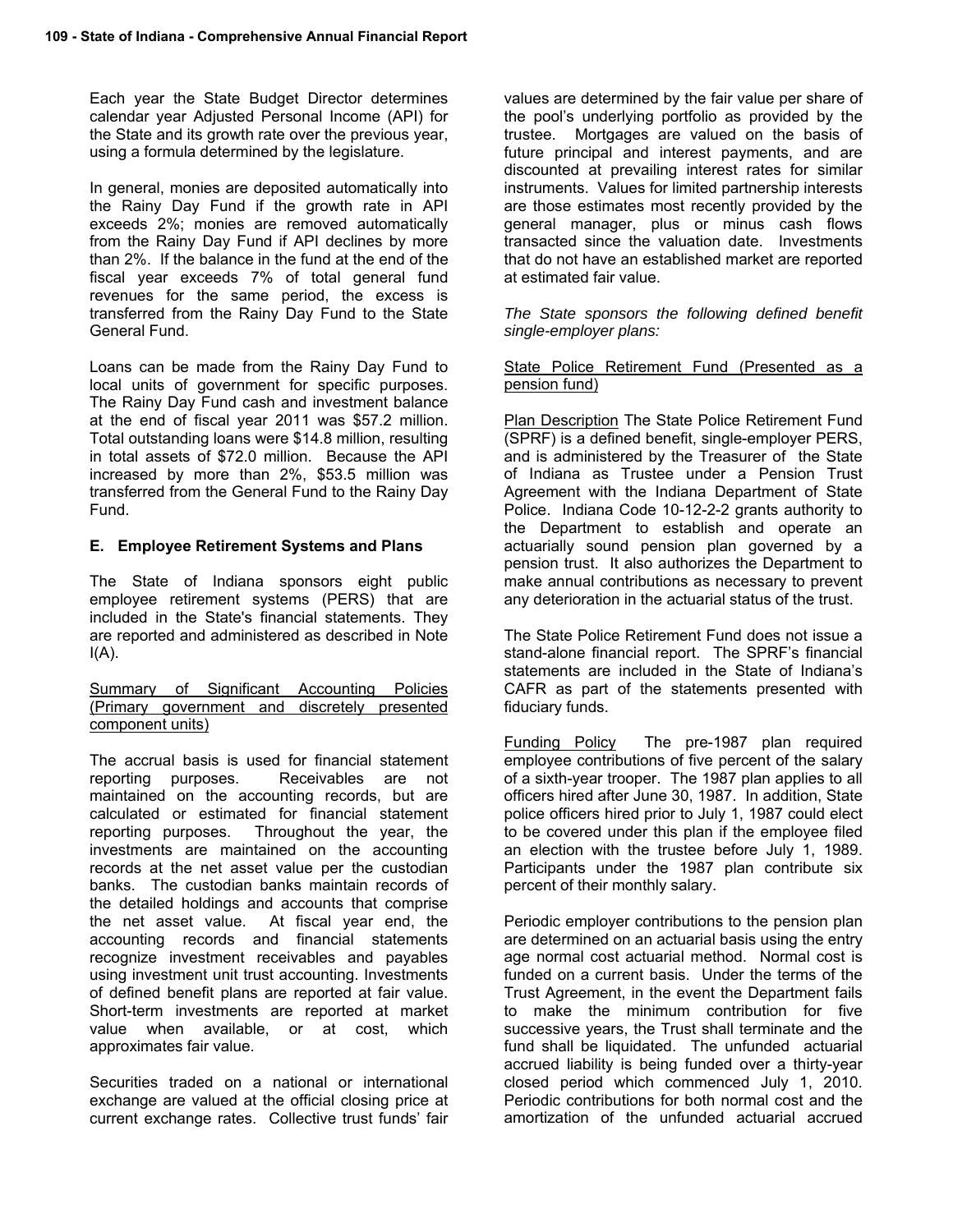Each year the State Budget Director determines calendar year Adjusted Personal Income (API) for the State and its growth rate over the previous year, using a formula determined by the legislature.

In general, monies are deposited automatically into the Rainy Day Fund if the growth rate in API exceeds 2%; monies are removed automatically from the Rainy Day Fund if API declines by more than 2%. If the balance in the fund at the end of the fiscal year exceeds 7% of total general fund revenues for the same period, the excess is transferred from the Rainy Day Fund to the State General Fund.

Loans can be made from the Rainy Day Fund to local units of government for specific purposes. The Rainy Day Fund cash and investment balance at the end of fiscal year 2011 was $57.2 million. Total outstanding loans were $14.8 million, resulting in total assets of $72.0 million. Because the API increased by more than 2%, $53.5 million was transferred from the General Fund to the Rainy Day Fund.

## E. Employee Retirement Systems and Plans

The State of Indiana sponsors eight public employee retirement systems (PERS) that are included in the State's financial statements. They are reported and administered as described in Note I(A).

Summary of Significant Accounting Policies (Primary government and discretely presented component units)

The accrual basis is used for financial statement reporting purposes. Receivables are not maintained on the accounting records, but are calculated or estimated for financial statement reporting purposes. Throughout the year, the investments are maintained on the accounting records at the net asset value per the custodian banks. The custodian banks maintain records of the detailed holdings and accounts that comprise the net asset value. At fiscal year end, the accounting records and financial statements recognize investment receivables and payables using investment unit trust accounting. Investments of defined benefit plans are reported at fair value. Short-term investments are reported at market value when available, or at cost, which approximates fair value.

Securities traded on a national or international exchange are valued at the official closing price at current exchange rates. Collective trust funds' fair values are determined by the fair value per share of the pool's underlying portfolio as provided by the trustee. Mortgages are valued on the basis of future principal and interest payments, and are discounted at prevailing interest rates for similar instruments. Values for limited partnership interests are those estimates most recently provided by the general manager, plus or minus cash flows transacted since the valuation date. Investments that do not have an established market are reported at estimated fair value.

*The State sponsors the following defined benefit single-employer plans:*

State Police Retirement Fund (Presented as a pension fund)

Plan Description The State Police Retirement Fund (SPRF) is a defined benefit, single-employer PERS, and is administered by the Treasurer of the State of Indiana as Trustee under a Pension Trust Agreement with the Indiana Department of State Police. Indiana Code 10-12-2-2 grants authority to the Department to establish and operate an actuarially sound pension plan governed by a pension trust. It also authorizes the Department to make annual contributions as necessary to prevent any deterioration in the actuarial status of the trust.

The State Police Retirement Fund does not issue a stand-alone financial report. The SPRF's financial statements are included in the State of Indiana's CAFR as part of the statements presented with fiduciary funds.

Funding Policy The pre-1987 plan required employee contributions of five percent of the salary of a sixth-year trooper. The 1987 plan applies to all officers hired after June 30, 1987. In addition, State police officers hired prior to July 1, 1987 could elect to be covered under this plan if the employee filed an election with the trustee before July 1, 1989. Participants under the 1987 plan contribute six percent of their monthly salary.

Periodic employer contributions to the pension plan are determined on an actuarial basis using the entry age normal cost actuarial method. Normal cost is funded on a current basis. Under the terms of the Trust Agreement, in the event the Department fails to make the minimum contribution for five successive years, the Trust shall terminate and the fund shall be liquidated. The unfunded actuarial accrued liability is being funded over a thirty-year closed period which commenced July 1, 2010. Periodic contributions for both normal cost and the amortization of the unfunded actuarial accrued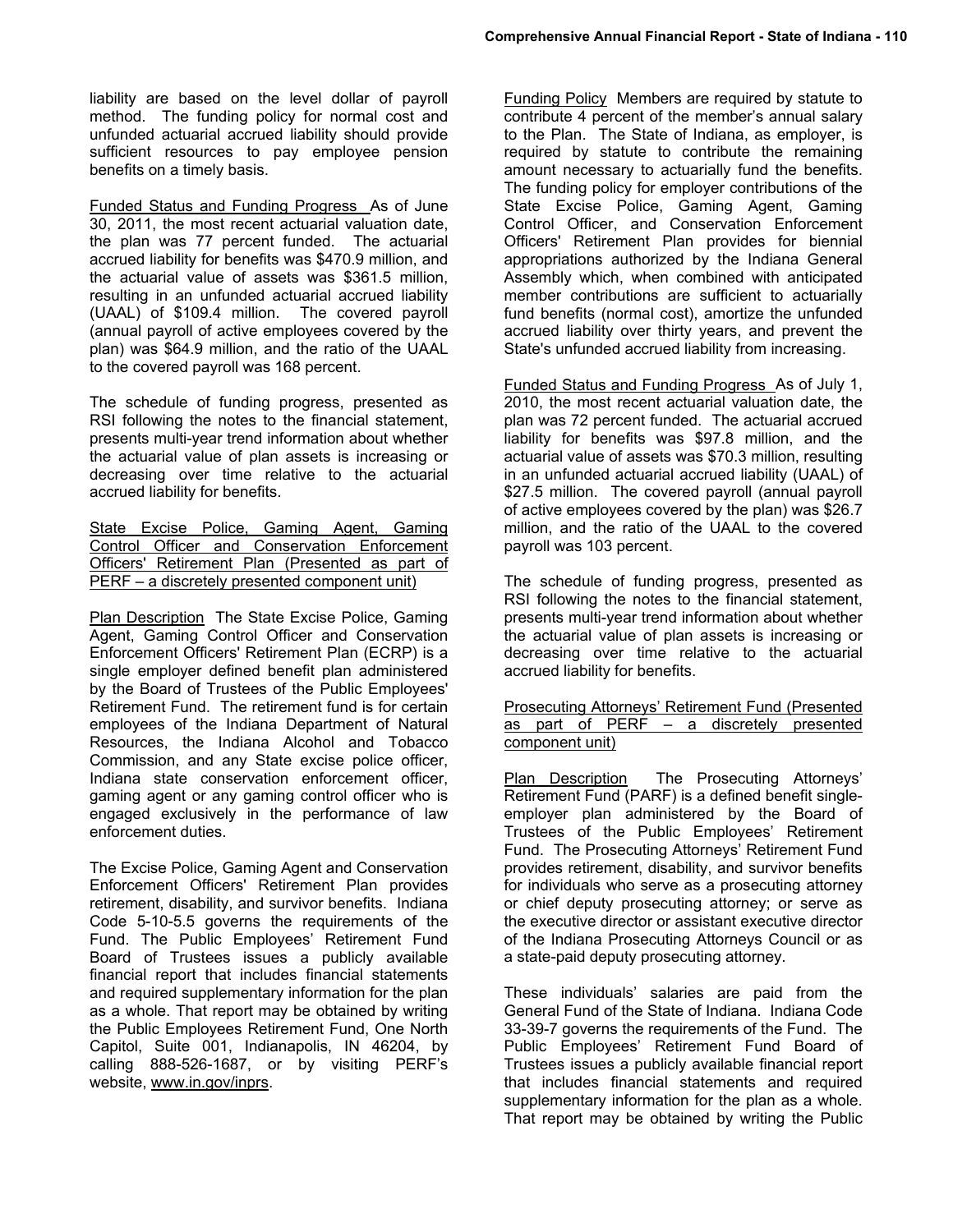liability are based on the level dollar of payroll method. The funding policy for normal cost and unfunded actuarial accrued liability should provide sufficient resources to pay employee pension benefits on a timely basis.

Funded Status and Funding Progress As of June 30, 2011, the most recent actuarial valuation date, the plan was 77 percent funded. The actuarial accrued liability for benefits was $470.9 million, and the actuarial value of assets was $361.5 million, resulting in an unfunded actuarial accrued liability (UAAL) of $109.4 million. The covered payroll (annual payroll of active employees covered by the plan) was $64.9 million, and the ratio of the UAAL to the covered payroll was 168 percent.

The schedule of funding progress, presented as RSI following the notes to the financial statement, presents multi-year trend information about whether the actuarial value of plan assets is increasing or decreasing over time relative to the actuarial accrued liability for benefits.

State Excise Police, Gaming Agent, Gaming Control Officer and Conservation Enforcement Officers' Retirement Plan (Presented as part of PERF – a discretely presented component unit)

Plan Description The State Excise Police, Gaming Agent, Gaming Control Officer and Conservation Enforcement Officers' Retirement Plan (ECRP) is a single employer defined benefit plan administered by the Board of Trustees of the Public Employees' Retirement Fund. The retirement fund is for certain employees of the Indiana Department of Natural Resources, the Indiana Alcohol and Tobacco Commission, and any State excise police officer, Indiana state conservation enforcement officer, gaming agent or any gaming control officer who is engaged exclusively in the performance of law enforcement duties.

The Excise Police, Gaming Agent and Conservation Enforcement Officers' Retirement Plan provides retirement, disability, and survivor benefits. Indiana Code 5-10-5.5 governs the requirements of the Fund. The Public Employees' Retirement Fund Board of Trustees issues a publicly available financial report that includes financial statements and required supplementary information for the plan as a whole. That report may be obtained by writing the Public Employees Retirement Fund, One North Capitol, Suite 001, Indianapolis, IN 46204, by calling 888-526-1687, or by visiting PERF's website, www.in.gov/inprs.

Funding Policy Members are required by statute to contribute 4 percent of the member's annual salary to the Plan. The State of Indiana, as employer, is required by statute to contribute the remaining amount necessary to actuarially fund the benefits. The funding policy for employer contributions of the State Excise Police, Gaming Agent, Gaming Control Officer, and Conservation Enforcement Officers' Retirement Plan provides for biennial appropriations authorized by the Indiana General Assembly which, when combined with anticipated member contributions are sufficient to actuarially fund benefits (normal cost), amortize the unfunded accrued liability over thirty years, and prevent the State's unfunded accrued liability from increasing.

Funded Status and Funding Progress As of July 1, 2010, the most recent actuarial valuation date, the plan was 72 percent funded. The actuarial accrued liability for benefits was $97.8 million, and the actuarial value of assets was $70.3 million, resulting in an unfunded actuarial accrued liability (UAAL) of $27.5 million. The covered payroll (annual payroll of active employees covered by the plan) was $26.7 million, and the ratio of the UAAL to the covered payroll was 103 percent.

The schedule of funding progress, presented as RSI following the notes to the financial statement, presents multi-year trend information about whether the actuarial value of plan assets is increasing or decreasing over time relative to the actuarial accrued liability for benefits.

Prosecuting Attorneys' Retirement Fund (Presented as part of PERF – a discretely presented component unit)

Plan Description The Prosecuting Attorneys' Retirement Fund (PARF) is a defined benefit single-employer plan administered by the Board of Trustees of the Public Employees' Retirement Fund. The Prosecuting Attorneys' Retirement Fund provides retirement, disability, and survivor benefits for individuals who serve as a prosecuting attorney or chief deputy prosecuting attorney; or serve as the executive director or assistant executive director of the Indiana Prosecuting Attorneys Council or as a state-paid deputy prosecuting attorney.

These individuals' salaries are paid from the General Fund of the State of Indiana. Indiana Code 33-39-7 governs the requirements of the Fund. The Public Employees' Retirement Fund Board of Trustees issues a publicly available financial report that includes financial statements and required supplementary information for the plan as a whole. That report may be obtained by writing the Public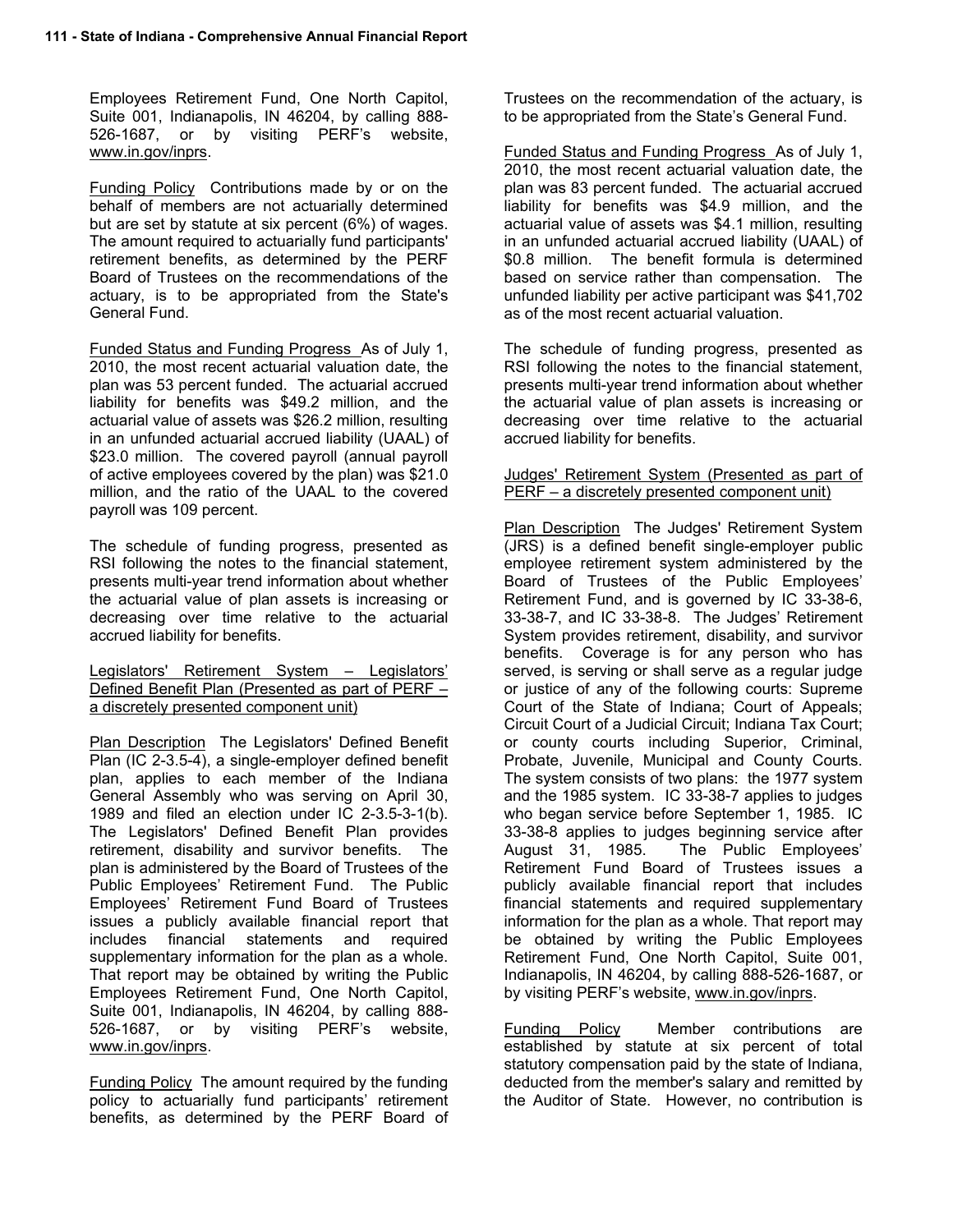Employees Retirement Fund, One North Capitol, Suite 001, Indianapolis, IN 46204, by calling 888-526-1687, or by visiting PERF's website, www.in.gov/inprs.

Funding Policy Contributions made by or on the behalf of members are not actuarially determined but are set by statute at six percent (6%) of wages. The amount required to actuarially fund participants' retirement benefits, as determined by the PERF Board of Trustees on the recommendations of the actuary, is to be appropriated from the State's General Fund.

Funded Status and Funding Progress As of July 1, 2010, the most recent actuarial valuation date, the plan was 53 percent funded. The actuarial accrued liability for benefits was $49.2 million, and the actuarial value of assets was $26.2 million, resulting in an unfunded actuarial accrued liability (UAAL) of $23.0 million. The covered payroll (annual payroll of active employees covered by the plan) was $21.0 million, and the ratio of the UAAL to the covered payroll was 109 percent.

The schedule of funding progress, presented as RSI following the notes to the financial statement, presents multi-year trend information about whether the actuarial value of plan assets is increasing or decreasing over time relative to the actuarial accrued liability for benefits.

Legislators' Retirement System – Legislators' Defined Benefit Plan (Presented as part of PERF – a discretely presented component unit)

Plan Description The Legislators' Defined Benefit Plan (IC 2-3.5-4), a single-employer defined benefit plan, applies to each member of the Indiana General Assembly who was serving on April 30, 1989 and filed an election under IC 2-3.5-3-1(b). The Legislators' Defined Benefit Plan provides retirement, disability and survivor benefits. The plan is administered by the Board of Trustees of the Public Employees' Retirement Fund. The Public Employees' Retirement Fund Board of Trustees issues a publicly available financial report that includes financial statements and required supplementary information for the plan as a whole. That report may be obtained by writing the Public Employees Retirement Fund, One North Capitol, Suite 001, Indianapolis, IN 46204, by calling 888-526-1687, or by visiting PERF's website, www.in.gov/inprs.

Funding Policy The amount required by the funding policy to actuarially fund participants' retirement benefits, as determined by the PERF Board of Trustees on the recommendation of the actuary, is to be appropriated from the State's General Fund.

Funded Status and Funding Progress As of July 1, 2010, the most recent actuarial valuation date, the plan was 83 percent funded. The actuarial accrued liability for benefits was $4.9 million, and the actuarial value of assets was $4.1 million, resulting in an unfunded actuarial accrued liability (UAAL) of $0.8 million. The benefit formula is determined based on service rather than compensation. The unfunded liability per active participant was $41,702 as of the most recent actuarial valuation.

The schedule of funding progress, presented as RSI following the notes to the financial statement, presents multi-year trend information about whether the actuarial value of plan assets is increasing or decreasing over time relative to the actuarial accrued liability for benefits.

Judges' Retirement System (Presented as part of PERF – a discretely presented component unit)

Plan Description The Judges' Retirement System (JRS) is a defined benefit single-employer public employee retirement system administered by the Board of Trustees of the Public Employees' Retirement Fund, and is governed by IC 33-38-6, 33-38-7, and IC 33-38-8. The Judges' Retirement System provides retirement, disability, and survivor benefits. Coverage is for any person who has served, is serving or shall serve as a regular judge or justice of any of the following courts: Supreme Court of the State of Indiana; Court of Appeals; Circuit Court of a Judicial Circuit; Indiana Tax Court; or county courts including Superior, Criminal, Probate, Juvenile, Municipal and County Courts. The system consists of two plans: the 1977 system and the 1985 system. IC 33-38-7 applies to judges who began service before September 1, 1985. IC 33-38-8 applies to judges beginning service after August 31, 1985. The Public Employees' Retirement Fund Board of Trustees issues a publicly available financial report that includes financial statements and required supplementary information for the plan as a whole. That report may be obtained by writing the Public Employees Retirement Fund, One North Capitol, Suite 001, Indianapolis, IN 46204, by calling 888-526-1687, or by visiting PERF's website, www.in.gov/inprs.

Funding Policy Member contributions are established by statute at six percent of total statutory compensation paid by the state of Indiana, deducted from the member's salary and remitted by the Auditor of State. However, no contribution is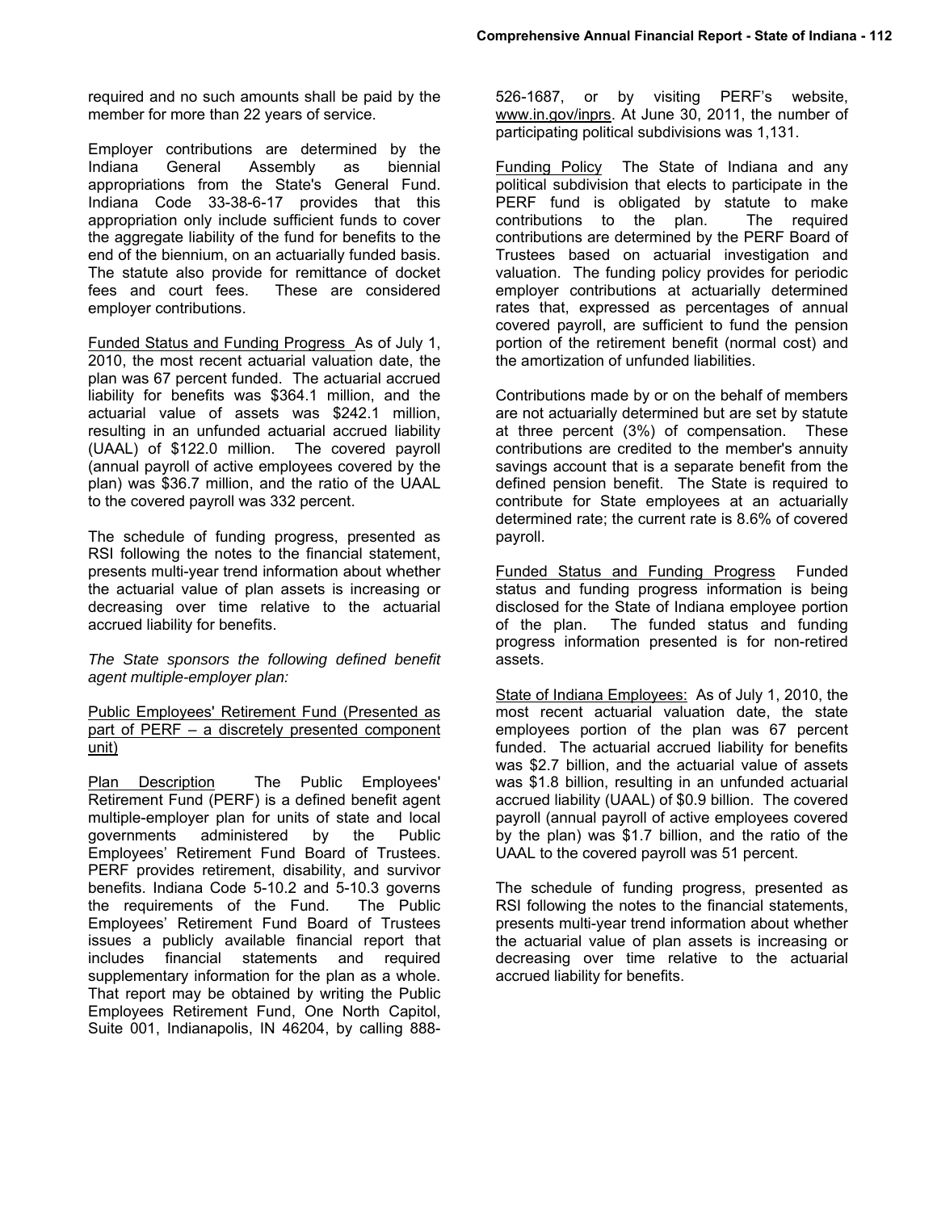required and no such amounts shall be paid by the member for more than 22 years of service.

Employer contributions are determined by the Indiana General Assembly as biennial appropriations from the State's General Fund. Indiana Code 33-38-6-17 provides that this appropriation only include sufficient funds to cover the aggregate liability of the fund for benefits to the end of the biennium, on an actuarially funded basis. The statute also provide for remittance of docket fees and court fees. These are considered employer contributions.

Funded Status and Funding Progress As of July 1, 2010, the most recent actuarial valuation date, the plan was 67 percent funded. The actuarial accrued liability for benefits was $364.1 million, and the actuarial value of assets was $242.1 million, resulting in an unfunded actuarial accrued liability (UAAL) of $122.0 million. The covered payroll (annual payroll of active employees covered by the plan) was $36.7 million, and the ratio of the UAAL to the covered payroll was 332 percent.

The schedule of funding progress, presented as RSI following the notes to the financial statement, presents multi-year trend information about whether the actuarial value of plan assets is increasing or decreasing over time relative to the actuarial accrued liability for benefits.

*The State sponsors the following defined benefit agent multiple-employer plan:*

Public Employees' Retirement Fund (Presented as part of PERF – a discretely presented component unit)

Plan Description The Public Employees' Retirement Fund (PERF) is a defined benefit agent multiple-employer plan for units of state and local governments administered by the Public Employees' Retirement Fund Board of Trustees. PERF provides retirement, disability, and survivor benefits. Indiana Code 5-10.2 and 5-10.3 governs the requirements of the Fund. The Public Employees' Retirement Fund Board of Trustees issues a publicly available financial report that includes financial statements and required supplementary information for the plan as a whole. That report may be obtained by writing the Public Employees Retirement Fund, One North Capitol, Suite 001, Indianapolis, IN 46204, by calling 888-526-1687, or by visiting PERF's website, www.in.gov/inprs. At June 30, 2011, the number of participating political subdivisions was 1,131.

Funding Policy The State of Indiana and any political subdivision that elects to participate in the PERF fund is obligated by statute to make contributions to the plan. The required contributions are determined by the PERF Board of Trustees based on actuarial investigation and valuation. The funding policy provides for periodic employer contributions at actuarially determined rates that, expressed as percentages of annual covered payroll, are sufficient to fund the pension portion of the retirement benefit (normal cost) and the amortization of unfunded liabilities.

Contributions made by or on the behalf of members are not actuarially determined but are set by statute at three percent (3%) of compensation. These contributions are credited to the member's annuity savings account that is a separate benefit from the defined pension benefit. The State is required to contribute for State employees at an actuarially determined rate; the current rate is 8.6% of covered payroll.

Funded Status and Funding Progress Funded status and funding progress information is being disclosed for the State of Indiana employee portion of the plan. The funded status and funding progress information presented is for non-retired assets.

State of Indiana Employees: As of July 1, 2010, the most recent actuarial valuation date, the state employees portion of the plan was 67 percent funded. The actuarial accrued liability for benefits was $2.7 billion, and the actuarial value of assets was $1.8 billion, resulting in an unfunded actuarial accrued liability (UAAL) of $0.9 billion. The covered payroll (annual payroll of active employees covered by the plan) was $1.7 billion, and the ratio of the UAAL to the covered payroll was 51 percent.

The schedule of funding progress, presented as RSI following the notes to the financial statements, presents multi-year trend information about whether the actuarial value of plan assets is increasing or decreasing over time relative to the actuarial accrued liability for benefits.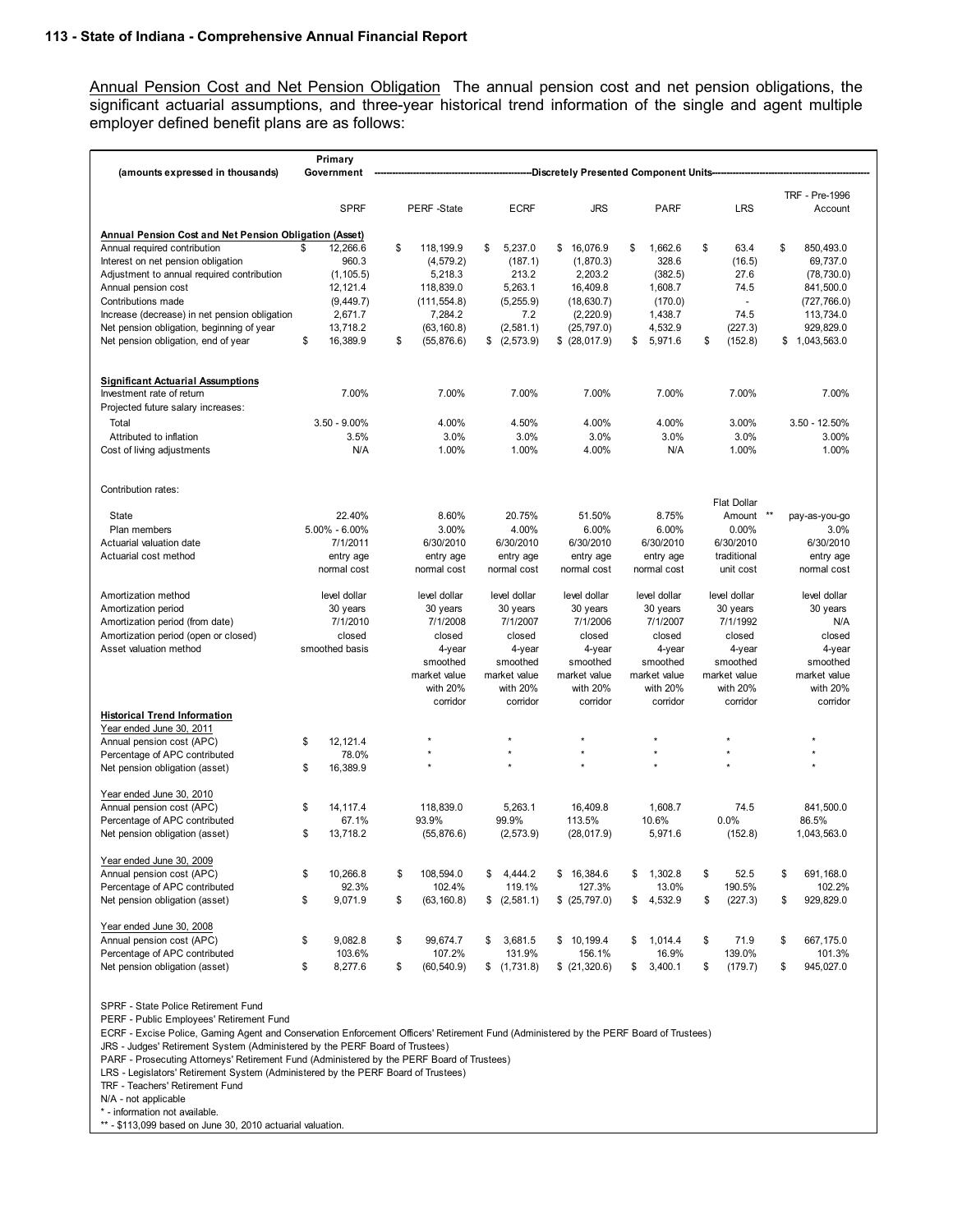Annual Pension Cost and Net Pension Obligation The annual pension cost and net pension obligations, the significant actuarial assumptions, and three-year historical trend information of the single and agent multiple employer defined benefit plans are as follows:

| (amounts expressed in thousands) | Primary Government | -----Discretely Presented Component Units----- | | | | | |
|---|---|---|---|---|---|---|---|
| | SPRF | PERF -State | ECRF | JRS | PARF | LRS | TRF - Pre-1996 Account |
| **Annual Pension Cost and Net Pension Obligation (Asset)** | | | | | | | |
| Annual required contribution | $ 12,266.6 | $ 118,199.9 | $ 5,237.0 | $ 16,076.9 | $ 1,662.6 | $ 63.4 | $ 850,493.0 |
| Interest on net pension obligation | 960.3 | (4,579.2) | (187.1) | (1,870.3) | 328.6 | (16.5) | 69,737.0 |
| Adjustment to annual required contribution | (1,105.5) | 5,218.3 | 213.2 | 2,203.2 | (382.5) | 27.6 | (78,730.0) |
| Annual pension cost | 12,121.4 | 118,839.0 | 5,263.1 | 16,409.8 | 1,608.7 | 74.5 | 841,500.0 |
| Contributions made | (9,449.7) | (111,554.8) | (5,255.9) | (18,630.7) | (170.0) | - | (727,766.0) |
| Increase (decrease) in net pension obligation | 2,671.7 | 7,284.2 | 7.2 | (2,220.9) | 1,438.7 | 74.5 | 113,734.0 |
| Net pension obligation, beginning of year | 13,718.2 | (63,160.8) | (2,581.1) | (25,797.0) | 4,532.9 | (227.3) | 929,829.0 |
| Net pension obligation, end of year | $ 16,389.9 | $ (55,876.6) | $ (2,573.9) | $ (28,017.9) | $ 5,971.6 | $ (152.8) | $ 1,043,563.0 |
| **Significant Actuarial Assumptions** | | | | | | | |
| Investment rate of return | 7.00% | 7.00% | 7.00% | 7.00% | 7.00% | 7.00% | 7.00% |
| Projected future salary increases: | | | | | | | |
| Total | 3.50 - 9.00% | 4.00% | 4.50% | 4.00% | 4.00% | 3.00% | 3.50 - 12.50% |
| Attributed to inflation | 3.5% | 3.0% | 3.0% | 3.0% | 3.0% | 3.0% | 3.00% |
| Cost of living adjustments | N/A | 1.00% | 1.00% | 4.00% | N/A | 1.00% | 1.00% |
| Contribution rates: | | | | | | | |
| State | 22.40% | 8.60% | 20.75% | 51.50% | 8.75% | Flat Dollar Amount ** | pay-as-you-go |
| Plan members | 5.00% - 6.00% | 3.00% | 4.00% | 6.00% | 6.00% | 0.00% | 3.0% |
| Actuarial valuation date | 7/1/2011 | 6/30/2010 | 6/30/2010 | 6/30/2010 | 6/30/2010 | 6/30/2010 | 6/30/2010 |
| Actuarial cost method | entry age normal cost | entry age normal cost | entry age normal cost | entry age normal cost | entry age normal cost | traditional unit cost | entry age normal cost |
| Amortization method | level dollar | level dollar | level dollar | level dollar | level dollar | level dollar | level dollar |
| Amortization period | 30 years | 30 years | 30 years | 30 years | 30 years | 30 years | 30 years |
| Amortization period (from date) | 7/1/2010 | 7/1/2008 | 7/1/2007 | 7/1/2006 | 7/1/2007 | 7/1/1992 | N/A |
| Amortization period (open or closed) | closed | closed | closed | closed | closed | closed | closed |
| Asset valuation method | smoothed basis | 4-year smoothed market value with 20% corridor | 4-year smoothed market value with 20% corridor | 4-year smoothed market value with 20% corridor | 4-year smoothed market value with 20% corridor | 4-year smoothed market value with 20% corridor | 4-year smoothed market value with 20% corridor |
| **Historical Trend Information** | | | | | | | |
| Year ended June 30, 2011 | | | | | | | |
| Annual pension cost (APC) | $ 12,121.4 | * | * | * | * | * | * |
| Percentage of APC contributed | 78.0% | * | * | * | * | * | * |
| Net pension obligation (asset) | $ 16,389.9 | * | * | * | * | * | * |
| Year ended June 30, 2010 | | | | | | | |
| Annual pension cost (APC) | $ 14,117.4 | 118,839.0 | 5,263.1 | 16,409.8 | 1,608.7 | 74.5 | 841,500.0 |
| Percentage of APC contributed | 67.1% | 93.9% | 99.9% | 113.5% | 10.6% | 0.0% | 86.5% |
| Net pension obligation (asset) | $ 13,718.2 | (55,876.6) | (2,573.9) | (28,017.9) | 5,971.6 | (152.8) | 1,043,563.0 |
| Year ended June 30, 2009 | | | | | | | |
| Annual pension cost (APC) | $ 10,266.8 | $ 108,594.0 | $ 4,444.2 | $ 16,384.6 | $ 1,302.8 | $ 52.5 | $ 691,168.0 |
| Percentage of APC contributed | 92.3% | 102.4% | 119.1% | 127.3% | 13.0% | 190.5% | 102.2% |
| Net pension obligation (asset) | $ 9,071.9 | $ (63,160.8) | $ (2,581.1) | $ (25,797.0) | $ 4,532.9 | $ (227.3) | $ 929,829.0 |
| Year ended June 30, 2008 | | | | | | | |
| Annual pension cost (APC) | $ 9,082.8 | $ 99,674.7 | $ 3,681.5 | $ 10,199.4 | $ 1,014.4 | $ 71.9 | $ 667,175.0 |
| Percentage of APC contributed | 103.6% | 107.2% | 131.9% | 156.1% | 16.9% | 139.0% | 101.3% |
| Net pension obligation (asset) | $ 8,277.6 | $ (60,540.9) | $ (1,731.8) | $ (21,320.6) | $ 3,400.1 | $ (179.7) | $ 945,027.0 |

SPRF - State Police Retirement Fund
PERF - Public Employees' Retirement Fund
ECRF - Excise Police, Gaming Agent and Conservation Enforcement Officers' Retirement Fund (Administered by the PERF Board of Trustees)
JRS - Judges' Retirement System (Administered by the PERF Board of Trustees)
PARF - Prosecuting Attorneys' Retirement Fund (Administered by the PERF Board of Trustees)
LRS - Legislators' Retirement System (Administered by the PERF Board of Trustees)
TRF - Teachers' Retirement Fund
N/A - not applicable
* - information not available.
** - $113,099 based on June 30, 2010 actuarial valuation.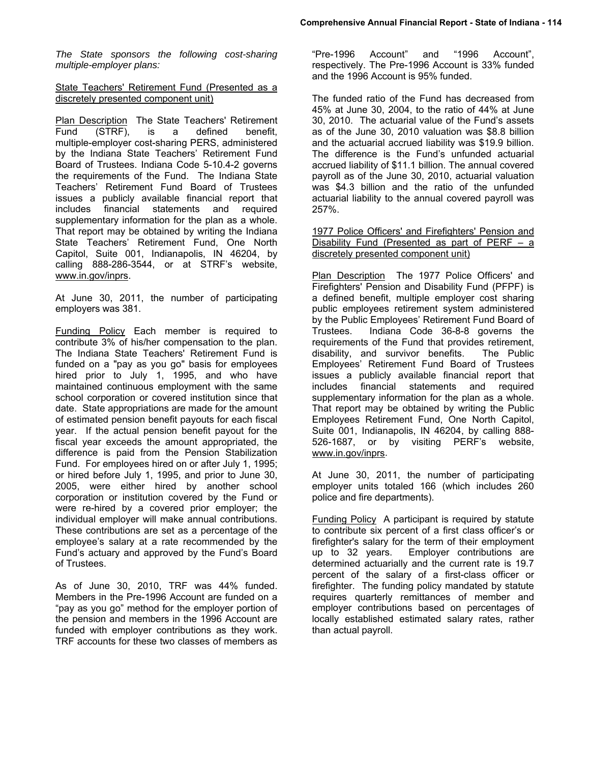*The State sponsors the following cost-sharing multiple-employer plans:*

State Teachers' Retirement Fund (Presented as a discretely presented component unit)

Plan Description The State Teachers' Retirement Fund (STRF), is a defined benefit, multiple-employer cost-sharing PERS, administered by the Indiana State Teachers' Retirement Fund Board of Trustees. Indiana Code 5-10.4-2 governs the requirements of the Fund. The Indiana State Teachers' Retirement Fund Board of Trustees issues a publicly available financial report that includes financial statements and required supplementary information for the plan as a whole. That report may be obtained by writing the Indiana State Teachers' Retirement Fund, One North Capitol, Suite 001, Indianapolis, IN 46204, by calling 888-286-3544, or at STRF's website, www.in.gov/inprs.

At June 30, 2011, the number of participating employers was 381.

Funding Policy Each member is required to contribute 3% of his/her compensation to the plan. The Indiana State Teachers' Retirement Fund is funded on a "pay as you go" basis for employees hired prior to July 1, 1995, and who have maintained continuous employment with the same school corporation or covered institution since that date. State appropriations are made for the amount of estimated pension benefit payouts for each fiscal year. If the actual pension benefit payout for the fiscal year exceeds the amount appropriated, the difference is paid from the Pension Stabilization Fund. For employees hired on or after July 1, 1995; or hired before July 1, 1995, and prior to June 30, 2005, were either hired by another school corporation or institution covered by the Fund or were re-hired by a covered prior employer; the individual employer will make annual contributions. These contributions are set as a percentage of the employee's salary at a rate recommended by the Fund's actuary and approved by the Fund's Board of Trustees.

As of June 30, 2010, TRF was 44% funded. Members in the Pre-1996 Account are funded on a "pay as you go" method for the employer portion of the pension and members in the 1996 Account are funded with employer contributions as they work. TRF accounts for these two classes of members as "Pre-1996 Account" and "1996 Account", respectively. The Pre-1996 Account is 33% funded and the 1996 Account is 95% funded.

The funded ratio of the Fund has decreased from 45% at June 30, 2004, to the ratio of 44% at June 30, 2010. The actuarial value of the Fund's assets as of the June 30, 2010 valuation was $8.8 billion and the actuarial accrued liability was $19.9 billion. The difference is the Fund's unfunded actuarial accrued liability of $11.1 billion. The annual covered payroll as of the June 30, 2010, actuarial valuation was $4.3 billion and the ratio of the unfunded actuarial liability to the annual covered payroll was 257%.

1977 Police Officers' and Firefighters' Pension and Disability Fund (Presented as part of PERF – a discretely presented component unit)

Plan Description The 1977 Police Officers' and Firefighters' Pension and Disability Fund (PFPF) is a defined benefit, multiple employer cost sharing public employees retirement system administered by the Public Employees' Retirement Fund Board of Trustees. Indiana Code 36-8-8 governs the requirements of the Fund that provides retirement, disability, and survivor benefits. The Public Employees' Retirement Fund Board of Trustees issues a publicly available financial report that includes financial statements and required supplementary information for the plan as a whole. That report may be obtained by writing the Public Employees Retirement Fund, One North Capitol, Suite 001, Indianapolis, IN 46204, by calling 888-526-1687, or by visiting PERF's website, www.in.gov/inprs.

At June 30, 2011, the number of participating employer units totaled 166 (which includes 260 police and fire departments).

Funding Policy A participant is required by statute to contribute six percent of a first class officer's or firefighter's salary for the term of their employment up to 32 years. Employer contributions are determined actuarially and the current rate is 19.7 percent of the salary of a first-class officer or firefighter. The funding policy mandated by statute requires quarterly remittances of member and employer contributions based on percentages of locally established estimated salary rates, rather than actual payroll.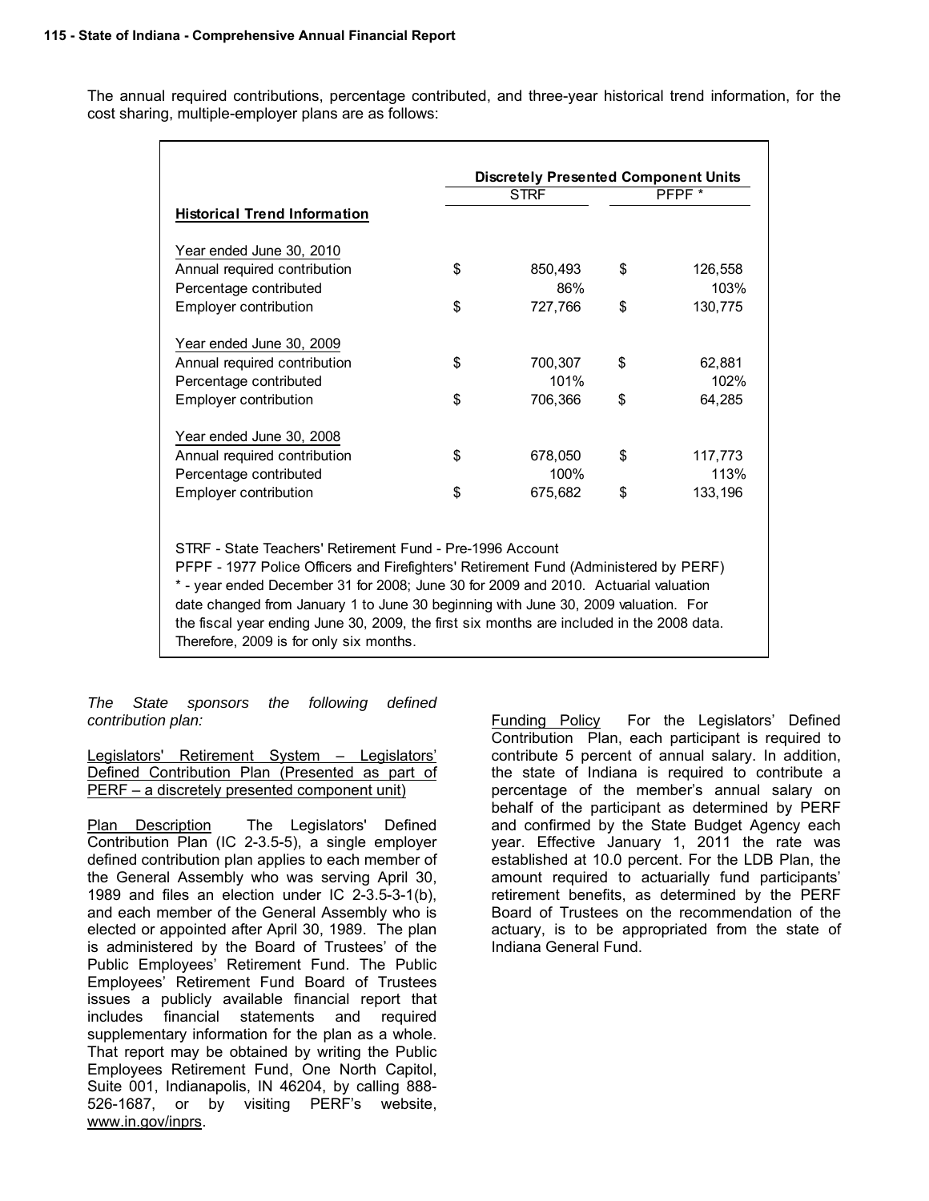The annual required contributions, percentage contributed, and three-year historical trend information, for the cost sharing, multiple-employer plans are as follows:

| | Discretely Presented Component Units | |
|---|---|---|
| **Historical Trend Information** | STRF | PFPF * |
| Year ended June 30, 2010 | | |
| Annual required contribution | $ 850,493 | $ 126,558 |
| Percentage contributed | 86% | 103% |
| Employer contribution | $ 727,766 | $ 130,775 |
| Year ended June 30, 2009 | | |
| Annual required contribution | $ 700,307 | $ 62,881 |
| Percentage contributed | 101% | 102% |
| Employer contribution | $ 706,366 | $ 64,285 |
| Year ended June 30, 2008 | | |
| Annual required contribution | $ 678,050 | $ 117,773 |
| Percentage contributed | 100% | 113% |
| Employer contribution | $ 675,682 | $ 133,196 |

STRF - State Teachers' Retirement Fund - Pre-1996 Account
PFPF - 1977 Police Officers and Firefighters' Retirement Fund (Administered by PERF)
* - year ended December 31 for 2008; June 30 for 2009 and 2010. Actuarial valuation date changed from January 1 to June 30 beginning with June 30, 2009 valuation. For the fiscal year ending June 30, 2009, the first six months are included in the 2008 data. Therefore, 2009 is for only six months.

*The State sponsors the following defined contribution plan:*

Legislators' Retirement System – Legislators' Defined Contribution Plan (Presented as part of PERF – a discretely presented component unit)

Plan Description The Legislators' Defined Contribution Plan (IC 2-3.5-5), a single employer defined contribution plan applies to each member of the General Assembly who was serving April 30, 1989 and files an election under IC 2-3.5-3-1(b), and each member of the General Assembly who is elected or appointed after April 30, 1989. The plan is administered by the Board of Trustees' of the Public Employees' Retirement Fund. The Public Employees' Retirement Fund Board of Trustees issues a publicly available financial report that includes financial statements and required supplementary information for the plan as a whole. That report may be obtained by writing the Public Employees Retirement Fund, One North Capitol, Suite 001, Indianapolis, IN 46204, by calling 888-526-1687, or by visiting PERF's website, www.in.gov/inprs.

Funding Policy For the Legislators' Defined Contribution Plan, each participant is required to contribute 5 percent of annual salary. In addition, the state of Indiana is required to contribute a percentage of the member's annual salary on behalf of the participant as determined by PERF and confirmed by the State Budget Agency each year. Effective January 1, 2011 the rate was established at 10.0 percent. For the LDB Plan, the amount required to actuarially fund participants' retirement benefits, as determined by the PERF Board of Trustees on the recommendation of the actuary, is to be appropriated from the state of Indiana General Fund.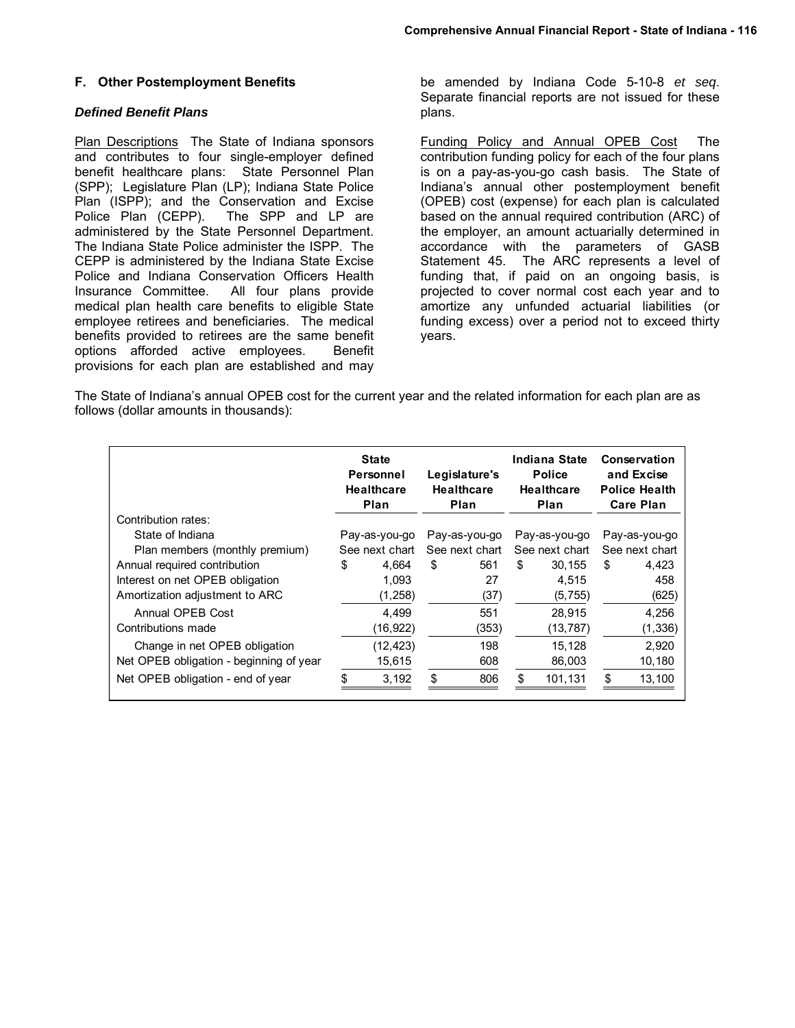## F. Other Postemployment Benefits

### *Defined Benefit Plans*

Plan Descriptions The State of Indiana sponsors and contributes to four single-employer defined benefit healthcare plans: State Personnel Plan (SPP); Legislature Plan (LP); Indiana State Police Plan (ISPP); and the Conservation and Excise Police Plan (CEPP). The SPP and LP are administered by the State Personnel Department. The Indiana State Police administer the ISPP. The CEPP is administered by the Indiana State Excise Police and Indiana Conservation Officers Health Insurance Committee. All four plans provide medical plan health care benefits to eligible State employee retirees and beneficiaries. The medical benefits provided to retirees are the same benefit options afforded active employees. Benefit provisions for each plan are established and may be amended by Indiana Code 5-10-8 *et seq*. Separate financial reports are not issued for these plans.

Funding Policy and Annual OPEB Cost The contribution funding policy for each of the four plans is on a pay-as-you-go cash basis. The State of Indiana's annual other postemployment benefit (OPEB) cost (expense) for each plan is calculated based on the annual required contribution (ARC) of the employer, an amount actuarially determined in accordance with the parameters of GASB Statement 45. The ARC represents a level of funding that, if paid on an ongoing basis, is projected to cover normal cost each year and to amortize any unfunded actuarial liabilities (or funding excess) over a period not to exceed thirty years.

The State of Indiana's annual OPEB cost for the current year and the related information for each plan are as follows (dollar amounts in thousands):

| | State Personnel Healthcare Plan | Legislature's Healthcare Plan | Indiana State Police Healthcare Plan | Conservation and Excise Police Health Care Plan |
|---|---|---|---|---|
| Contribution rates: | | | | |
| State of Indiana | Pay-as-you-go | Pay-as-you-go | Pay-as-you-go | Pay-as-you-go |
| Plan members (monthly premium) | See next chart | See next chart | See next chart | See next chart |
| Annual required contribution | $ 4,664 | $ 561 | $ 30,155 | $ 4,423 |
| Interest on net OPEB obligation | 1,093 | 27 | 4,515 | 458 |
| Amortization adjustment to ARC | (1,258) | (37) | (5,755) | (625) |
| Annual OPEB Cost | 4,499 | 551 | 28,915 | 4,256 |
| Contributions made | (16,922) | (353) | (13,787) | (1,336) |
| Change in net OPEB obligation | (12,423) | 198 | 15,128 | 2,920 |
| Net OPEB obligation - beginning of year | 15,615 | 608 | 86,003 | 10,180 |
| Net OPEB obligation - end of year | $ 3,192 | $ 806 | $ 101,131 | $ 13,100 |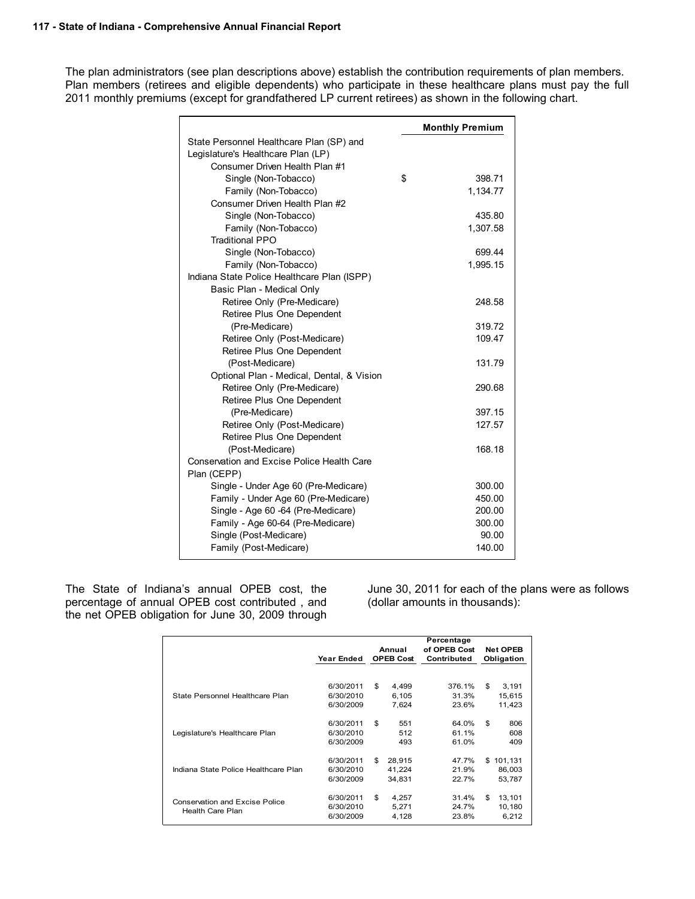The plan administrators (see plan descriptions above) establish the contribution requirements of plan members. Plan members (retirees and eligible dependents) who participate in these healthcare plans must pay the full 2011 monthly premiums (except for grandfathered LP current retirees) as shown in the following chart.

| | Monthly Premium |
|---|---|
| State Personnel Healthcare Plan (SP) and Legislature's Healthcare Plan (LP) | |
| Consumer Driven Health Plan #1 | |
| Single (Non-Tobacco) | $ 398.71 |
| Family (Non-Tobacco) | 1,134.77 |
| Consumer Driven Health Plan #2 | |
| Single (Non-Tobacco) | 435.80 |
| Family (Non-Tobacco) | 1,307.58 |
| Traditional PPO | |
| Single (Non-Tobacco) | 699.44 |
| Family (Non-Tobacco) | 1,995.15 |
| Indiana State Police Healthcare Plan (ISPP) | |
| Basic Plan - Medical Only | |
| Retiree Only (Pre-Medicare) | 248.58 |
| Retiree Plus One Dependent (Pre-Medicare) | 319.72 |
| Retiree Only (Post-Medicare) | 109.47 |
| Retiree Plus One Dependent (Post-Medicare) | 131.79 |
| Optional Plan - Medical, Dental, & Vision | |
| Retiree Only (Pre-Medicare) | 290.68 |
| Retiree Plus One Dependent (Pre-Medicare) | 397.15 |
| Retiree Only (Post-Medicare) | 127.57 |
| Retiree Plus One Dependent (Post-Medicare) | 168.18 |
| Conservation and Excise Police Health Care Plan (CEPP) | |
| Single - Under Age 60 (Pre-Medicare) | 300.00 |
| Family - Under Age 60 (Pre-Medicare) | 450.00 |
| Single - Age 60 -64 (Pre-Medicare) | 200.00 |
| Family - Age 60-64 (Pre-Medicare) | 300.00 |
| Single (Post-Medicare) | 90.00 |
| Family (Post-Medicare) | 140.00 |

The State of Indiana's annual OPEB cost, the percentage of annual OPEB cost contributed , and the net OPEB obligation for June 30, 2009 through June 30, 2011 for each of the plans were as follows (dollar amounts in thousands):

| | Year Ended | Annual OPEB Cost | Percentage of OPEB Cost Contributed | Net OPEB Obligation |
|---|---|---|---|---|
| State Personnel Healthcare Plan | 6/30/2011 | $ 4,499 | 376.1% | $ 3,191 |
| | 6/30/2010 | 6,105 | 31.3% | 15,615 |
| | 6/30/2009 | 7,624 | 23.6% | 11,423 |
| Legislature's Healthcare Plan | 6/30/2011 | $ 551 | 64.0% | $ 806 |
| | 6/30/2010 | 512 | 61.1% | 608 |
| | 6/30/2009 | 493 | 61.0% | 409 |
| Indiana State Police Healthcare Plan | 6/30/2011 | $ 28,915 | 47.7% | $ 101,131 |
| | 6/30/2010 | 41,224 | 21.9% | 86,003 |
| | 6/30/2009 | 34,831 | 22.7% | 53,787 |
| Conservation and Excise Police Health Care Plan | 6/30/2011 | $ 4,257 | 31.4% | $ 13,101 |
| | 6/30/2010 | 5,271 | 24.7% | 10,180 |
| | 6/30/2009 | 4,128 | 23.8% | 6,212 |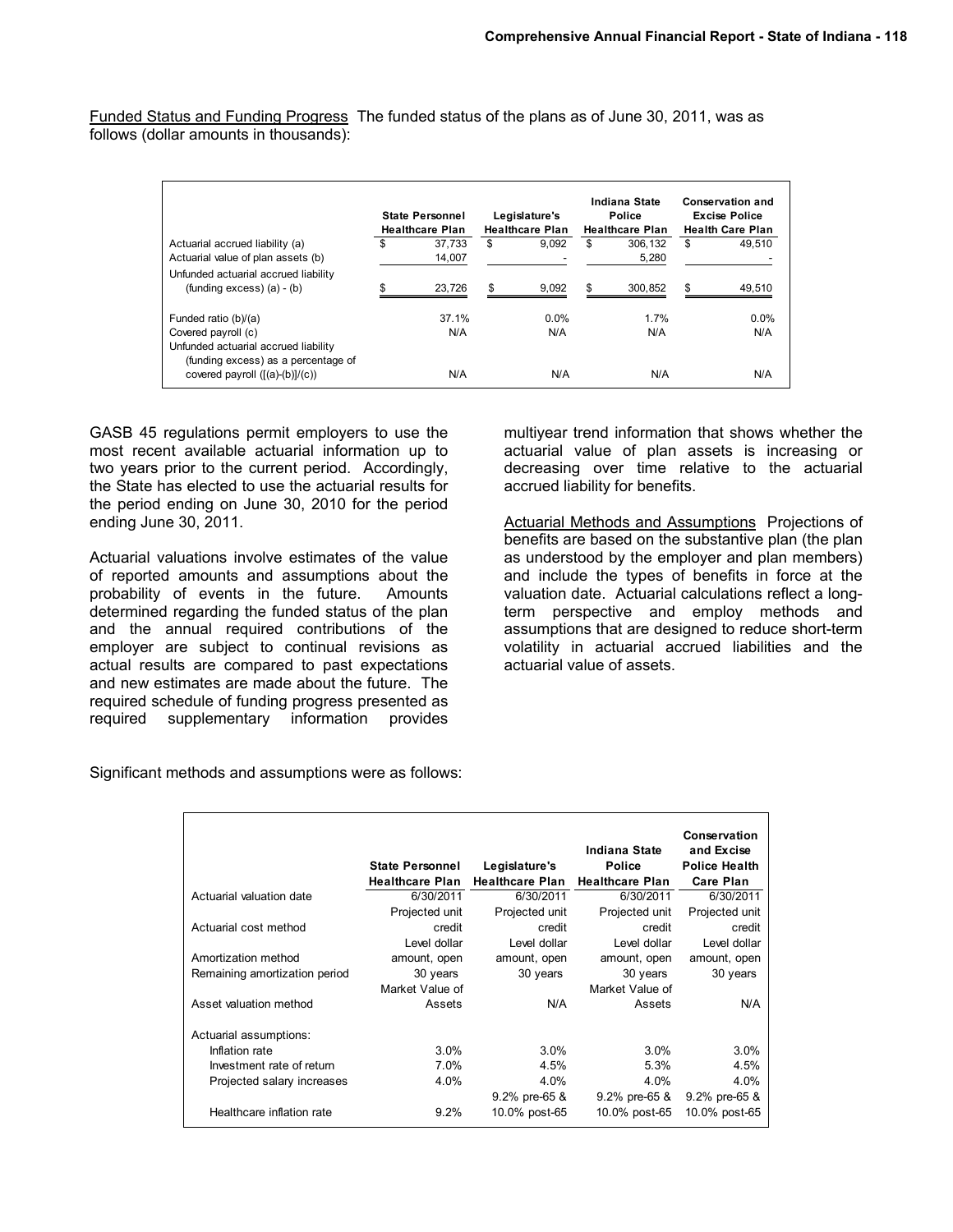Funded Status and Funding Progress The funded status of the plans as of June 30, 2011, was as follows (dollar amounts in thousands):

| | State Personnel Healthcare Plan | Legislature's Healthcare Plan | Indiana State Police Healthcare Plan | Conservation and Excise Police Health Care Plan |
|---|---|---|---|---|
| Actuarial accrued liability (a) | $ 37,733 | $ 9,092 | $ 306,132 | $ 49,510 |
| Actuarial value of plan assets (b) | 14,007 | - | 5,280 | - |
| Unfunded actuarial accrued liability (funding excess) (a) - (b) | $ 23,726 | $ 9,092 | $ 300,852 | $ 49,510 |
| Funded ratio (b)/(a) | 37.1% | 0.0% | 1.7% | 0.0% |
| Covered payroll (c) | N/A | N/A | N/A | N/A |
| Unfunded actuarial accrued liability (funding excess) as a percentage of covered payroll ([(a)-(b)]/(c)) | N/A | N/A | N/A | N/A |

GASB 45 regulations permit employers to use the most recent available actuarial information up to two years prior to the current period. Accordingly, the State has elected to use the actuarial results for the period ending on June 30, 2010 for the period ending June 30, 2011.

Actuarial valuations involve estimates of the value of reported amounts and assumptions about the probability of events in the future. Amounts determined regarding the funded status of the plan and the annual required contributions of the employer are subject to continual revisions as actual results are compared to past expectations and new estimates are made about the future. The required schedule of funding progress presented as required supplementary information provides multiyear trend information that shows whether the actuarial value of plan assets is increasing or decreasing over time relative to the actuarial accrued liability for benefits.

Actuarial Methods and Assumptions Projections of benefits are based on the substantive plan (the plan as understood by the employer and plan members) and include the types of benefits in force at the valuation date. Actuarial calculations reflect a long-term perspective and employ methods and assumptions that are designed to reduce short-term volatility in actuarial accrued liabilities and the actuarial value of assets.

Significant methods and assumptions were as follows:

| | State Personnel Healthcare Plan | Legislature's Healthcare Plan | Indiana State Police Healthcare Plan | Conservation and Excise Police Health Care Plan |
|---|---|---|---|---|
| Actuarial valuation date | 6/30/2011 | 6/30/2011 | 6/30/2011 | 6/30/2011 |
| Actuarial cost method | Projected unit credit | Projected unit credit | Projected unit credit | Projected unit credit |
| Amortization method | Level dollar amount, open | Level dollar amount, open | Level dollar amount, open | Level dollar amount, open |
| Remaining amortization period | 30 years | 30 years | 30 years | 30 years |
| Asset valuation method | Market Value of Assets | N/A | Market Value of Assets | N/A |
| Actuarial assumptions: | | | | |
| Inflation rate | 3.0% | 3.0% | 3.0% | 3.0% |
| Investment rate of return | 7.0% | 4.5% | 5.3% | 4.5% |
| Projected salary increases | 4.0% | 4.0% | 4.0% | 4.0% |
| Healthcare inflation rate | 9.2% | 9.2% pre-65 & 10.0% post-65 | 9.2% pre-65 & 10.0% post-65 | 9.2% pre-65 & 10.0% post-65 |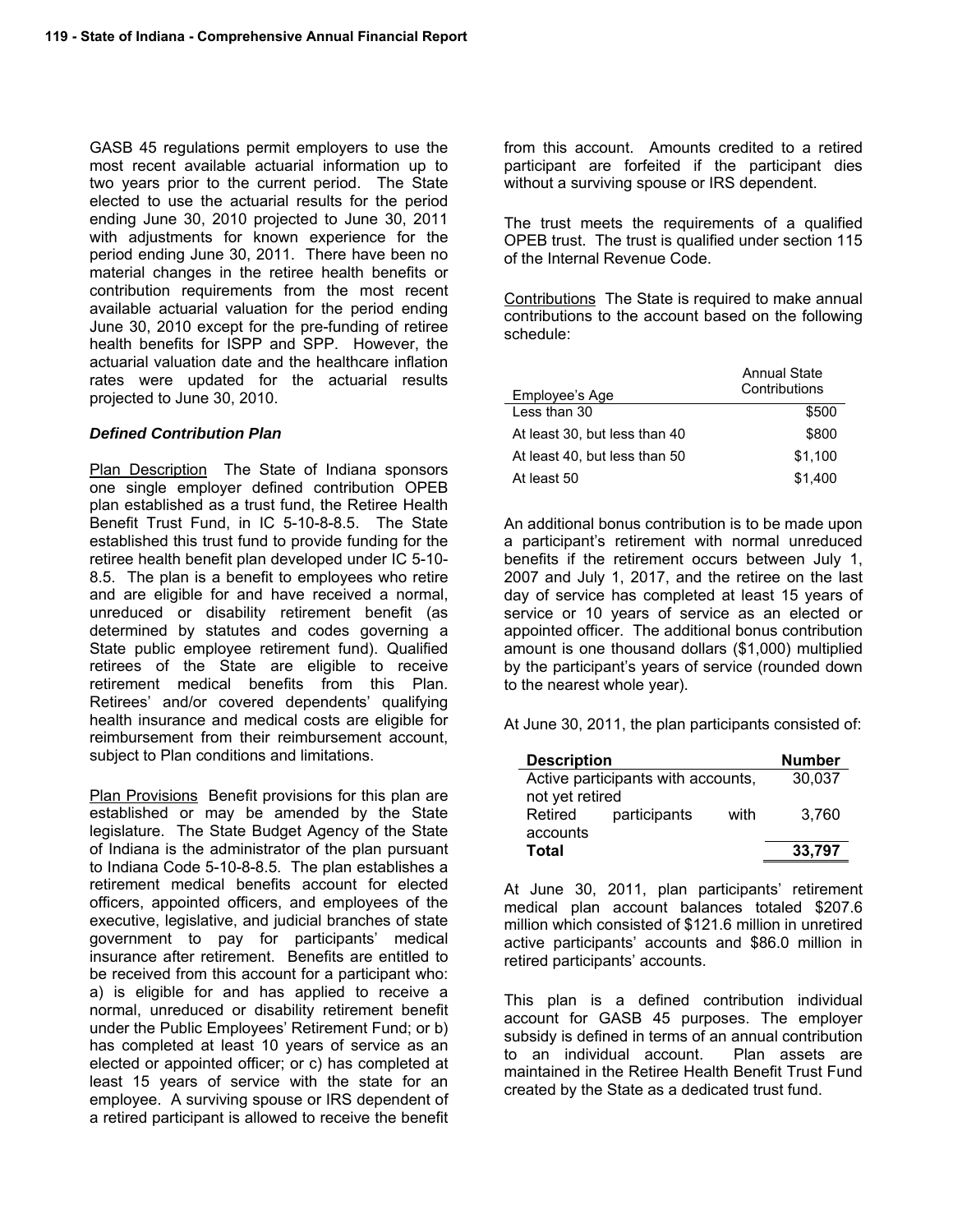GASB 45 regulations permit employers to use the most recent available actuarial information up to two years prior to the current period. The State elected to use the actuarial results for the period ending June 30, 2010 projected to June 30, 2011 with adjustments for known experience for the period ending June 30, 2011. There have been no material changes in the retiree health benefits or contribution requirements from the most recent available actuarial valuation for the period ending June 30, 2010 except for the pre-funding of retiree health benefits for ISPP and SPP. However, the actuarial valuation date and the healthcare inflation rates were updated for the actuarial results projected to June 30, 2010.

### *Defined Contribution Plan*

Plan Description The State of Indiana sponsors one single employer defined contribution OPEB plan established as a trust fund, the Retiree Health Benefit Trust Fund, in IC 5-10-8-8.5. The State established this trust fund to provide funding for the retiree health benefit plan developed under IC 5-10-8.5. The plan is a benefit to employees who retire and are eligible for and have received a normal, unreduced or disability retirement benefit (as determined by statutes and codes governing a State public employee retirement fund). Qualified retirees of the State are eligible to receive retirement medical benefits from this Plan. Retirees' and/or covered dependents' qualifying health insurance and medical costs are eligible for reimbursement from their reimbursement account, subject to Plan conditions and limitations.

Plan Provisions Benefit provisions for this plan are established or may be amended by the State legislature. The State Budget Agency of the State of Indiana is the administrator of the plan pursuant to Indiana Code 5-10-8-8.5. The plan establishes a retirement medical benefits account for elected officers, appointed officers, and employees of the executive, legislative, and judicial branches of state government to pay for participants' medical insurance after retirement. Benefits are entitled to be received from this account for a participant who: a) is eligible for and has applied to receive a normal, unreduced or disability retirement benefit under the Public Employees' Retirement Fund; or b) has completed at least 10 years of service as an elected or appointed officer; or c) has completed at least 15 years of service with the state for an employee. A surviving spouse or IRS dependent of a retired participant is allowed to receive the benefit from this account. Amounts credited to a retired participant are forfeited if the participant dies without a surviving spouse or IRS dependent.

The trust meets the requirements of a qualified OPEB trust. The trust is qualified under section 115 of the Internal Revenue Code.

Contributions The State is required to make annual contributions to the account based on the following schedule:

| Employee's Age | Annual State Contributions |
|---|---|
| Less than 30 | $500 |
| At least 30, but less than 40 | $800 |
| At least 40, but less than 50 | $1,100 |
| At least 50 | $1,400 |

An additional bonus contribution is to be made upon a participant's retirement with normal unreduced benefits if the retirement occurs between July 1, 2007 and July 1, 2017, and the retiree on the last day of service has completed at least 15 years of service or 10 years of service as an elected or appointed officer. The additional bonus contribution amount is one thousand dollars ($1,000) multiplied by the participant's years of service (rounded down to the nearest whole year).

At June 30, 2011, the plan participants consisted of:

| Description | Number |
|---|---|
| Active participants with accounts, not yet retired | 30,037 |
| Retired participants with accounts | 3,760 |
| **Total** | **33,797** |

At June 30, 2011, plan participants' retirement medical plan account balances totaled $207.6 million which consisted of $121.6 million in unretired active participants' accounts and $86.0 million in retired participants' accounts.

This plan is a defined contribution individual account for GASB 45 purposes. The employer subsidy is defined in terms of an annual contribution to an individual account. Plan assets are maintained in the Retiree Health Benefit Trust Fund created by the State as a dedicated trust fund.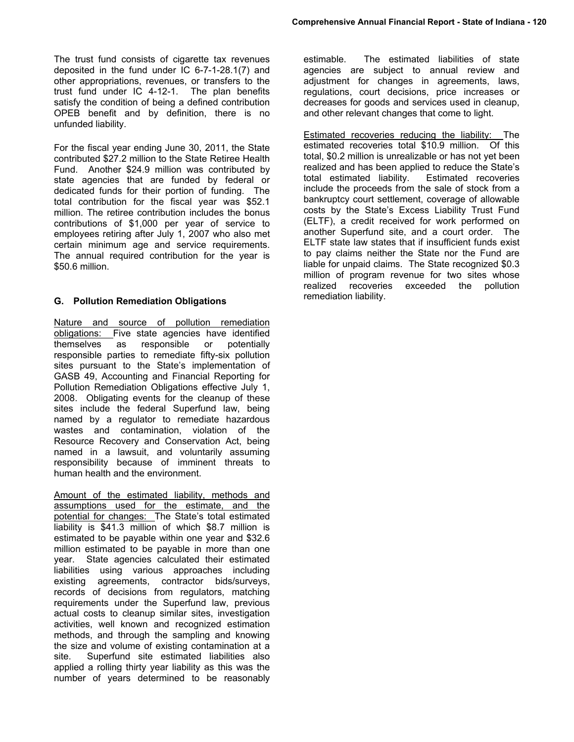The trust fund consists of cigarette tax revenues deposited in the fund under IC 6-7-1-28.1(7) and other appropriations, revenues, or transfers to the trust fund under IC 4-12-1. The plan benefits satisfy the condition of being a defined contribution OPEB benefit and by definition, there is no unfunded liability.

For the fiscal year ending June 30, 2011, the State contributed $27.2 million to the State Retiree Health Fund. Another $24.9 million was contributed by state agencies that are funded by federal or dedicated funds for their portion of funding. The total contribution for the fiscal year was $52.1 million. The retiree contribution includes the bonus contributions of $1,000 per year of service to employees retiring after July 1, 2007 who also met certain minimum age and service requirements. The annual required contribution for the year is $50.6 million.

### G. Pollution Remediation Obligations

Nature and source of pollution remediation obligations: Five state agencies have identified themselves as responsible or potentially responsible parties to remediate fifty-six pollution sites pursuant to the State's implementation of GASB 49, Accounting and Financial Reporting for Pollution Remediation Obligations effective July 1, 2008. Obligating events for the cleanup of these sites include the federal Superfund law, being named by a regulator to remediate hazardous wastes and contamination, violation of the Resource Recovery and Conservation Act, being named in a lawsuit, and voluntarily assuming responsibility because of imminent threats to human health and the environment.

Amount of the estimated liability, methods and assumptions used for the estimate, and the potential for changes: The State's total estimated liability is $41.3 million of which $8.7 million is estimated to be payable within one year and $32.6 million estimated to be payable in more than one year. State agencies calculated their estimated liabilities using various approaches including existing agreements, contractor bids/surveys, records of decisions from regulators, matching requirements under the Superfund law, previous actual costs to cleanup similar sites, investigation activities, well known and recognized estimation methods, and through the sampling and knowing the size and volume of existing contamination at a site. Superfund site estimated liabilities also applied a rolling thirty year liability as this was the number of years determined to be reasonably estimable. The estimated liabilities of state agencies are subject to annual review and adjustment for changes in agreements, laws, regulations, court decisions, price increases or decreases for goods and services used in cleanup, and other relevant changes that come to light.

Estimated recoveries reducing the liability: The estimated recoveries total $10.9 million. Of this total, $0.2 million is unrealizable or has not yet been realized and has been applied to reduce the State's total estimated liability. Estimated recoveries include the proceeds from the sale of stock from a bankruptcy court settlement, coverage of allowable costs by the State's Excess Liability Trust Fund (ELTF), a credit received for work performed on another Superfund site, and a court order. The ELTF state law states that if insufficient funds exist to pay claims neither the State nor the Fund are liable for unpaid claims. The State recognized $0.3 million of program revenue for two sites whose realized recoveries exceeded the pollution remediation liability.